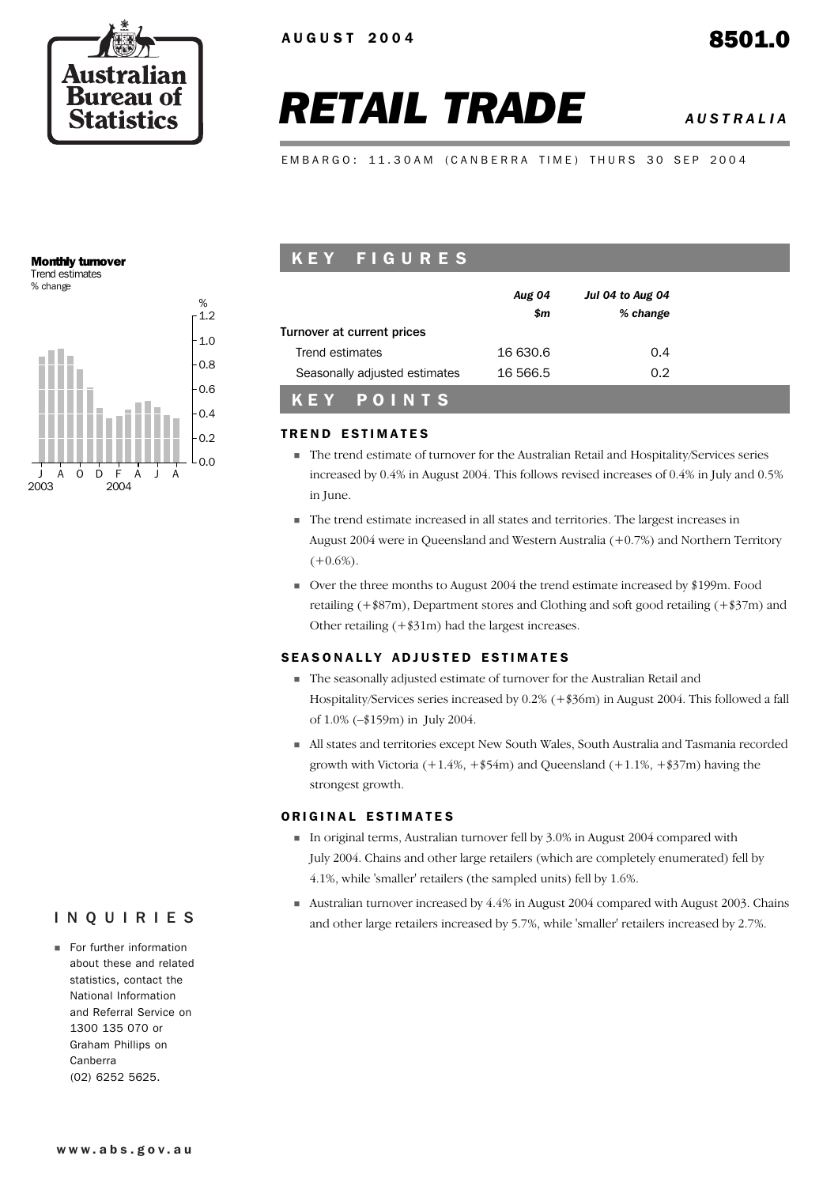AUGUST 2004

**8501.0**

# RETAIL TRADE

*AUSTRALIA*

EMBARGO: 11.30AM (CANBERRA TIME) THURS 30 SEP 2004

**Monthly turnover**
Trend estimates
% change

## KEY FIGURES

| | Aug 04 $m | Jul 04 to Aug 04 % change |
|---|---|---|
| Turnover at current prices | | |
| Trend estimates | 16 630.6 | 0.4 |
| Seasonally adjusted estimates | 16 566.5 | 0.2 |

## KEY POINTS

### TREND ESTIMATES

- The trend estimate of turnover for the Australian Retail and Hospitality/Services series increased by 0.4% in August 2004. This follows revised increases of 0.4% in July and 0.5% in June.
- The trend estimate increased in all states and territories. The largest increases in August 2004 were in Queensland and Western Australia (+0.7%) and Northern Territory (+0.6%).
- Over the three months to August 2004 the trend estimate increased by $199m. Food retailing (+$87m), Department stores and Clothing and soft good retailing (+$37m) and Other retailing (+$31m) had the largest increases.

### SEASONALLY ADJUSTED ESTIMATES

- The seasonally adjusted estimate of turnover for the Australian Retail and Hospitality/Services series increased by 0.2% (+$36m) in August 2004. This followed a fall of 1.0% (–$159m) in July 2004.
- All states and territories except New South Wales, South Australia and Tasmania recorded growth with Victoria (+1.4%, +$54m) and Queensland (+1.1%, +$37m) having the strongest growth.

### ORIGINAL ESTIMATES

- In original terms, Australian turnover fell by 3.0% in August 2004 compared with July 2004. Chains and other large retailers (which are completely enumerated) fell by 4.1%, while 'smaller' retailers (the sampled units) fell by 1.6%.
- Australian turnover increased by 4.4% in August 2004 compared with August 2003. Chains and other large retailers increased by 5.7%, while 'smaller' retailers increased by 2.7%.

## INQUIRIES

- For further information about these and related statistics, contact the National Information and Referral Service on 1300 135 070 or Graham Phillips on Canberra (02) 6252 5625.

www.abs.gov.au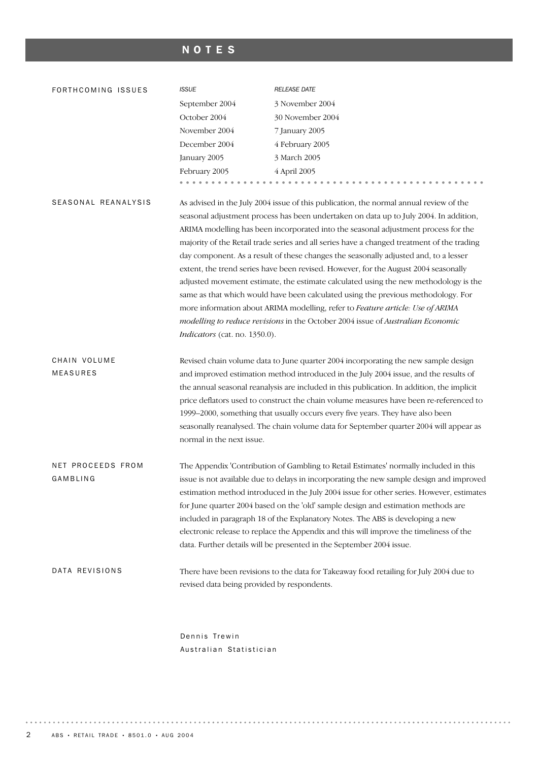# NOTES

## FORTHCOMING ISSUES

| *ISSUE* | *RELEASE DATE* |
|---|---|
| September 2004 | 3 November 2004 |
| October 2004 | 30 November 2004 |
| November 2004 | 7 January 2005 |
| December 2004 | 4 February 2005 |
| January 2005 | 3 March 2005 |
| February 2005 | 4 April 2005 |

## SEASONAL REANALYSIS

As advised in the July 2004 issue of this publication, the normal annual review of the seasonal adjustment process has been undertaken on data up to July 2004. In addition, ARIMA modelling has been incorporated into the seasonal adjustment process for the majority of the Retail trade series and all series have a changed treatment of the trading day component. As a result of these changes the seasonally adjusted and, to a lesser extent, the trend series have been revised. However, for the August 2004 seasonally adjusted movement estimate, the estimate calculated using the new methodology is the same as that which would have been calculated using the previous methodology. For more information about ARIMA modelling, refer to *Feature article: Use of ARIMA modelling to reduce revisions* in the October 2004 issue of *Australian Economic Indicators* (cat. no. 1350.0).

## CHAIN VOLUME MEASURES

Revised chain volume data to June quarter 2004 incorporating the new sample design and improved estimation method introduced in the July 2004 issue, and the results of the annual seasonal reanalysis are included in this publication. In addition, the implicit price deflators used to construct the chain volume measures have been re-referenced to 1999–2000, something that usually occurs every five years. They have also been seasonally reanalysed. The chain volume data for September quarter 2004 will appear as normal in the next issue.

## NET PROCEEDS FROM GAMBLING

The Appendix 'Contribution of Gambling to Retail Estimates' normally included in this issue is not available due to delays in incorporating the new sample design and improved estimation method introduced in the July 2004 issue for other series. However, estimates for June quarter 2004 based on the 'old' sample design and estimation methods are included in paragraph 18 of the Explanatory Notes. The ABS is developing a new electronic release to replace the Appendix and this will improve the timeliness of the data. Further details will be presented in the September 2004 issue.

## DATA REVISIONS

There have been revisions to the data for Takeaway food retailing for July 2004 due to revised data being provided by respondents.

Dennis Trewin
Australian Statistician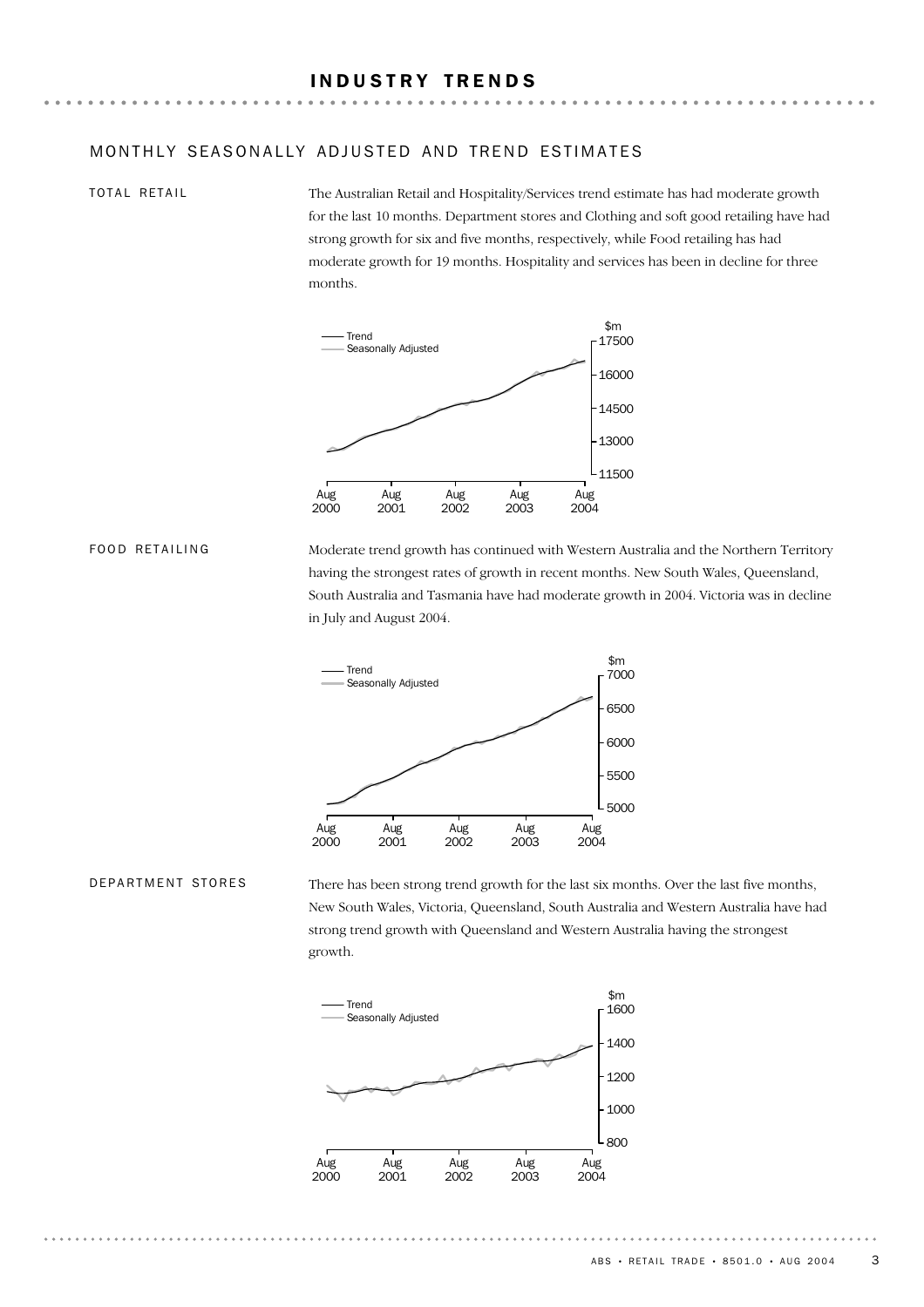# INDUSTRY TRENDS

## MONTHLY SEASONALLY ADJUSTED AND TREND ESTIMATES

### TOTAL RETAIL

The Australian Retail and Hospitality/Services trend estimate has had moderate growth for the last 10 months. Department stores and Clothing and soft good retailing have had strong growth for six and five months, respectively, while Food retailing has had moderate growth for 19 months. Hospitality and services has been in decline for three months.

### FOOD RETAILING

Moderate trend growth has continued with Western Australia and the Northern Territory having the strongest rates of growth in recent months. New South Wales, Queensland, South Australia and Tasmania have had moderate growth in 2004. Victoria was in decline in July and August 2004.

### DEPARTMENT STORES

There has been strong trend growth for the last six months. Over the last five months, New South Wales, Victoria, Queensland, South Australia and Western Australia have had strong trend growth with Queensland and Western Australia having the strongest growth.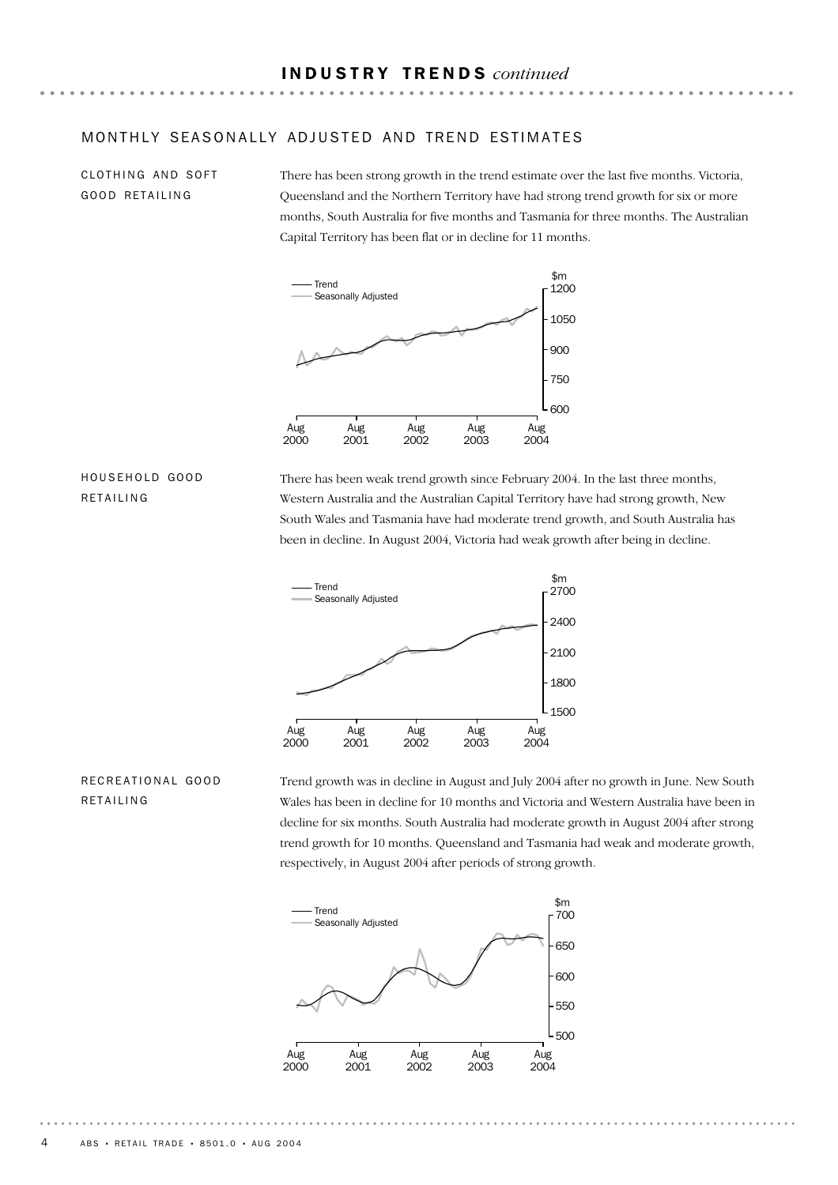## INDUSTRY TRENDS *continued*

### MONTHLY SEASONALLY ADJUSTED AND TREND ESTIMATES

#### CLOTHING AND SOFT GOOD RETAILING

There has been strong growth in the trend estimate over the last five months. Victoria, Queensland and the Northern Territory have had strong trend growth for six or more months, South Australia for five months and Tasmania for three months. The Australian Capital Territory has been flat or in decline for 11 months.

#### HOUSEHOLD GOOD RETAILING

There has been weak trend growth since February 2004. In the last three months, Western Australia and the Australian Capital Territory have had strong growth, New South Wales and Tasmania have had moderate trend growth, and South Australia has been in decline. In August 2004, Victoria had weak growth after being in decline.

#### RECREATIONAL GOOD RETAILING

Trend growth was in decline in August and July 2004 after no growth in June. New South Wales has been in decline for 10 months and Victoria and Western Australia have been in decline for six months. South Australia had moderate growth in August 2004 after strong trend growth for 10 months. Queensland and Tasmania had weak and moderate growth, respectively, in August 2004 after periods of strong growth.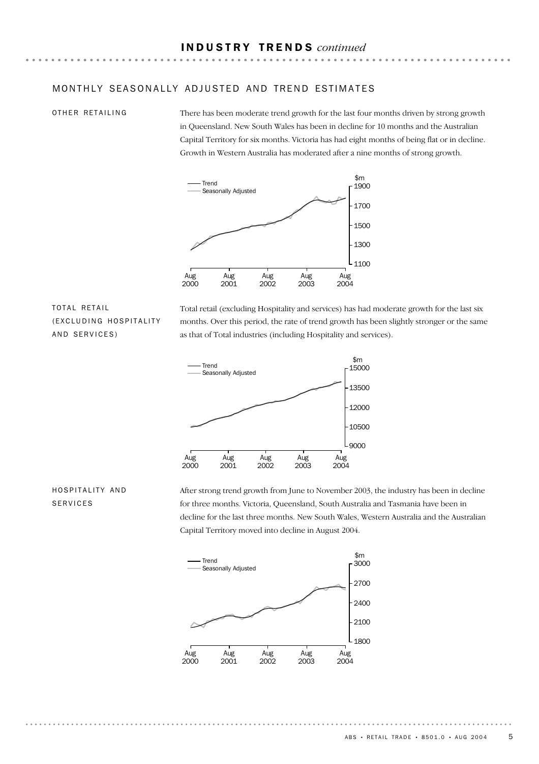# INDUSTRY TRENDS *continued*

## MONTHLY SEASONALLY ADJUSTED AND TREND ESTIMATES

### OTHER RETAILING

There has been moderate trend growth for the last four months driven by strong growth in Queensland. New South Wales has been in decline for 10 months and the Australian Capital Territory for six months. Victoria has had eight months of being flat or in decline. Growth in Western Australia has moderated after a nine months of strong growth.

### TOTAL RETAIL (EXCLUDING HOSPITALITY AND SERVICES)

Total retail (excluding Hospitality and services) has had moderate growth for the last six months. Over this period, the rate of trend growth has been slightly stronger or the same as that of Total industries (including Hospitality and services).

### HOSPITALITY AND SERVICES

After strong trend growth from June to November 2003, the industry has been in decline for three months. Victoria, Queensland, South Australia and Tasmania have been in decline for the last three months. New South Wales, Western Australia and the Australian Capital Territory moved into decline in August 2004.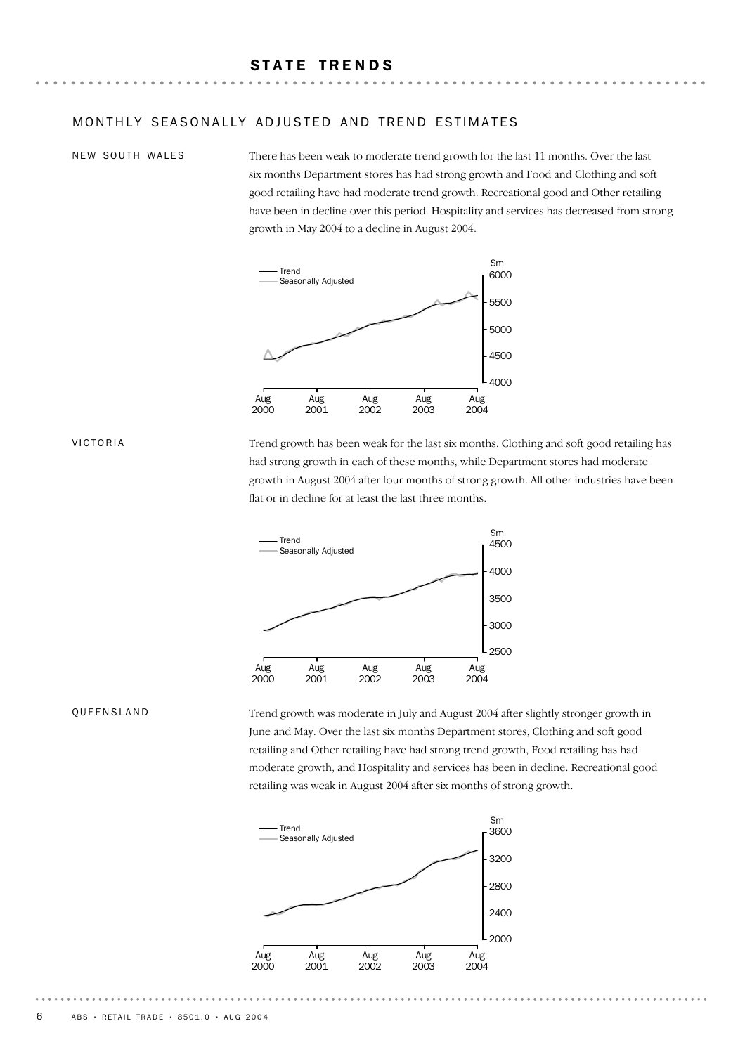# STATE TRENDS

## MONTHLY SEASONALLY ADJUSTED AND TREND ESTIMATES

### NEW SOUTH WALES

There has been weak to moderate trend growth for the last 11 months. Over the last six months Department stores has had strong growth and Food and Clothing and soft good retailing have had moderate trend growth. Recreational good and Other retailing have been in decline over this period. Hospitality and services has decreased from strong growth in May 2004 to a decline in August 2004.

### VICTORIA

Trend growth has been weak for the last six months. Clothing and soft good retailing has had strong growth in each of these months, while Department stores had moderate growth in August 2004 after four months of strong growth. All other industries have been flat or in decline for at least the last three months.

### QUEENSLAND

Trend growth was moderate in July and August 2004 after slightly stronger growth in June and May. Over the last six months Department stores, Clothing and soft good retailing and Other retailing have had strong trend growth, Food retailing has had moderate growth, and Hospitality and services has been in decline. Recreational good retailing was weak in August 2004 after six months of strong growth.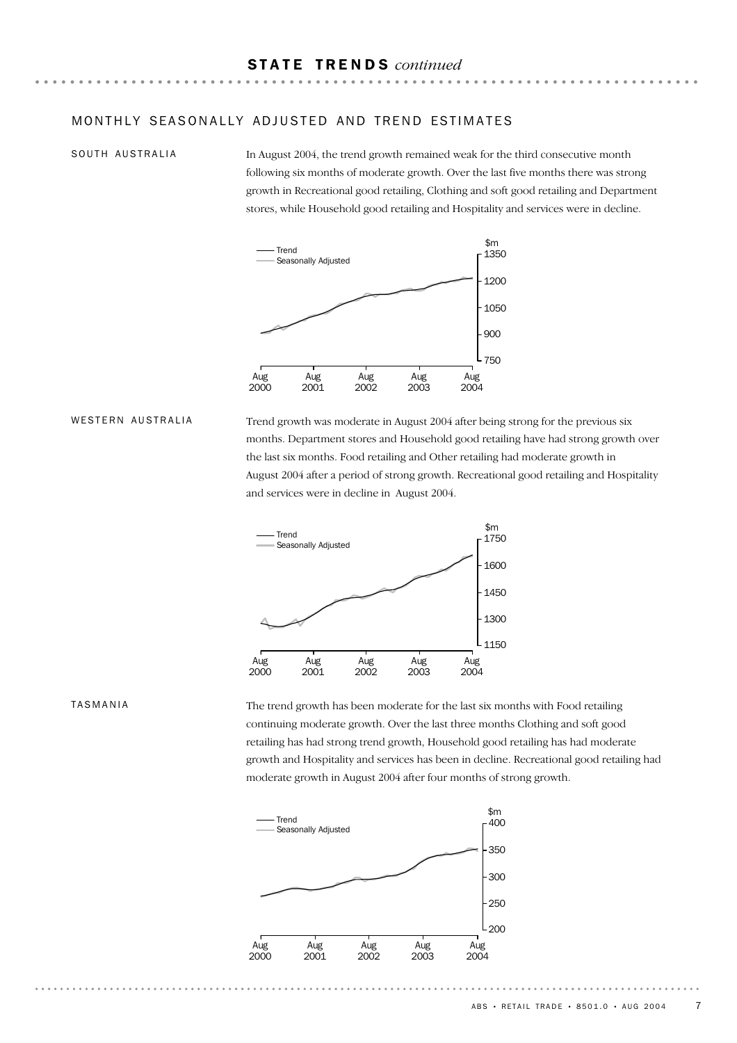## STATE TRENDS *continued*

### MONTHLY SEASONALLY ADJUSTED AND TREND ESTIMATES

#### SOUTH AUSTRALIA

In August 2004, the trend growth remained weak for the third consecutive month following six months of moderate growth. Over the last five months there was strong growth in Recreational good retailing, Clothing and soft good retailing and Department stores, while Household good retailing and Hospitality and services were in decline.

#### WESTERN AUSTRALIA

Trend growth was moderate in August 2004 after being strong for the previous six months. Department stores and Household good retailing have had strong growth over the last six months. Food retailing and Other retailing had moderate growth in August 2004 after a period of strong growth. Recreational good retailing and Hospitality and services were in decline in August 2004.

#### TASMANIA

The trend growth has been moderate for the last six months with Food retailing continuing moderate growth. Over the last three months Clothing and soft good retailing has had strong trend growth, Household good retailing has had moderate growth and Hospitality and services has been in decline. Recreational good retailing had moderate growth in August 2004 after four months of strong growth.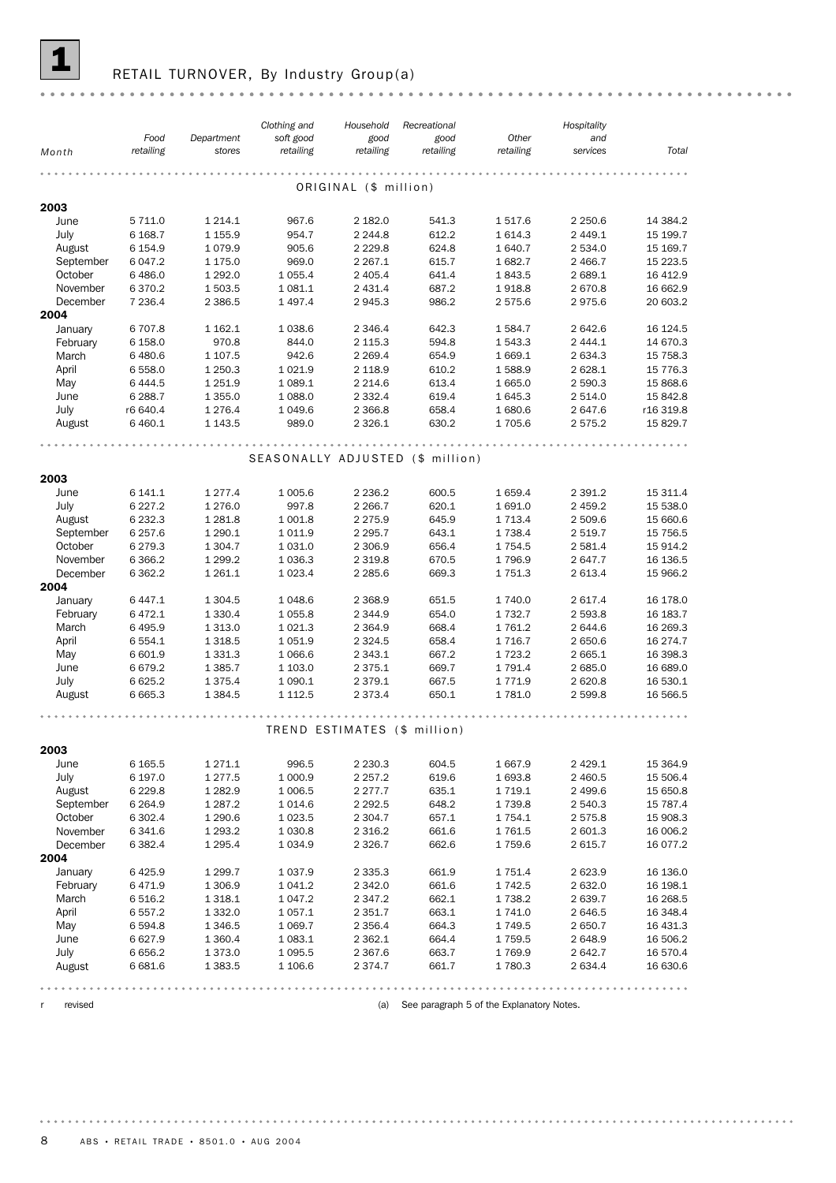# 1 RETAIL TURNOVER, By Industry Group(a)

| Month | Food retailing | Department stores | Clothing and soft good retailing | Household good retailing | Recreational good retailing | Other retailing | Hospitality and services | Total |
|---|---|---|---|---|---|---|---|---|
| **ORIGINAL ($ million)** | | | | | | | | |
| **2003** | | | | | | | | |
| June | 5 711.0 | 1 214.1 | 967.6 | 2 182.0 | 541.3 | 1 517.6 | 2 250.6 | 14 384.2 |
| July | 6 168.7 | 1 155.9 | 954.7 | 2 244.8 | 612.2 | 1 614.3 | 2 449.1 | 15 199.7 |
| August | 6 154.9 | 1 079.9 | 905.6 | 2 229.8 | 624.8 | 1 640.7 | 2 534.0 | 15 169.7 |
| September | 6 047.2 | 1 175.0 | 969.0 | 2 267.1 | 615.7 | 1 682.7 | 2 466.7 | 15 223.5 |
| October | 6 486.0 | 1 292.0 | 1 055.4 | 2 405.4 | 641.4 | 1 843.5 | 2 689.1 | 16 412.9 |
| November | 6 370.2 | 1 503.5 | 1 081.1 | 2 431.4 | 687.2 | 1 918.8 | 2 670.8 | 16 662.9 |
| December | 7 236.4 | 2 386.5 | 1 497.4 | 2 945.3 | 986.2 | 2 575.6 | 2 975.6 | 20 603.2 |
| **2004** | | | | | | | | |
| January | 6 707.8 | 1 162.1 | 1 038.6 | 2 346.4 | 642.3 | 1 584.7 | 2 642.6 | 16 124.5 |
| February | 6 158.0 | 970.8 | 844.0 | 2 115.3 | 594.8 | 1 543.3 | 2 444.1 | 14 670.3 |
| March | 6 480.6 | 1 107.5 | 942.6 | 2 269.4 | 654.9 | 1 669.1 | 2 634.3 | 15 758.3 |
| April | 6 558.0 | 1 250.3 | 1 021.9 | 2 118.9 | 610.2 | 1 588.9 | 2 628.1 | 15 776.3 |
| May | 6 444.5 | 1 251.9 | 1 089.1 | 2 214.6 | 613.4 | 1 665.0 | 2 590.3 | 15 868.6 |
| June | 6 288.7 | 1 355.0 | 1 088.0 | 2 332.4 | 619.4 | 1 645.3 | 2 514.0 | 15 842.8 |
| July | r6 640.4 | 1 276.4 | 1 049.6 | 2 366.8 | 658.4 | 1 680.6 | 2 647.6 | r16 319.8 |
| August | 6 460.1 | 1 143.5 | 989.0 | 2 326.1 | 630.2 | 1 705.6 | 2 575.2 | 15 829.7 |
| **SEASONALLY ADJUSTED ($ million)** | | | | | | | | |
| **2003** | | | | | | | | |
| June | 6 141.1 | 1 277.4 | 1 005.6 | 2 236.2 | 600.5 | 1 659.4 | 2 391.2 | 15 311.4 |
| July | 6 227.2 | 1 276.0 | 997.8 | 2 266.7 | 620.1 | 1 691.0 | 2 459.2 | 15 538.0 |
| August | 6 232.3 | 1 281.8 | 1 001.8 | 2 275.9 | 645.9 | 1 713.4 | 2 509.6 | 15 660.6 |
| September | 6 257.6 | 1 290.1 | 1 011.9 | 2 295.7 | 643.1 | 1 738.4 | 2 519.7 | 15 756.5 |
| October | 6 279.3 | 1 304.7 | 1 031.0 | 2 306.9 | 656.4 | 1 754.5 | 2 581.4 | 15 914.2 |
| November | 6 366.2 | 1 299.2 | 1 036.3 | 2 319.8 | 670.5 | 1 796.9 | 2 647.7 | 16 136.5 |
| December | 6 362.2 | 1 261.1 | 1 023.4 | 2 285.6 | 669.3 | 1 751.3 | 2 613.4 | 15 966.2 |
| **2004** | | | | | | | | |
| January | 6 447.1 | 1 304.5 | 1 048.6 | 2 368.9 | 651.5 | 1 740.0 | 2 617.4 | 16 178.0 |
| February | 6 472.1 | 1 330.4 | 1 055.8 | 2 344.9 | 654.0 | 1 732.7 | 2 593.8 | 16 183.7 |
| March | 6 495.9 | 1 313.0 | 1 021.3 | 2 364.9 | 668.4 | 1 761.2 | 2 644.6 | 16 269.3 |
| April | 6 554.1 | 1 318.5 | 1 051.9 | 2 324.5 | 658.4 | 1 716.7 | 2 650.6 | 16 274.7 |
| May | 6 601.9 | 1 331.3 | 1 066.6 | 2 343.1 | 667.2 | 1 723.2 | 2 665.1 | 16 398.3 |
| June | 6 679.2 | 1 385.7 | 1 103.0 | 2 375.1 | 669.7 | 1 791.4 | 2 685.0 | 16 689.0 |
| July | 6 625.2 | 1 375.4 | 1 090.1 | 2 379.1 | 667.5 | 1 771.9 | 2 620.8 | 16 530.1 |
| August | 6 665.3 | 1 384.5 | 1 112.5 | 2 373.4 | 650.1 | 1 781.0 | 2 599.8 | 16 566.5 |
| **TREND ESTIMATES ($ million)** | | | | | | | | |
| **2003** | | | | | | | | |
| June | 6 165.5 | 1 271.1 | 996.5 | 2 230.3 | 604.5 | 1 667.9 | 2 429.1 | 15 364.9 |
| July | 6 197.0 | 1 277.5 | 1 000.9 | 2 257.2 | 619.6 | 1 693.8 | 2 460.5 | 15 506.4 |
| August | 6 229.8 | 1 282.9 | 1 006.5 | 2 277.7 | 635.1 | 1 719.1 | 2 499.6 | 15 650.8 |
| September | 6 264.9 | 1 287.2 | 1 014.6 | 2 292.5 | 648.2 | 1 739.8 | 2 540.3 | 15 787.4 |
| October | 6 302.4 | 1 290.6 | 1 023.5 | 2 304.7 | 657.1 | 1 754.1 | 2 575.8 | 15 908.3 |
| November | 6 341.6 | 1 293.2 | 1 030.8 | 2 316.2 | 661.6 | 1 761.5 | 2 601.3 | 16 006.2 |
| December | 6 382.4 | 1 295.4 | 1 034.9 | 2 326.7 | 662.6 | 1 759.6 | 2 615.7 | 16 077.2 |
| **2004** | | | | | | | | |
| January | 6 425.9 | 1 299.7 | 1 037.9 | 2 335.3 | 661.9 | 1 751.4 | 2 623.9 | 16 136.0 |
| February | 6 471.9 | 1 306.9 | 1 041.2 | 2 342.0 | 661.6 | 1 742.5 | 2 632.0 | 16 198.1 |
| March | 6 516.2 | 1 318.1 | 1 047.2 | 2 347.2 | 662.1 | 1 738.2 | 2 639.7 | 16 268.5 |
| April | 6 557.2 | 1 332.0 | 1 057.1 | 2 351.7 | 663.1 | 1 741.0 | 2 646.5 | 16 348.4 |
| May | 6 594.8 | 1 346.5 | 1 069.7 | 2 356.4 | 664.3 | 1 749.5 | 2 650.7 | 16 431.3 |
| June | 6 627.9 | 1 360.4 | 1 083.1 | 2 362.1 | 664.4 | 1 759.5 | 2 648.9 | 16 506.2 |
| July | 6 656.2 | 1 373.0 | 1 095.5 | 2 367.6 | 663.7 | 1 769.9 | 2 642.7 | 16 570.4 |
| August | 6 681.6 | 1 383.5 | 1 106.6 | 2 374.7 | 661.7 | 1 780.3 | 2 634.4 | 16 630.6 |

r revised

(a) See paragraph 5 of the Explanatory Notes.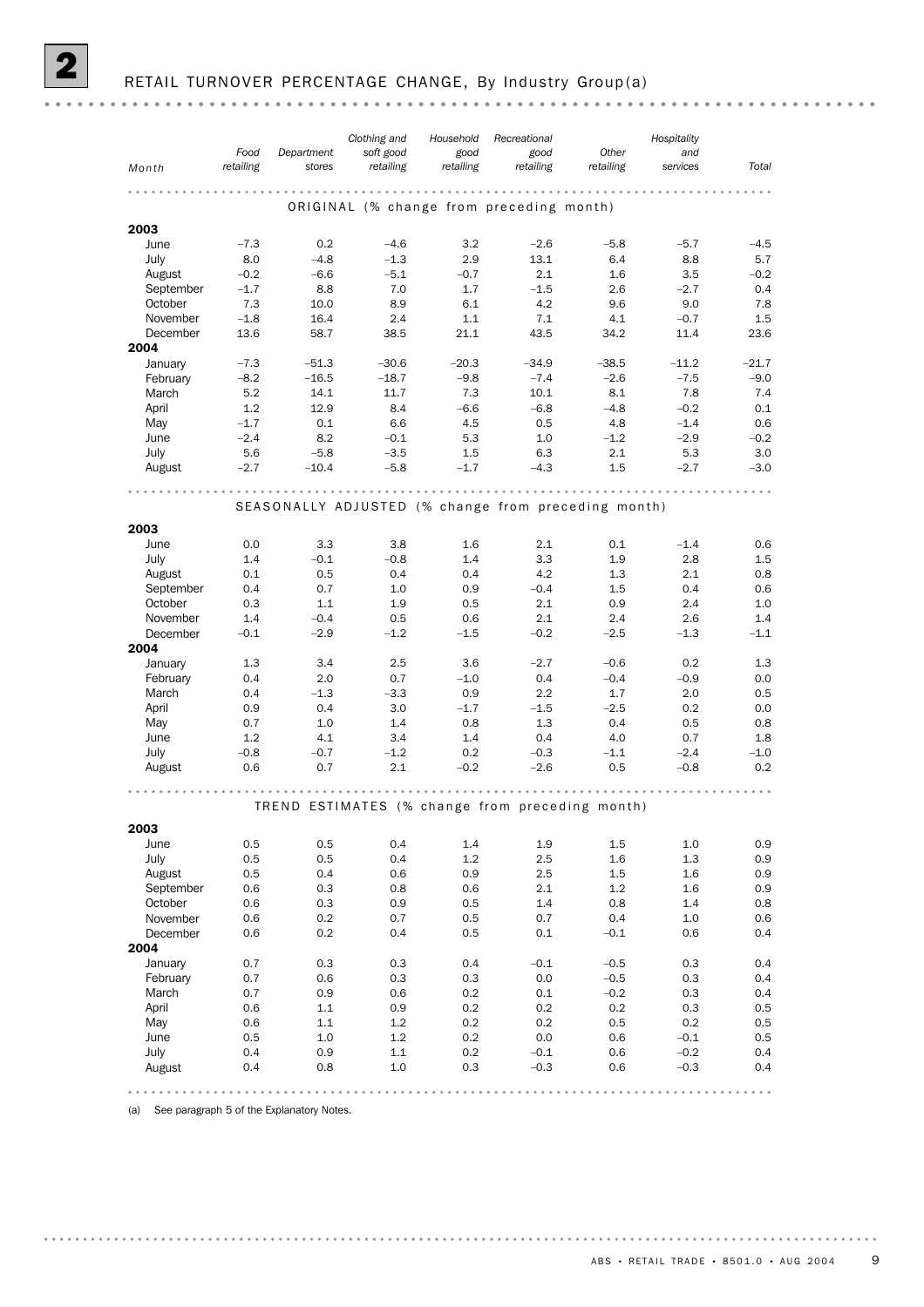## 2 RETAIL TURNOVER PERCENTAGE CHANGE, By Industry Group(a)

| Month | Food retailing | Department stores | Clothing and soft good retailing | Household good retailing | Recreational good retailing | Other retailing | Hospitality and services | Total |
|---|---|---|---|---|---|---|---|---|
| **ORIGINAL (% change from preceding month)** | | | | | | | | |
| **2003** | | | | | | | | |
| June | −7.3 | 0.2 | −4.6 | 3.2 | −2.6 | −5.8 | −5.7 | −4.5 |
| July | 8.0 | −4.8 | −1.3 | 2.9 | 13.1 | 6.4 | 8.8 | 5.7 |
| August | −0.2 | −6.6 | −5.1 | −0.7 | 2.1 | 1.6 | 3.5 | −0.2 |
| September | −1.7 | 8.8 | 7.0 | 1.7 | −1.5 | 2.6 | −2.7 | 0.4 |
| October | 7.3 | 10.0 | 8.9 | 6.1 | 4.2 | 9.6 | 9.0 | 7.8 |
| November | −1.8 | 16.4 | 2.4 | 1.1 | 7.1 | 4.1 | −0.7 | 1.5 |
| December | 13.6 | 58.7 | 38.5 | 21.1 | 43.5 | 34.2 | 11.4 | 23.6 |
| **2004** | | | | | | | | |
| January | −7.3 | −51.3 | −30.6 | −20.3 | −34.9 | −38.5 | −11.2 | −21.7 |
| February | −8.2 | −16.5 | −18.7 | −9.8 | −7.4 | −2.6 | −7.5 | −9.0 |
| March | 5.2 | 14.1 | 11.7 | 7.3 | 10.1 | 8.1 | 7.8 | 7.4 |
| April | 1.2 | 12.9 | 8.4 | −6.6 | −6.8 | −4.8 | −0.2 | 0.1 |
| May | −1.7 | 0.1 | 6.6 | 4.5 | 0.5 | 4.8 | −1.4 | 0.6 |
| June | −2.4 | 8.2 | −0.1 | 5.3 | 1.0 | −1.2 | −2.9 | −0.2 |
| July | 5.6 | −5.8 | −3.5 | 1.5 | 6.3 | 2.1 | 5.3 | 3.0 |
| August | −2.7 | −10.4 | −5.8 | −1.7 | −4.3 | 1.5 | −2.7 | −3.0 |
| **SEASONALLY ADJUSTED (% change from preceding month)** | | | | | | | | |
| **2003** | | | | | | | | |
| June | 0.0 | 3.3 | 3.8 | 1.6 | 2.1 | 0.1 | −1.4 | 0.6 |
| July | 1.4 | −0.1 | −0.8 | 1.4 | 3.3 | 1.9 | 2.8 | 1.5 |
| August | 0.1 | 0.5 | 0.4 | 0.4 | 4.2 | 1.3 | 2.1 | 0.8 |
| September | 0.4 | 0.7 | 1.0 | 0.9 | −0.4 | 1.5 | 0.4 | 0.6 |
| October | 0.3 | 1.1 | 1.9 | 0.5 | 2.1 | 0.9 | 2.4 | 1.0 |
| November | 1.4 | −0.4 | 0.5 | 0.6 | 2.1 | 2.4 | 2.6 | 1.4 |
| December | −0.1 | −2.9 | −1.2 | −1.5 | −0.2 | −2.5 | −1.3 | −1.1 |
| **2004** | | | | | | | | |
| January | 1.3 | 3.4 | 2.5 | 3.6 | −2.7 | −0.6 | 0.2 | 1.3 |
| February | 0.4 | 2.0 | 0.7 | −1.0 | 0.4 | −0.4 | −0.9 | 0.0 |
| March | 0.4 | −1.3 | −3.3 | 0.9 | 2.2 | 1.7 | 2.0 | 0.5 |
| April | 0.9 | 0.4 | 3.0 | −1.7 | −1.5 | −2.5 | 0.2 | 0.0 |
| May | 0.7 | 1.0 | 1.4 | 0.8 | 1.3 | 0.4 | 0.5 | 0.8 |
| June | 1.2 | 4.1 | 3.4 | 1.4 | 0.4 | 4.0 | 0.7 | 1.8 |
| July | −0.8 | −0.7 | −1.2 | 0.2 | −0.3 | −1.1 | −2.4 | −1.0 |
| August | 0.6 | 0.7 | 2.1 | −0.2 | −2.6 | 0.5 | −0.8 | 0.2 |
| **TREND ESTIMATES (% change from preceding month)** | | | | | | | | |
| **2003** | | | | | | | | |
| June | 0.5 | 0.5 | 0.4 | 1.4 | 1.9 | 1.5 | 1.0 | 0.9 |
| July | 0.5 | 0.5 | 0.4 | 1.2 | 2.5 | 1.6 | 1.3 | 0.9 |
| August | 0.5 | 0.4 | 0.6 | 0.9 | 2.5 | 1.5 | 1.6 | 0.9 |
| September | 0.6 | 0.3 | 0.8 | 0.6 | 2.1 | 1.2 | 1.6 | 0.9 |
| October | 0.6 | 0.3 | 0.9 | 0.5 | 1.4 | 0.8 | 1.4 | 0.8 |
| November | 0.6 | 0.2 | 0.7 | 0.5 | 0.7 | 0.4 | 1.0 | 0.6 |
| December | 0.6 | 0.2 | 0.4 | 0.5 | 0.1 | −0.1 | 0.6 | 0.4 |
| **2004** | | | | | | | | |
| January | 0.7 | 0.3 | 0.3 | 0.4 | −0.1 | −0.5 | 0.3 | 0.4 |
| February | 0.7 | 0.6 | 0.3 | 0.3 | 0.0 | −0.5 | 0.3 | 0.4 |
| March | 0.7 | 0.9 | 0.6 | 0.2 | 0.1 | −0.2 | 0.3 | 0.4 |
| April | 0.6 | 1.1 | 0.9 | 0.2 | 0.2 | 0.2 | 0.3 | 0.5 |
| May | 0.6 | 1.1 | 1.2 | 0.2 | 0.2 | 0.5 | 0.2 | 0.5 |
| June | 0.5 | 1.0 | 1.2 | 0.2 | 0.0 | 0.6 | −0.1 | 0.5 |
| July | 0.4 | 0.9 | 1.1 | 0.2 | −0.1 | 0.6 | −0.2 | 0.4 |
| August | 0.4 | 0.8 | 1.0 | 0.3 | −0.3 | 0.6 | −0.3 | 0.4 |

(a) See paragraph 5 of the Explanatory Notes.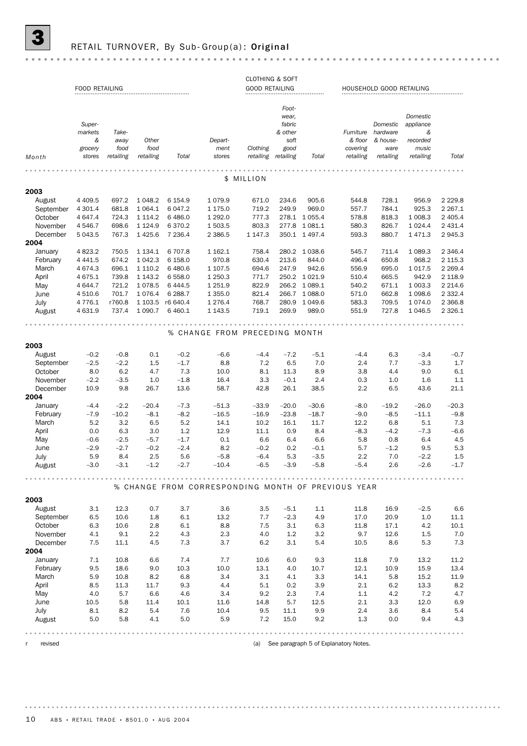# 3 RETAIL TURNOVER, By Sub-Group(a): **Original**

| Month | FOOD RETAILING | | | | | CLOTHING & SOFT GOOD RETAILING | | | HOUSEHOLD GOOD RETAILING | | | |
|---|---|---|---|---|---|---|---|---|---|---|---|---|
| | Super-markets & grocery stores | Take-away food retailing | Other food retailing | Total | Depart-ment stores | Clothing retailing | Foot-wear, fabric & other soft good retailing | Total | Furniture & floor covering retailing | Domestic hardware & house-ware retailing | Domestic appliance & recorded music retailing | Total |
| **$ MILLION** | | | | | | | | | | | | |
| **2003** | | | | | | | | | | | | |
| August | 4 409.5 | 697.2 | 1 048.2 | 6 154.9 | 1 079.9 | 671.0 | 234.6 | 905.6 | 544.8 | 728.1 | 956.9 | 2 229.8 |
| September | 4 301.4 | 681.8 | 1 064.1 | 6 047.2 | 1 175.0 | 719.2 | 249.9 | 969.0 | 557.7 | 784.1 | 925.3 | 2 267.1 |
| October | 4 647.4 | 724.3 | 1 114.2 | 6 486.0 | 1 292.0 | 777.3 | 278.1 | 1 055.4 | 578.8 | 818.3 | 1 008.3 | 2 405.4 |
| November | 4 546.7 | 698.6 | 1 124.9 | 6 370.2 | 1 503.5 | 803.3 | 277.8 | 1 081.1 | 580.3 | 826.7 | 1 024.4 | 2 431.4 |
| December | 5 043.5 | 767.3 | 1 425.6 | 7 236.4 | 2 386.5 | 1 147.3 | 350.1 | 1 497.4 | 593.3 | 880.7 | 1 471.3 | 2 945.3 |
| **2004** | | | | | | | | | | | | |
| January | 4 823.2 | 750.5 | 1 134.1 | 6 707.8 | 1 162.1 | 758.4 | 280.2 | 1 038.6 | 545.7 | 711.4 | 1 089.3 | 2 346.4 |
| February | 4 441.5 | 674.2 | 1 042.3 | 6 158.0 | 970.8 | 630.4 | 213.6 | 844.0 | 496.4 | 650.8 | 968.2 | 2 115.3 |
| March | 4 674.3 | 696.1 | 1 110.2 | 6 480.6 | 1 107.5 | 694.6 | 247.9 | 942.6 | 556.9 | 695.0 | 1 017.5 | 2 269.4 |
| April | 4 675.1 | 739.8 | 1 143.2 | 6 558.0 | 1 250.3 | 771.7 | 250.2 | 1 021.9 | 510.4 | 665.5 | 942.9 | 2 118.9 |
| May | 4 644.7 | 721.2 | 1 078.5 | 6 444.5 | 1 251.9 | 822.9 | 266.2 | 1 089.1 | 540.2 | 671.1 | 1 003.3 | 2 214.6 |
| June | 4 510.6 | 701.7 | 1 076.4 | 6 288.7 | 1 355.0 | 821.4 | 266.7 | 1 088.0 | 571.0 | 662.8 | 1 098.6 | 2 332.4 |
| July | 4 776.1 | r760.8 | 1 103.5 | r6 640.4 | 1 276.4 | 768.7 | 280.9 | 1 049.6 | 583.3 | 709.5 | 1 074.0 | 2 366.8 |
| August | 4 631.9 | 737.4 | 1 090.7 | 6 460.1 | 1 143.5 | 719.1 | 269.9 | 989.0 | 551.9 | 727.8 | 1 046.5 | 2 326.1 |
| **% CHANGE FROM PRECEDING MONTH** | | | | | | | | | | | | |
| **2003** | | | | | | | | | | | | |
| August | –0.2 | –0.8 | 0.1 | –0.2 | –6.6 | –4.4 | –7.2 | –5.1 | –4.4 | 6.3 | –3.4 | –0.7 |
| September | –2.5 | –2.2 | 1.5 | –1.7 | 8.8 | 7.2 | 6.5 | 7.0 | 2.4 | 7.7 | –3.3 | 1.7 |
| October | 8.0 | 6.2 | 4.7 | 7.3 | 10.0 | 8.1 | 11.3 | 8.9 | 3.8 | 4.4 | 9.0 | 6.1 |
| November | –2.2 | –3.5 | 1.0 | –1.8 | 16.4 | 3.3 | –0.1 | 2.4 | 0.3 | 1.0 | 1.6 | 1.1 |
| December | 10.9 | 9.8 | 26.7 | 13.6 | 58.7 | 42.8 | 26.1 | 38.5 | 2.2 | 6.5 | 43.6 | 21.1 |
| **2004** | | | | | | | | | | | | |
| January | –4.4 | –2.2 | –20.4 | –7.3 | –51.3 | –33.9 | –20.0 | –30.6 | –8.0 | –19.2 | –26.0 | –20.3 |
| February | –7.9 | –10.2 | –8.1 | –8.2 | –16.5 | –16.9 | –23.8 | –18.7 | –9.0 | –8.5 | –11.1 | –9.8 |
| March | 5.2 | 3.2 | 6.5 | 5.2 | 14.1 | 10.2 | 16.1 | 11.7 | 12.2 | 6.8 | 5.1 | 7.3 |
| April | 0.0 | 6.3 | 3.0 | 1.2 | 12.9 | 11.1 | 0.9 | 8.4 | –8.3 | –4.2 | –7.3 | –6.6 |
| May | –0.6 | –2.5 | –5.7 | –1.7 | 0.1 | 6.6 | 6.4 | 6.6 | 5.8 | 0.8 | 6.4 | 4.5 |
| June | –2.9 | –2.7 | –0.2 | –2.4 | 8.2 | –0.2 | 0.2 | –0.1 | 5.7 | –1.2 | 9.5 | 5.3 |
| July | 5.9 | 8.4 | 2.5 | 5.6 | –5.8 | –6.4 | 5.3 | –3.5 | 2.2 | 7.0 | –2.2 | 1.5 |
| August | –3.0 | –3.1 | –1.2 | –2.7 | –10.4 | –6.5 | –3.9 | –5.8 | –5.4 | 2.6 | –2.6 | –1.7 |
| **% CHANGE FROM CORRESPONDING MONTH OF PREVIOUS YEAR** | | | | | | | | | | | | |
| **2003** | | | | | | | | | | | | |
| August | 3.1 | 12.3 | 0.7 | 3.7 | 3.6 | 3.5 | –5.1 | 1.1 | 11.8 | 16.9 | –2.5 | 6.6 |
| September | 6.5 | 10.6 | 1.8 | 6.1 | 13.2 | 7.7 | –2.3 | 4.9 | 17.0 | 20.9 | 1.0 | 11.1 |
| October | 6.3 | 10.6 | 2.8 | 6.1 | 8.8 | 7.5 | 3.1 | 6.3 | 11.8 | 17.1 | 4.2 | 10.1 |
| November | 4.1 | 9.1 | 2.2 | 4.3 | 2.3 | 4.0 | 1.2 | 3.2 | 9.7 | 12.6 | 1.5 | 7.0 |
| December | 7.5 | 11.1 | 4.5 | 7.3 | 3.7 | 6.2 | 3.1 | 5.4 | 10.5 | 8.6 | 5.3 | 7.3 |
| **2004** | | | | | | | | | | | | |
| January | 7.1 | 10.8 | 6.6 | 7.4 | 7.7 | 10.6 | 6.0 | 9.3 | 11.8 | 7.9 | 13.2 | 11.2 |
| February | 9.5 | 18.6 | 9.0 | 10.3 | 10.0 | 13.1 | 4.0 | 10.7 | 12.1 | 10.9 | 15.9 | 13.4 |
| March | 5.9 | 10.8 | 8.2 | 6.8 | 3.4 | 3.1 | 4.1 | 3.3 | 14.1 | 5.8 | 15.2 | 11.9 |
| April | 8.5 | 11.3 | 11.7 | 9.3 | 4.4 | 5.1 | 0.2 | 3.9 | 2.1 | 6.2 | 13.3 | 8.2 |
| May | 4.0 | 5.7 | 6.6 | 4.6 | 3.4 | 9.2 | 2.3 | 7.4 | 1.1 | 4.2 | 7.2 | 4.7 |
| June | 10.5 | 5.8 | 11.4 | 10.1 | 11.6 | 14.8 | 5.7 | 12.5 | 2.1 | 3.3 | 12.0 | 6.9 |
| July | 8.1 | 8.2 | 5.4 | 7.6 | 10.4 | 9.5 | 11.1 | 9.9 | 2.4 | 3.6 | 8.4 | 5.4 |
| August | 5.0 | 5.8 | 4.1 | 5.0 | 5.9 | 7.2 | 15.0 | 9.2 | 1.3 | 0.0 | 9.4 | 4.3 |

r revised

(a) See paragraph 5 of Explanatory Notes.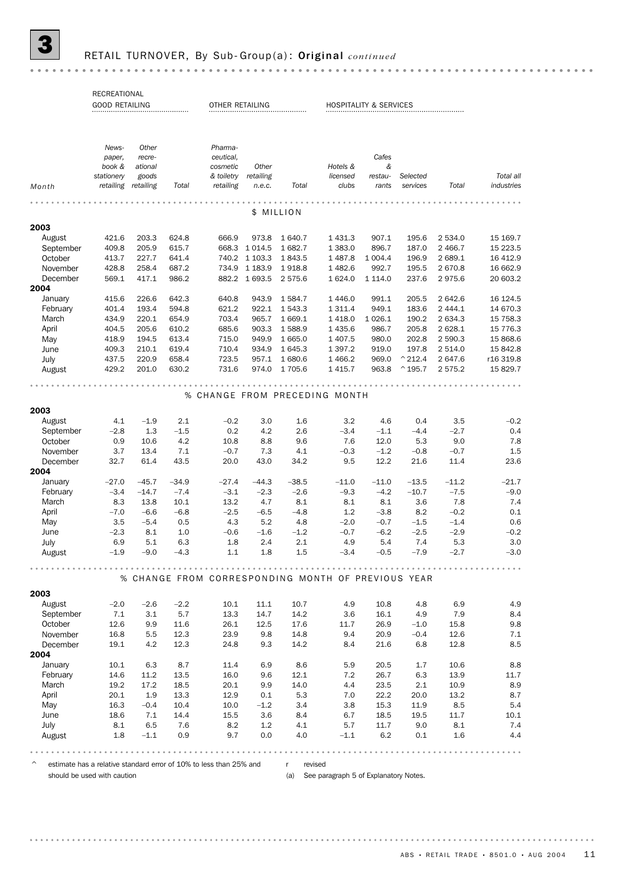# 3 RETAIL TURNOVER, By Sub-Group(a): Original *continued*

| Month | RECREATIONAL GOOD RETAILING | | | OTHER RETAILING | | | HOSPITALITY & SERVICES | | | | |
|---|---|---|---|---|---|---|---|---|---|---|---|
| | *Newspaper, book & stationery retailing* | *Other recreational goods retailing* | *Total* | *Pharmaceutical, cosmetic & toiletry retailing* | *Other retailing n.e.c.* | *Total* | *Hotels & licensed clubs* | *Cafes & restaurants* | *Selected services* | *Total* | *Total all industries* |
| | | | | | **$ MILLION** | | | | | | |
| **2003** | | | | | | | | | | | |
| August | 421.6 | 203.3 | 624.8 | 666.9 | 973.8 | 1 640.7 | 1 431.3 | 907.1 | 195.6 | 2 534.0 | 15 169.7 |
| September | 409.8 | 205.9 | 615.7 | 668.3 | 1 014.5 | 1 682.7 | 1 383.0 | 896.7 | 187.0 | 2 466.7 | 15 223.5 |
| October | 413.7 | 227.7 | 641.4 | 740.2 | 1 103.3 | 1 843.5 | 1 487.8 | 1 004.4 | 196.9 | 2 689.1 | 16 412.9 |
| November | 428.8 | 258.4 | 687.2 | 734.9 | 1 183.9 | 1 918.8 | 1 482.6 | 992.7 | 195.5 | 2 670.8 | 16 662.9 |
| December | 569.1 | 417.1 | 986.2 | 882.2 | 1 693.5 | 2 575.6 | 1 624.0 | 1 114.0 | 237.6 | 2 975.6 | 20 603.2 |
| **2004** | | | | | | | | | | | |
| January | 415.6 | 226.6 | 642.3 | 640.8 | 943.9 | 1 584.7 | 1 446.0 | 991.1 | 205.5 | 2 642.6 | 16 124.5 |
| February | 401.4 | 193.4 | 594.8 | 621.2 | 922.1 | 1 543.3 | 1 311.4 | 949.1 | 183.6 | 2 444.1 | 14 670.3 |
| March | 434.9 | 220.1 | 654.9 | 703.4 | 965.7 | 1 669.1 | 1 418.0 | 1 026.1 | 190.2 | 2 634.3 | 15 758.3 |
| April | 404.5 | 205.6 | 610.2 | 685.6 | 903.3 | 1 588.9 | 1 435.6 | 986.7 | 205.8 | 2 628.1 | 15 776.3 |
| May | 418.9 | 194.5 | 613.4 | 715.0 | 949.9 | 1 665.0 | 1 407.5 | 980.0 | 202.8 | 2 590.3 | 15 868.6 |
| June | 409.3 | 210.1 | 619.4 | 710.4 | 934.9 | 1 645.3 | 1 397.2 | 919.0 | 197.8 | 2 514.0 | 15 842.8 |
| July | 437.5 | 220.9 | 658.4 | 723.5 | 957.1 | 1 680.6 | 1 466.2 | 969.0 | ^212.4 | 2 647.6 | r16 319.8 |
| August | 429.2 | 201.0 | 630.2 | 731.6 | 974.0 | 1 705.6 | 1 415.7 | 963.8 | ^195.7 | 2 575.2 | 15 829.7 |
| | | | | | **% CHANGE FROM PRECEDING MONTH** | | | | | | |
| **2003** | | | | | | | | | | | |
| August | 4.1 | –1.9 | 2.1 | –0.2 | 3.0 | 1.6 | 3.2 | 4.6 | 0.4 | 3.5 | –0.2 |
| September | –2.8 | 1.3 | –1.5 | 0.2 | 4.2 | 2.6 | –3.4 | –1.1 | –4.4 | –2.7 | 0.4 |
| October | 0.9 | 10.6 | 4.2 | 10.8 | 8.8 | 9.6 | 7.6 | 12.0 | 5.3 | 9.0 | 7.8 |
| November | 3.7 | 13.4 | 7.1 | –0.7 | 7.3 | 4.1 | –0.3 | –1.2 | –0.8 | –0.7 | 1.5 |
| December | 32.7 | 61.4 | 43.5 | 20.0 | 43.0 | 34.2 | 9.5 | 12.2 | 21.6 | 11.4 | 23.6 |
| **2004** | | | | | | | | | | | |
| January | –27.0 | –45.7 | –34.9 | –27.4 | –44.3 | –38.5 | –11.0 | –11.0 | –13.5 | –11.2 | –21.7 |
| February | –3.4 | –14.7 | –7.4 | –3.1 | –2.3 | –2.6 | –9.3 | –4.2 | –10.7 | –7.5 | –9.0 |
| March | 8.3 | 13.8 | 10.1 | 13.2 | 4.7 | 8.1 | 8.1 | 8.1 | 3.6 | 7.8 | 7.4 |
| April | –7.0 | –6.6 | –6.8 | –2.5 | –6.5 | –4.8 | 1.2 | –3.8 | 8.2 | –0.2 | 0.1 |
| May | 3.5 | –5.4 | 0.5 | 4.3 | 5.2 | 4.8 | –2.0 | –0.7 | –1.5 | –1.4 | 0.6 |
| June | –2.3 | 8.1 | 1.0 | –0.6 | –1.6 | –1.2 | –0.7 | –6.2 | –2.5 | –2.9 | –0.2 |
| July | 6.9 | 5.1 | 6.3 | 1.8 | 2.4 | 2.1 | 4.9 | 5.4 | 7.4 | 5.3 | 3.0 |
| August | –1.9 | –9.0 | –4.3 | 1.1 | 1.8 | 1.5 | –3.4 | –0.5 | –7.9 | –2.7 | –3.0 |
| | | | | | **% CHANGE FROM CORRESPONDING MONTH OF PREVIOUS YEAR** | | | | | | |
| **2003** | | | | | | | | | | | |
| August | –2.0 | –2.6 | –2.2 | 10.1 | 11.1 | 10.7 | 4.9 | 10.8 | 4.8 | 6.9 | 4.9 |
| September | 7.1 | 3.1 | 5.7 | 13.3 | 14.7 | 14.2 | 3.6 | 16.1 | 4.9 | 7.9 | 8.4 |
| October | 12.6 | 9.9 | 11.6 | 26.1 | 12.5 | 17.6 | 11.7 | 26.9 | –1.0 | 15.8 | 9.8 |
| November | 16.8 | 5.5 | 12.3 | 23.9 | 9.8 | 14.8 | 9.4 | 20.9 | –0.4 | 12.6 | 7.1 |
| December | 19.1 | 4.2 | 12.3 | 24.8 | 9.3 | 14.2 | 8.4 | 21.6 | 6.8 | 12.8 | 8.5 |
| **2004** | | | | | | | | | | | |
| January | 10.1 | 6.3 | 8.7 | 11.4 | 6.9 | 8.6 | 5.9 | 20.5 | 1.7 | 10.6 | 8.8 |
| February | 14.6 | 11.2 | 13.5 | 16.0 | 9.6 | 12.1 | 7.2 | 26.7 | 6.3 | 13.9 | 11.7 |
| March | 19.2 | 17.2 | 18.5 | 20.1 | 9.9 | 14.0 | 4.4 | 23.5 | 2.1 | 10.9 | 8.9 |
| April | 20.1 | 1.9 | 13.3 | 12.9 | 0.1 | 5.3 | 7.0 | 22.2 | 20.0 | 13.2 | 8.7 |
| May | 16.3 | –0.4 | 10.4 | 10.0 | –1.2 | 3.4 | 3.8 | 15.3 | 11.9 | 8.5 | 5.4 |
| June | 18.6 | 7.1 | 14.4 | 15.5 | 3.6 | 8.4 | 6.7 | 18.5 | 19.5 | 11.7 | 10.1 |
| July | 8.1 | 6.5 | 7.6 | 8.2 | 1.2 | 4.1 | 5.7 | 11.7 | 9.0 | 8.1 | 7.4 |
| August | 1.8 | –1.1 | 0.9 | 9.7 | 0.0 | 4.0 | –1.1 | 6.2 | 0.1 | 1.6 | 4.4 |

^ estimate has a relative standard error of 10% to less than 25% and should be used with caution

r revised

(a) See paragraph 5 of Explanatory Notes.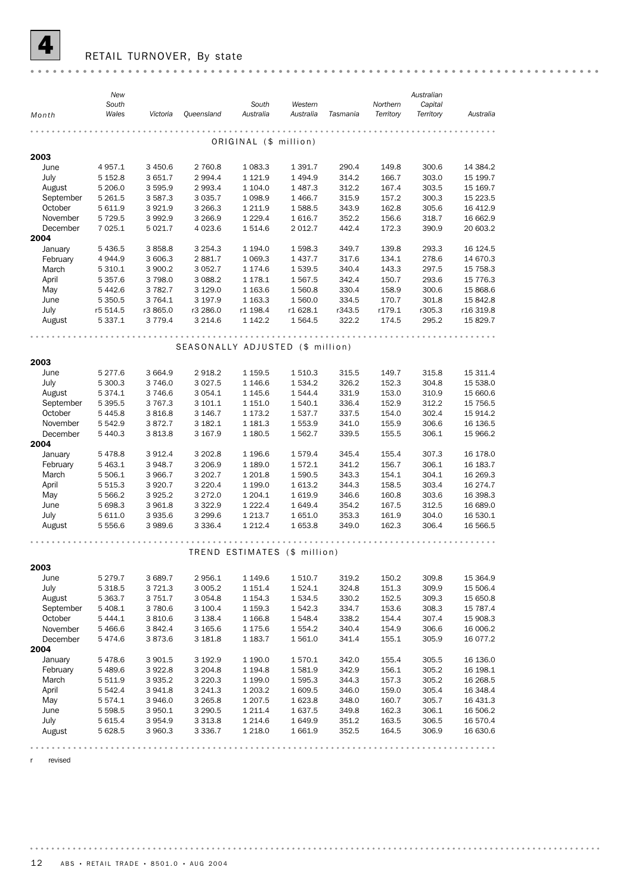# 4 RETAIL TURNOVER, By state

| Month | New South Wales | Victoria | Queensland | South Australia | Western Australia | Tasmania | Northern Territory | Australian Capital Territory | Australia |
|---|---|---|---|---|---|---|---|---|---|
| | | | | ORIGINAL ($ million) | | | | | |
| **2003** | | | | | | | | | |
| June | 4 957.1 | 3 450.6 | 2 760.8 | 1 083.3 | 1 391.7 | 290.4 | 149.8 | 300.6 | 14 384.2 |
| July | 5 152.8 | 3 651.7 | 2 994.4 | 1 121.9 | 1 494.9 | 314.2 | 166.7 | 303.0 | 15 199.7 |
| August | 5 206.0 | 3 595.9 | 2 993.4 | 1 104.0 | 1 487.3 | 312.2 | 167.4 | 303.5 | 15 169.7 |
| September | 5 261.5 | 3 587.3 | 3 035.7 | 1 098.9 | 1 466.7 | 315.9 | 157.2 | 300.3 | 15 223.5 |
| October | 5 611.9 | 3 921.9 | 3 266.3 | 1 211.9 | 1 588.5 | 343.9 | 162.8 | 305.6 | 16 412.9 |
| November | 5 729.5 | 3 992.9 | 3 266.9 | 1 229.4 | 1 616.7 | 352.2 | 156.6 | 318.7 | 16 662.9 |
| December | 7 025.1 | 5 021.7 | 4 023.6 | 1 514.6 | 2 012.7 | 442.4 | 172.3 | 390.9 | 20 603.2 |
| **2004** | | | | | | | | | |
| January | 5 436.5 | 3 858.8 | 3 254.3 | 1 194.0 | 1 598.3 | 349.7 | 139.8 | 293.3 | 16 124.5 |
| February | 4 944.9 | 3 606.3 | 2 881.7 | 1 069.3 | 1 437.7 | 317.6 | 134.1 | 278.6 | 14 670.3 |
| March | 5 310.1 | 3 900.2 | 3 052.7 | 1 174.6 | 1 539.5 | 340.4 | 143.3 | 297.5 | 15 758.3 |
| April | 5 357.6 | 3 798.0 | 3 088.2 | 1 178.1 | 1 567.5 | 342.4 | 150.7 | 293.6 | 15 776.3 |
| May | 5 442.6 | 3 782.7 | 3 129.0 | 1 163.6 | 1 560.8 | 330.4 | 158.9 | 300.6 | 15 868.6 |
| June | 5 350.5 | 3 764.1 | 3 197.9 | 1 163.3 | 1 560.0 | 334.5 | 170.7 | 301.8 | 15 842.8 |
| July | r5 514.5 | r3 865.0 | r3 286.0 | r1 198.4 | r1 628.1 | r343.5 | r179.1 | r305.3 | r16 319.8 |
| August | 5 337.1 | 3 779.4 | 3 214.6 | 1 142.2 | 1 564.5 | 322.2 | 174.5 | 295.2 | 15 829.7 |
| | | | | SEASONALLY ADJUSTED ($ million) | | | | | |
| **2003** | | | | | | | | | |
| June | 5 277.6 | 3 664.9 | 2 918.2 | 1 159.5 | 1 510.3 | 315.5 | 149.7 | 315.8 | 15 311.4 |
| July | 5 300.3 | 3 746.0 | 3 027.5 | 1 146.6 | 1 534.2 | 326.2 | 152.3 | 304.8 | 15 538.0 |
| August | 5 374.1 | 3 746.6 | 3 054.1 | 1 145.6 | 1 544.4 | 331.9 | 153.0 | 310.9 | 15 660.6 |
| September | 5 395.5 | 3 767.3 | 3 101.1 | 1 151.0 | 1 540.1 | 336.4 | 152.9 | 312.2 | 15 756.5 |
| October | 5 445.8 | 3 816.8 | 3 146.7 | 1 173.2 | 1 537.7 | 337.5 | 154.0 | 302.4 | 15 914.2 |
| November | 5 542.9 | 3 872.7 | 3 182.1 | 1 181.3 | 1 553.9 | 341.0 | 155.9 | 306.6 | 16 136.5 |
| December | 5 440.3 | 3 813.8 | 3 167.9 | 1 180.5 | 1 562.7 | 339.5 | 155.5 | 306.1 | 15 966.2 |
| **2004** | | | | | | | | | |
| January | 5 478.8 | 3 912.4 | 3 202.8 | 1 196.6 | 1 579.4 | 345.4 | 155.4 | 307.3 | 16 178.0 |
| February | 5 463.1 | 3 948.7 | 3 206.9 | 1 189.0 | 1 572.1 | 341.2 | 156.7 | 306.1 | 16 183.7 |
| March | 5 506.1 | 3 966.7 | 3 202.7 | 1 201.8 | 1 590.5 | 343.3 | 154.1 | 304.1 | 16 269.3 |
| April | 5 515.3 | 3 920.7 | 3 220.4 | 1 199.0 | 1 613.2 | 344.3 | 158.5 | 303.4 | 16 274.7 |
| May | 5 566.2 | 3 925.2 | 3 272.0 | 1 204.1 | 1 619.9 | 346.6 | 160.8 | 303.6 | 16 398.3 |
| June | 5 698.3 | 3 961.8 | 3 322.9 | 1 222.4 | 1 649.4 | 354.2 | 167.5 | 312.5 | 16 689.0 |
| July | 5 611.0 | 3 935.6 | 3 299.6 | 1 213.7 | 1 651.0 | 353.3 | 161.9 | 304.0 | 16 530.1 |
| August | 5 556.6 | 3 989.6 | 3 336.4 | 1 212.4 | 1 653.8 | 349.0 | 162.3 | 306.4 | 16 566.5 |
| | | | | TREND ESTIMATES ($ million) | | | | | |
| **2003** | | | | | | | | | |
| June | 5 279.7 | 3 689.7 | 2 956.1 | 1 149.6 | 1 510.7 | 319.2 | 150.2 | 309.8 | 15 364.9 |
| July | 5 318.5 | 3 721.3 | 3 005.2 | 1 151.4 | 1 524.1 | 324.8 | 151.3 | 309.9 | 15 506.4 |
| August | 5 363.7 | 3 751.7 | 3 054.8 | 1 154.3 | 1 534.5 | 330.2 | 152.5 | 309.3 | 15 650.8 |
| September | 5 408.1 | 3 780.6 | 3 100.4 | 1 159.3 | 1 542.3 | 334.7 | 153.6 | 308.3 | 15 787.4 |
| October | 5 444.1 | 3 810.6 | 3 138.4 | 1 166.8 | 1 548.4 | 338.2 | 154.4 | 307.4 | 15 908.3 |
| November | 5 466.6 | 3 842.4 | 3 165.6 | 1 175.6 | 1 554.2 | 340.4 | 154.9 | 306.6 | 16 006.2 |
| December | 5 474.6 | 3 873.6 | 3 181.8 | 1 183.7 | 1 561.0 | 341.4 | 155.1 | 305.9 | 16 077.2 |
| **2004** | | | | | | | | | |
| January | 5 478.6 | 3 901.5 | 3 192.9 | 1 190.0 | 1 570.1 | 342.0 | 155.4 | 305.5 | 16 136.0 |
| February | 5 489.6 | 3 922.8 | 3 204.8 | 1 194.8 | 1 581.9 | 342.9 | 156.1 | 305.2 | 16 198.1 |
| March | 5 511.9 | 3 935.2 | 3 220.3 | 1 199.0 | 1 595.3 | 344.3 | 157.3 | 305.2 | 16 268.5 |
| April | 5 542.4 | 3 941.8 | 3 241.3 | 1 203.2 | 1 609.5 | 346.0 | 159.0 | 305.4 | 16 348.4 |
| May | 5 574.1 | 3 946.0 | 3 265.8 | 1 207.5 | 1 623.8 | 348.0 | 160.7 | 305.7 | 16 431.3 |
| June | 5 598.5 | 3 950.1 | 3 290.5 | 1 211.4 | 1 637.5 | 349.8 | 162.3 | 306.1 | 16 506.2 |
| July | 5 615.4 | 3 954.9 | 3 313.8 | 1 214.6 | 1 649.9 | 351.2 | 163.5 | 306.5 | 16 570.4 |
| August | 5 628.5 | 3 960.3 | 3 336.7 | 1 218.0 | 1 661.9 | 352.5 | 164.5 | 306.9 | 16 630.6 |

r revised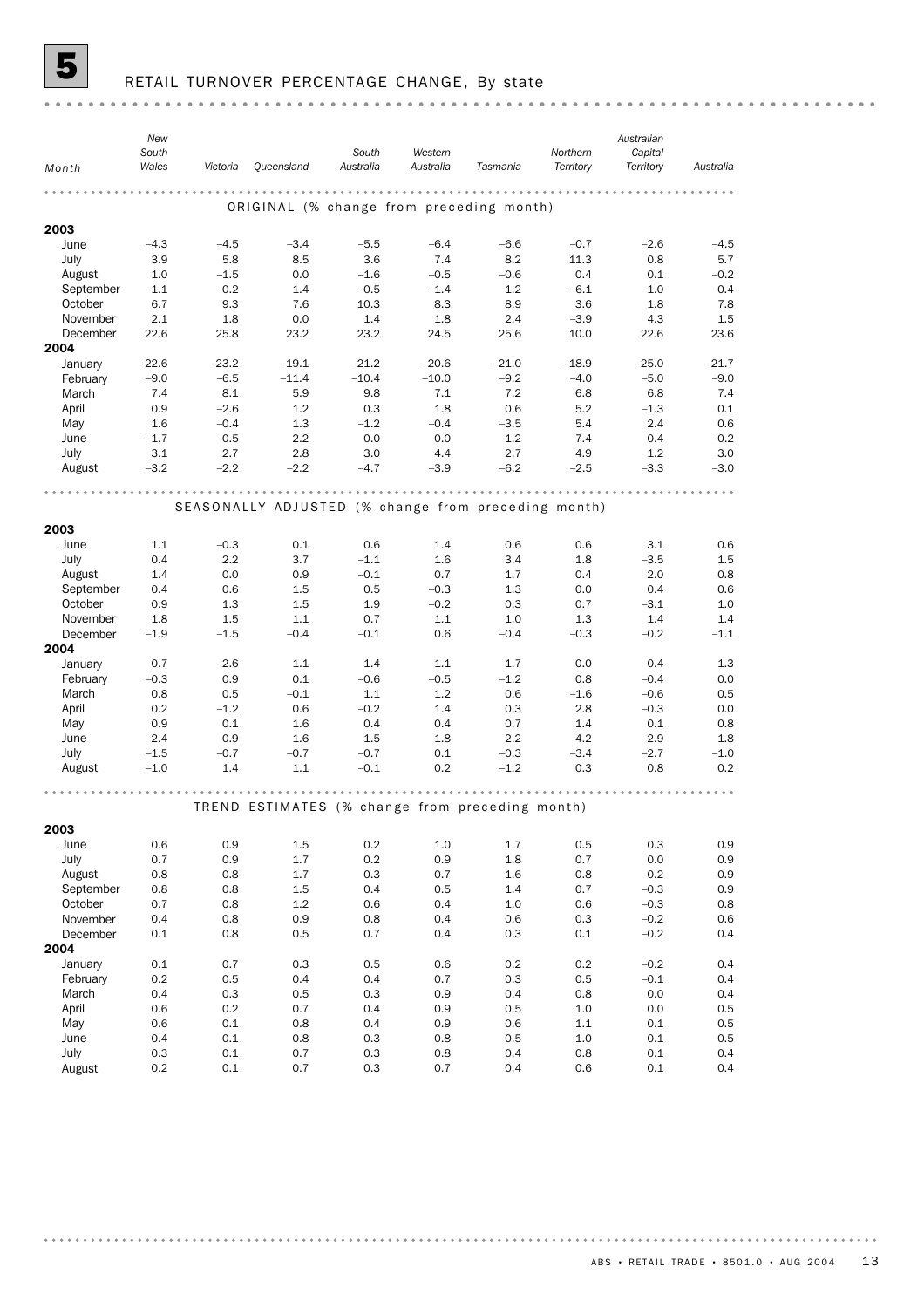## 5 RETAIL TURNOVER PERCENTAGE CHANGE, By state

| Month | New South Wales | Victoria | Queensland | South Australia | Western Australia | Tasmania | Northern Territory | Australian Capital Territory | Australia |
|---|---|---|---|---|---|---|---|---|---|
| **ORIGINAL (% change from preceding month)** | | | | | | | | | |
| **2003** | | | | | | | | | |
| June | –4.3 | –4.5 | –3.4 | –5.5 | –6.4 | –6.6 | –0.7 | –2.6 | –4.5 |
| July | 3.9 | 5.8 | 8.5 | 3.6 | 7.4 | 8.2 | 11.3 | 0.8 | 5.7 |
| August | 1.0 | –1.5 | 0.0 | –1.6 | –0.5 | –0.6 | 0.4 | 0.1 | –0.2 |
| September | 1.1 | –0.2 | 1.4 | –0.5 | –1.4 | 1.2 | –6.1 | –1.0 | 0.4 |
| October | 6.7 | 9.3 | 7.6 | 10.3 | 8.3 | 8.9 | 3.6 | 1.8 | 7.8 |
| November | 2.1 | 1.8 | 0.0 | 1.4 | 1.8 | 2.4 | –3.9 | 4.3 | 1.5 |
| December | 22.6 | 25.8 | 23.2 | 23.2 | 24.5 | 25.6 | 10.0 | 22.6 | 23.6 |
| **2004** | | | | | | | | | |
| January | –22.6 | –23.2 | –19.1 | –21.2 | –20.6 | –21.0 | –18.9 | –25.0 | –21.7 |
| February | –9.0 | –6.5 | –11.4 | –10.4 | –10.0 | –9.2 | –4.0 | –5.0 | –9.0 |
| March | 7.4 | 8.1 | 5.9 | 9.8 | 7.1 | 7.2 | 6.8 | 6.8 | 7.4 |
| April | 0.9 | –2.6 | 1.2 | 0.3 | 1.8 | 0.6 | 5.2 | –1.3 | 0.1 |
| May | 1.6 | –0.4 | 1.3 | –1.2 | –0.4 | –3.5 | 5.4 | 2.4 | 0.6 |
| June | –1.7 | –0.5 | 2.2 | 0.0 | 0.0 | 1.2 | 7.4 | 0.4 | –0.2 |
| July | 3.1 | 2.7 | 2.8 | 3.0 | 4.4 | 2.7 | 4.9 | 1.2 | 3.0 |
| August | –3.2 | –2.2 | –2.2 | –4.7 | –3.9 | –6.2 | –2.5 | –3.3 | –3.0 |
| **SEASONALLY ADJUSTED (% change from preceding month)** | | | | | | | | | |
| **2003** | | | | | | | | | |
| June | 1.1 | –0.3 | 0.1 | 0.6 | 1.4 | 0.6 | 0.6 | 3.1 | 0.6 |
| July | 0.4 | 2.2 | 3.7 | –1.1 | 1.6 | 3.4 | 1.8 | –3.5 | 1.5 |
| August | 1.4 | 0.0 | 0.9 | –0.1 | 0.7 | 1.7 | 0.4 | 2.0 | 0.8 |
| September | 0.4 | 0.6 | 1.5 | 0.5 | –0.3 | 1.3 | 0.0 | 0.4 | 0.6 |
| October | 0.9 | 1.3 | 1.5 | 1.9 | –0.2 | 0.3 | 0.7 | –3.1 | 1.0 |
| November | 1.8 | 1.5 | 1.1 | 0.7 | 1.1 | 1.0 | 1.3 | 1.4 | 1.4 |
| December | –1.9 | –1.5 | –0.4 | –0.1 | 0.6 | –0.4 | –0.3 | –0.2 | –1.1 |
| **2004** | | | | | | | | | |
| January | 0.7 | 2.6 | 1.1 | 1.4 | 1.1 | 1.7 | 0.0 | 0.4 | 1.3 |
| February | –0.3 | 0.9 | 0.1 | –0.6 | –0.5 | –1.2 | 0.8 | –0.4 | 0.0 |
| March | 0.8 | 0.5 | –0.1 | 1.1 | 1.2 | 0.6 | –1.6 | –0.6 | 0.5 |
| April | 0.2 | –1.2 | 0.6 | –0.2 | 1.4 | 0.3 | 2.8 | –0.3 | 0.0 |
| May | 0.9 | 0.1 | 1.6 | 0.4 | 0.4 | 0.7 | 1.4 | 0.1 | 0.8 |
| June | 2.4 | 0.9 | 1.6 | 1.5 | 1.8 | 2.2 | 4.2 | 2.9 | 1.8 |
| July | –1.5 | –0.7 | –0.7 | –0.7 | 0.1 | –0.3 | –3.4 | –2.7 | –1.0 |
| August | –1.0 | 1.4 | 1.1 | –0.1 | 0.2 | –1.2 | 0.3 | 0.8 | 0.2 |
| **TREND ESTIMATES (% change from preceding month)** | | | | | | | | | |
| **2003** | | | | | | | | | |
| June | 0.6 | 0.9 | 1.5 | 0.2 | 1.0 | 1.7 | 0.5 | 0.3 | 0.9 |
| July | 0.7 | 0.9 | 1.7 | 0.2 | 0.9 | 1.8 | 0.7 | 0.0 | 0.9 |
| August | 0.8 | 0.8 | 1.7 | 0.3 | 0.7 | 1.6 | 0.8 | –0.2 | 0.9 |
| September | 0.8 | 0.8 | 1.5 | 0.4 | 0.5 | 1.4 | 0.7 | –0.3 | 0.9 |
| October | 0.7 | 0.8 | 1.2 | 0.6 | 0.4 | 1.0 | 0.6 | –0.3 | 0.8 |
| November | 0.4 | 0.8 | 0.9 | 0.8 | 0.4 | 0.6 | 0.3 | –0.2 | 0.6 |
| December | 0.1 | 0.8 | 0.5 | 0.7 | 0.4 | 0.3 | 0.1 | –0.2 | 0.4 |
| **2004** | | | | | | | | | |
| January | 0.1 | 0.7 | 0.3 | 0.5 | 0.6 | 0.2 | 0.2 | –0.2 | 0.4 |
| February | 0.2 | 0.5 | 0.4 | 0.4 | 0.7 | 0.3 | 0.5 | –0.1 | 0.4 |
| March | 0.4 | 0.3 | 0.5 | 0.3 | 0.9 | 0.4 | 0.8 | 0.0 | 0.4 |
| April | 0.6 | 0.2 | 0.7 | 0.4 | 0.9 | 0.5 | 1.0 | 0.0 | 0.5 |
| May | 0.6 | 0.1 | 0.8 | 0.4 | 0.9 | 0.6 | 1.1 | 0.1 | 0.5 |
| June | 0.4 | 0.1 | 0.8 | 0.3 | 0.8 | 0.5 | 1.0 | 0.1 | 0.5 |
| July | 0.3 | 0.1 | 0.7 | 0.3 | 0.8 | 0.4 | 0.8 | 0.1 | 0.4 |
| August | 0.2 | 0.1 | 0.7 | 0.3 | 0.7 | 0.4 | 0.6 | 0.1 | 0.4 |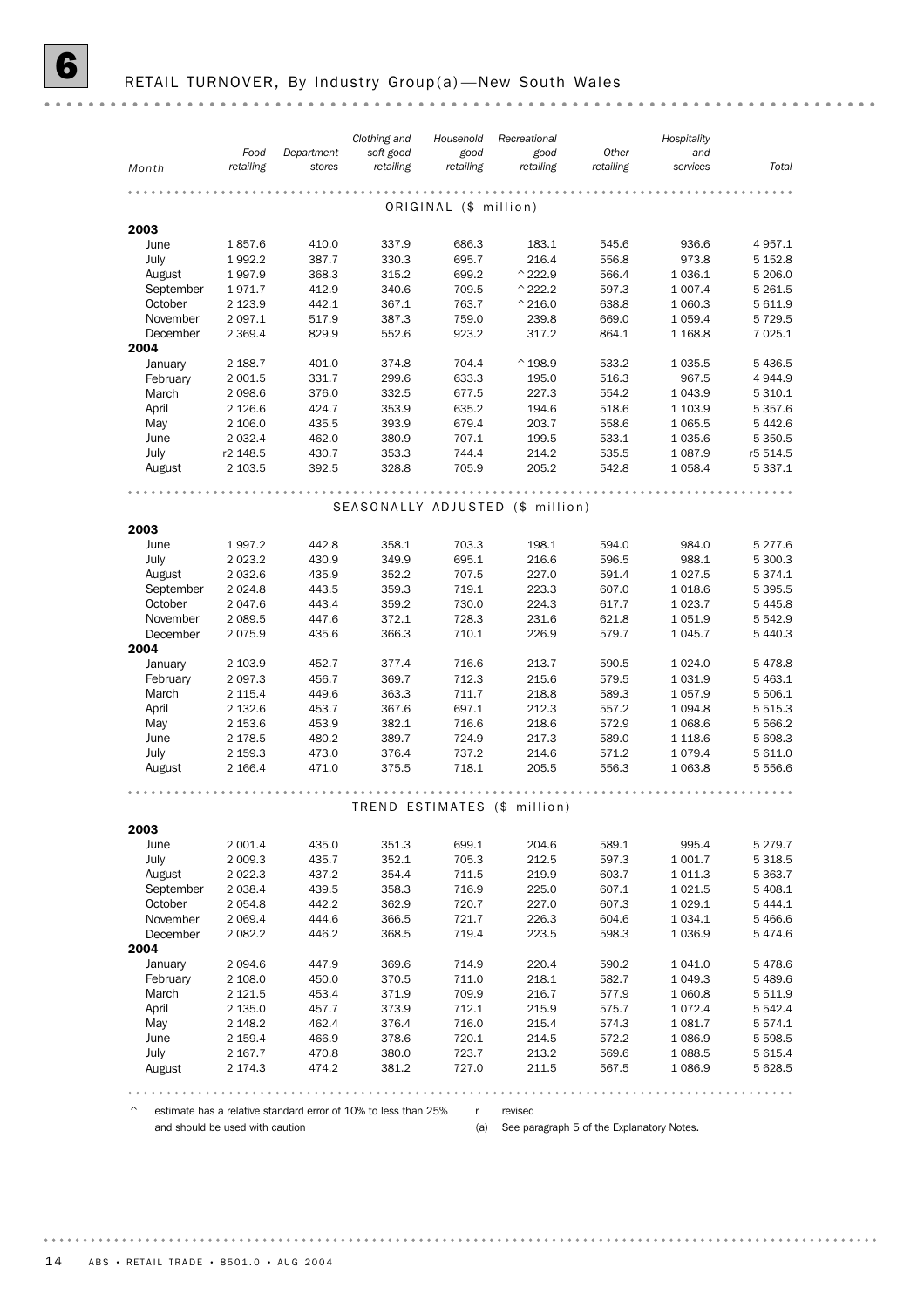# 6 RETAIL TURNOVER, By Industry Group(a)—New South Wales

| Month | Food retailing | Department stores | Clothing and soft good retailing | Household good retailing | Recreational good retailing | Other retailing | Hospitality and services | Total |
|---|---|---|---|---|---|---|---|---|
| **ORIGINAL ($ million)** | | | | | | | | |
| **2003** | | | | | | | | |
| June | 1 857.6 | 410.0 | 337.9 | 686.3 | 183.1 | 545.6 | 936.6 | 4 957.1 |
| July | 1 992.2 | 387.7 | 330.3 | 695.7 | 216.4 | 556.8 | 973.8 | 5 152.8 |
| August | 1 997.9 | 368.3 | 315.2 | 699.2 | ^222.9 | 566.4 | 1 036.1 | 5 206.0 |
| September | 1 971.7 | 412.9 | 340.6 | 709.5 | ^222.2 | 597.3 | 1 007.4 | 5 261.5 |
| October | 2 123.9 | 442.1 | 367.1 | 763.7 | ^216.0 | 638.8 | 1 060.3 | 5 611.9 |
| November | 2 097.1 | 517.9 | 387.3 | 759.0 | 239.8 | 669.0 | 1 059.4 | 5 729.5 |
| December | 2 369.4 | 829.9 | 552.6 | 923.2 | 317.2 | 864.1 | 1 168.8 | 7 025.1 |
| **2004** | | | | | | | | |
| January | 2 188.7 | 401.0 | 374.8 | 704.4 | ^198.9 | 533.2 | 1 035.5 | 5 436.5 |
| February | 2 001.5 | 331.7 | 299.6 | 633.3 | 195.0 | 516.3 | 967.5 | 4 944.9 |
| March | 2 098.6 | 376.0 | 332.5 | 677.5 | 227.3 | 554.2 | 1 043.9 | 5 310.1 |
| April | 2 126.6 | 424.7 | 353.9 | 635.2 | 194.6 | 518.6 | 1 103.9 | 5 357.6 |
| May | 2 106.0 | 435.5 | 393.9 | 679.4 | 203.7 | 558.6 | 1 065.5 | 5 442.6 |
| June | 2 032.4 | 462.0 | 380.9 | 707.1 | 199.5 | 533.1 | 1 035.6 | 5 350.5 |
| July | r2 148.5 | 430.7 | 353.3 | 744.4 | 214.2 | 535.5 | 1 087.9 | r5 514.5 |
| August | 2 103.5 | 392.5 | 328.8 | 705.9 | 205.2 | 542.8 | 1 058.4 | 5 337.1 |
| **SEASONALLY ADJUSTED ($ million)** | | | | | | | | |
| **2003** | | | | | | | | |
| June | 1 997.2 | 442.8 | 358.1 | 703.3 | 198.1 | 594.0 | 984.0 | 5 277.6 |
| July | 2 023.2 | 430.9 | 349.9 | 695.1 | 216.6 | 596.5 | 988.1 | 5 300.3 |
| August | 2 032.6 | 435.9 | 352.2 | 707.5 | 227.0 | 591.4 | 1 027.5 | 5 374.1 |
| September | 2 024.8 | 443.5 | 359.3 | 719.1 | 223.3 | 607.0 | 1 018.6 | 5 395.5 |
| October | 2 047.6 | 443.4 | 359.2 | 730.0 | 224.3 | 617.7 | 1 023.7 | 5 445.8 |
| November | 2 089.5 | 447.6 | 372.1 | 728.3 | 231.6 | 621.8 | 1 051.9 | 5 542.9 |
| December | 2 075.9 | 435.6 | 366.3 | 710.1 | 226.9 | 579.7 | 1 045.7 | 5 440.3 |
| **2004** | | | | | | | | |
| January | 2 103.9 | 452.7 | 377.4 | 716.6 | 213.7 | 590.5 | 1 024.0 | 5 478.8 |
| February | 2 097.3 | 456.7 | 369.7 | 712.3 | 215.6 | 579.5 | 1 031.9 | 5 463.1 |
| March | 2 115.4 | 449.6 | 363.3 | 711.7 | 218.8 | 589.3 | 1 057.9 | 5 506.1 |
| April | 2 132.6 | 453.7 | 367.6 | 697.1 | 212.3 | 557.2 | 1 094.8 | 5 515.3 |
| May | 2 153.6 | 453.9 | 382.1 | 716.6 | 218.6 | 572.9 | 1 068.6 | 5 566.2 |
| June | 2 178.5 | 480.2 | 389.7 | 724.9 | 217.3 | 589.0 | 1 118.6 | 5 698.3 |
| July | 2 159.3 | 473.0 | 376.4 | 737.2 | 214.6 | 571.2 | 1 079.4 | 5 611.0 |
| August | 2 166.4 | 471.0 | 375.5 | 718.1 | 205.5 | 556.3 | 1 063.8 | 5 556.6 |
| **TREND ESTIMATES ($ million)** | | | | | | | | |
| **2003** | | | | | | | | |
| June | 2 001.4 | 435.0 | 351.3 | 699.1 | 204.6 | 589.1 | 995.4 | 5 279.7 |
| July | 2 009.3 | 435.7 | 352.1 | 705.3 | 212.5 | 597.3 | 1 001.7 | 5 318.5 |
| August | 2 022.3 | 437.2 | 354.4 | 711.5 | 219.9 | 603.7 | 1 011.3 | 5 363.7 |
| September | 2 038.4 | 439.5 | 358.3 | 716.9 | 225.0 | 607.1 | 1 021.5 | 5 408.1 |
| October | 2 054.8 | 442.2 | 362.9 | 720.7 | 227.0 | 607.3 | 1 029.1 | 5 444.1 |
| November | 2 069.4 | 444.6 | 366.5 | 721.7 | 226.3 | 604.6 | 1 034.1 | 5 466.6 |
| December | 2 082.2 | 446.2 | 368.5 | 719.4 | 223.5 | 598.3 | 1 036.9 | 5 474.6 |
| **2004** | | | | | | | | |
| January | 2 094.6 | 447.9 | 369.6 | 714.9 | 220.4 | 590.2 | 1 041.0 | 5 478.6 |
| February | 2 108.0 | 450.0 | 370.5 | 711.0 | 218.1 | 582.7 | 1 049.3 | 5 489.6 |
| March | 2 121.5 | 453.4 | 371.9 | 709.9 | 216.7 | 577.9 | 1 060.8 | 5 511.9 |
| April | 2 135.0 | 457.7 | 373.9 | 712.1 | 215.9 | 575.7 | 1 072.4 | 5 542.4 |
| May | 2 148.2 | 462.4 | 376.4 | 716.0 | 215.4 | 574.3 | 1 081.7 | 5 574.1 |
| June | 2 159.4 | 466.9 | 378.6 | 720.1 | 214.5 | 572.2 | 1 086.9 | 5 598.5 |
| July | 2 167.7 | 470.8 | 380.0 | 723.7 | 213.2 | 569.6 | 1 088.5 | 5 615.4 |
| August | 2 174.3 | 474.2 | 381.2 | 727.0 | 211.5 | 567.5 | 1 086.9 | 5 628.5 |

^ estimate has a relative standard error of 10% to less than 25% and should be used with caution

r revised

(a) See paragraph 5 of the Explanatory Notes.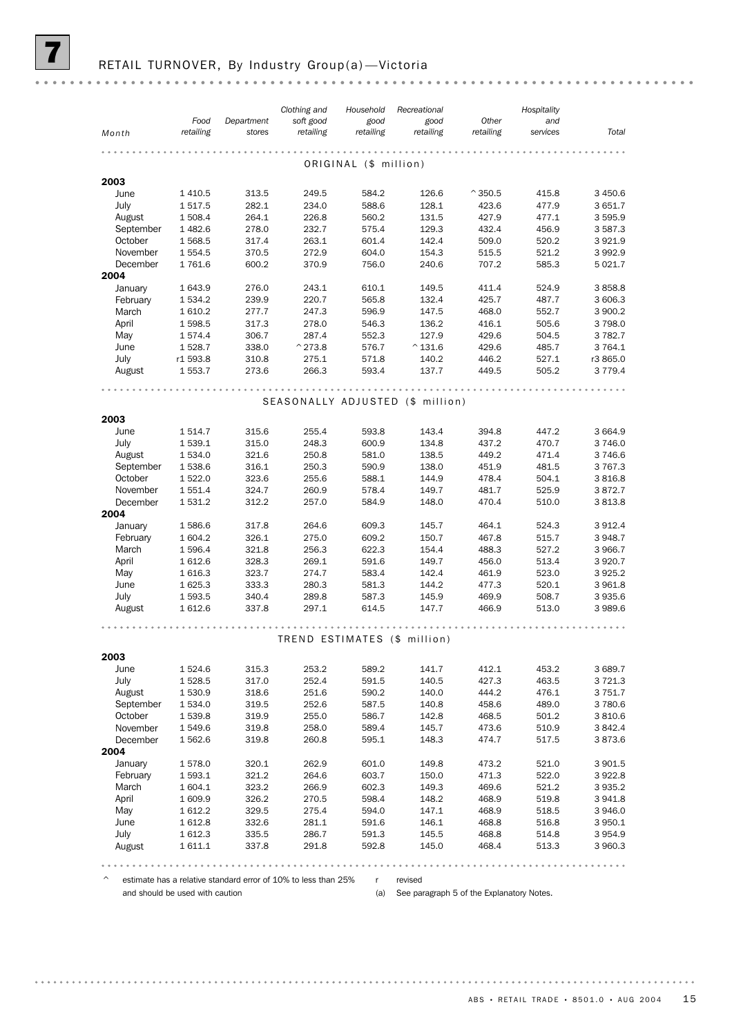## 7 RETAIL TURNOVER, By Industry Group(a)—Victoria

| Month | Food retailing | Department stores | Clothing and soft good retailing | Household good retailing | Recreational good retailing | Other retailing | Hospitality and services | Total |
|---|---|---|---|---|---|---|---|---|
| **ORIGINAL ($ million)** | | | | | | | | |
| **2003** | | | | | | | | |
| June | 1 410.5 | 313.5 | 249.5 | 584.2 | 126.6 | ^350.5 | 415.8 | 3 450.6 |
| July | 1 517.5 | 282.1 | 234.0 | 588.6 | 128.1 | 423.6 | 477.9 | 3 651.7 |
| August | 1 508.4 | 264.1 | 226.8 | 560.2 | 131.5 | 427.9 | 477.1 | 3 595.9 |
| September | 1 482.6 | 278.0 | 232.7 | 575.4 | 129.3 | 432.4 | 456.9 | 3 587.3 |
| October | 1 568.5 | 317.4 | 263.1 | 601.4 | 142.4 | 509.0 | 520.2 | 3 921.9 |
| November | 1 554.5 | 370.5 | 272.9 | 604.0 | 154.3 | 515.5 | 521.2 | 3 992.9 |
| December | 1 761.6 | 600.2 | 370.9 | 756.0 | 240.6 | 707.2 | 585.3 | 5 021.7 |
| **2004** | | | | | | | | |
| January | 1 643.9 | 276.0 | 243.1 | 610.1 | 149.5 | 411.4 | 524.9 | 3 858.8 |
| February | 1 534.2 | 239.9 | 220.7 | 565.8 | 132.4 | 425.7 | 487.7 | 3 606.3 |
| March | 1 610.2 | 277.7 | 247.3 | 596.9 | 147.5 | 468.0 | 552.7 | 3 900.2 |
| April | 1 598.5 | 317.3 | 278.0 | 546.3 | 136.2 | 416.1 | 505.6 | 3 798.0 |
| May | 1 574.4 | 306.7 | 287.4 | 552.3 | 127.9 | 429.6 | 504.5 | 3 782.7 |
| June | 1 528.7 | 338.0 | ^273.8 | 576.7 | ^131.6 | 429.6 | 485.7 | 3 764.1 |
| July | r1 593.8 | 310.8 | 275.1 | 571.8 | 140.2 | 446.2 | 527.1 | r3 865.0 |
| August | 1 553.7 | 273.6 | 266.3 | 593.4 | 137.7 | 449.5 | 505.2 | 3 779.4 |
| **SEASONALLY ADJUSTED ($ million)** | | | | | | | | |
| **2003** | | | | | | | | |
| June | 1 514.7 | 315.6 | 255.4 | 593.8 | 143.4 | 394.8 | 447.2 | 3 664.9 |
| July | 1 539.1 | 315.0 | 248.3 | 600.9 | 134.8 | 437.2 | 470.7 | 3 746.0 |
| August | 1 534.0 | 321.6 | 250.8 | 581.0 | 138.5 | 449.2 | 471.4 | 3 746.6 |
| September | 1 538.6 | 316.1 | 250.3 | 590.9 | 138.0 | 451.9 | 481.5 | 3 767.3 |
| October | 1 522.0 | 323.6 | 255.6 | 588.1 | 144.9 | 478.4 | 504.1 | 3 816.8 |
| November | 1 551.4 | 324.7 | 260.9 | 578.4 | 149.7 | 481.7 | 525.9 | 3 872.7 |
| December | 1 531.2 | 312.2 | 257.0 | 584.9 | 148.0 | 470.4 | 510.0 | 3 813.8 |
| **2004** | | | | | | | | |
| January | 1 586.6 | 317.8 | 264.6 | 609.3 | 145.7 | 464.1 | 524.3 | 3 912.4 |
| February | 1 604.2 | 326.1 | 275.0 | 609.2 | 150.7 | 467.8 | 515.7 | 3 948.7 |
| March | 1 596.4 | 321.8 | 256.3 | 622.3 | 154.4 | 488.3 | 527.2 | 3 966.7 |
| April | 1 612.6 | 328.3 | 269.1 | 591.6 | 149.7 | 456.0 | 513.4 | 3 920.7 |
| May | 1 616.3 | 323.7 | 274.7 | 583.4 | 142.4 | 461.9 | 523.0 | 3 925.2 |
| June | 1 625.3 | 333.3 | 280.3 | 581.3 | 144.2 | 477.3 | 520.1 | 3 961.8 |
| July | 1 593.5 | 340.4 | 289.8 | 587.3 | 145.9 | 469.9 | 508.7 | 3 935.6 |
| August | 1 612.6 | 337.8 | 297.1 | 614.5 | 147.7 | 466.9 | 513.0 | 3 989.6 |
| **TREND ESTIMATES ($ million)** | | | | | | | | |
| **2003** | | | | | | | | |
| June | 1 524.6 | 315.3 | 253.2 | 589.2 | 141.7 | 412.1 | 453.2 | 3 689.7 |
| July | 1 528.5 | 317.0 | 252.4 | 591.5 | 140.5 | 427.3 | 463.5 | 3 721.3 |
| August | 1 530.9 | 318.6 | 251.6 | 590.2 | 140.0 | 444.2 | 476.1 | 3 751.7 |
| September | 1 534.0 | 319.5 | 252.6 | 587.5 | 140.8 | 458.6 | 489.0 | 3 780.6 |
| October | 1 539.8 | 319.9 | 255.0 | 586.7 | 142.8 | 468.5 | 501.2 | 3 810.6 |
| November | 1 549.6 | 319.8 | 258.0 | 589.4 | 145.7 | 473.6 | 510.9 | 3 842.4 |
| December | 1 562.6 | 319.8 | 260.8 | 595.1 | 148.3 | 474.7 | 517.5 | 3 873.6 |
| **2004** | | | | | | | | |
| January | 1 578.0 | 320.1 | 262.9 | 601.0 | 149.8 | 473.2 | 521.0 | 3 901.5 |
| February | 1 593.1 | 321.2 | 264.6 | 603.7 | 150.0 | 471.3 | 522.0 | 3 922.8 |
| March | 1 604.1 | 323.2 | 266.9 | 602.3 | 149.3 | 469.6 | 521.2 | 3 935.2 |
| April | 1 609.9 | 326.2 | 270.5 | 598.4 | 148.2 | 468.9 | 519.8 | 3 941.8 |
| May | 1 612.2 | 329.5 | 275.4 | 594.0 | 147.1 | 468.9 | 518.5 | 3 946.0 |
| June | 1 612.8 | 332.6 | 281.1 | 591.6 | 146.1 | 468.8 | 516.8 | 3 950.1 |
| July | 1 612.3 | 335.5 | 286.7 | 591.3 | 145.5 | 468.8 | 514.8 | 3 954.9 |
| August | 1 611.1 | 337.8 | 291.8 | 592.8 | 145.0 | 468.4 | 513.3 | 3 960.3 |

^ estimate has a relative standard error of 10% to less than 25% and should be used with caution

r revised

(a) See paragraph 5 of the Explanatory Notes.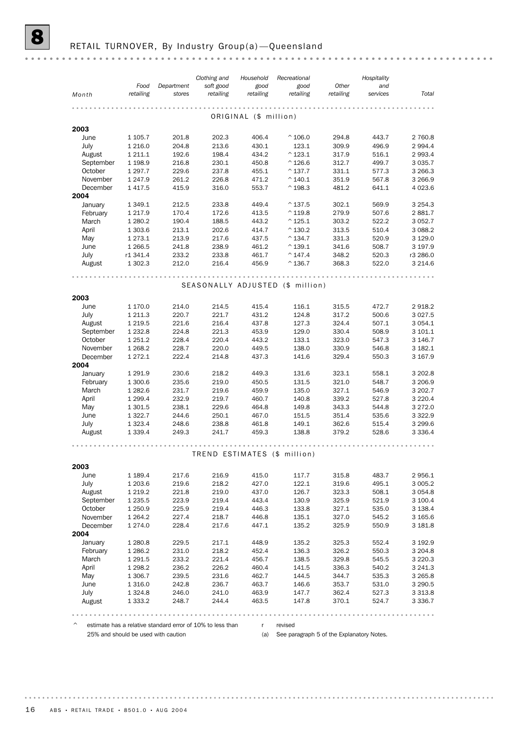# 8 RETAIL TURNOVER, By Industry Group(a)—Queensland

| Month | Food retailing | Department stores | Clothing and soft good retailing | Household good retailing | Recreational good retailing | Other retailing | Hospitality and services | Total |
|---|---|---|---|---|---|---|---|---|
| | | | | ORIGINAL ($ million) | | | | |
| **2003** | | | | | | | | |
| June | 1 105.7 | 201.8 | 202.3 | 406.4 | ^106.0 | 294.8 | 443.7 | 2 760.8 |
| July | 1 216.0 | 204.8 | 213.6 | 430.1 | 123.1 | 309.9 | 496.9 | 2 994.4 |
| August | 1 211.1 | 192.6 | 198.4 | 434.2 | ^123.1 | 317.9 | 516.1 | 2 993.4 |
| September | 1 198.9 | 216.8 | 230.1 | 450.8 | ^126.6 | 312.7 | 499.7 | 3 035.7 |
| October | 1 297.7 | 229.6 | 237.8 | 455.1 | ^137.7 | 331.1 | 577.3 | 3 266.3 |
| November | 1 247.9 | 261.2 | 226.8 | 471.2 | ^140.1 | 351.9 | 567.8 | 3 266.9 |
| December | 1 417.5 | 415.9 | 316.0 | 553.7 | ^198.3 | 481.2 | 641.1 | 4 023.6 |
| **2004** | | | | | | | | |
| January | 1 349.1 | 212.5 | 233.8 | 449.4 | ^137.5 | 302.1 | 569.9 | 3 254.3 |
| February | 1 217.9 | 170.4 | 172.6 | 413.5 | ^119.8 | 279.9 | 507.6 | 2 881.7 |
| March | 1 280.2 | 190.4 | 188.5 | 443.2 | ^125.1 | 303.2 | 522.2 | 3 052.7 |
| April | 1 303.6 | 213.1 | 202.6 | 414.7 | ^130.2 | 313.5 | 510.4 | 3 088.2 |
| May | 1 273.1 | 213.9 | 217.6 | 437.5 | ^134.7 | 331.3 | 520.9 | 3 129.0 |
| June | 1 266.5 | 241.8 | 238.9 | 461.2 | ^139.1 | 341.6 | 508.7 | 3 197.9 |
| July | r1 341.4 | 233.2 | 233.8 | 461.7 | ^147.4 | 348.2 | 520.3 | r3 286.0 |
| August | 1 302.3 | 212.0 | 216.4 | 456.9 | ^136.7 | 368.3 | 522.0 | 3 214.6 |
| | | | | SEASONALLY ADJUSTED ($ million) | | | | |
| **2003** | | | | | | | | |
| June | 1 170.0 | 214.0 | 214.5 | 415.4 | 116.1 | 315.5 | 472.7 | 2 918.2 |
| July | 1 211.3 | 220.7 | 221.7 | 431.2 | 124.8 | 317.2 | 500.6 | 3 027.5 |
| August | 1 219.5 | 221.6 | 216.4 | 437.8 | 127.3 | 324.4 | 507.1 | 3 054.1 |
| September | 1 232.8 | 224.8 | 221.3 | 453.9 | 129.0 | 330.4 | 508.9 | 3 101.1 |
| October | 1 251.2 | 228.4 | 220.4 | 443.2 | 133.1 | 323.0 | 547.3 | 3 146.7 |
| November | 1 268.2 | 228.7 | 220.0 | 449.5 | 138.0 | 330.9 | 546.8 | 3 182.1 |
| December | 1 272.1 | 222.4 | 214.8 | 437.3 | 141.6 | 329.4 | 550.3 | 3 167.9 |
| **2004** | | | | | | | | |
| January | 1 291.9 | 230.6 | 218.2 | 449.3 | 131.6 | 323.1 | 558.1 | 3 202.8 |
| February | 1 300.6 | 235.6 | 219.0 | 450.5 | 131.5 | 321.0 | 548.7 | 3 206.9 |
| March | 1 282.6 | 231.7 | 219.6 | 459.9 | 135.0 | 327.1 | 546.9 | 3 202.7 |
| April | 1 299.4 | 232.9 | 219.7 | 460.7 | 140.8 | 339.2 | 527.8 | 3 220.4 |
| May | 1 301.5 | 238.1 | 229.6 | 464.8 | 149.8 | 343.3 | 544.8 | 3 272.0 |
| June | 1 322.7 | 244.6 | 250.1 | 467.0 | 151.5 | 351.4 | 535.6 | 3 322.9 |
| July | 1 323.4 | 248.6 | 238.8 | 461.8 | 149.1 | 362.6 | 515.4 | 3 299.6 |
| August | 1 339.4 | 249.3 | 241.7 | 459.3 | 138.8 | 379.2 | 528.6 | 3 336.4 |
| | | | | TREND ESTIMATES ($ million) | | | | |
| **2003** | | | | | | | | |
| June | 1 189.4 | 217.6 | 216.9 | 415.0 | 117.7 | 315.8 | 483.7 | 2 956.1 |
| July | 1 203.6 | 219.6 | 218.2 | 427.0 | 122.1 | 319.6 | 495.1 | 3 005.2 |
| August | 1 219.2 | 221.8 | 219.0 | 437.0 | 126.7 | 323.3 | 508.1 | 3 054.8 |
| September | 1 235.5 | 223.9 | 219.4 | 443.4 | 130.9 | 325.9 | 521.9 | 3 100.4 |
| October | 1 250.9 | 225.9 | 219.4 | 446.3 | 133.8 | 327.1 | 535.0 | 3 138.4 |
| November | 1 264.2 | 227.4 | 218.7 | 446.8 | 135.1 | 327.0 | 545.2 | 3 165.6 |
| December | 1 274.0 | 228.4 | 217.6 | 447.1 | 135.2 | 325.9 | 550.9 | 3 181.8 |
| **2004** | | | | | | | | |
| January | 1 280.8 | 229.5 | 217.1 | 448.9 | 135.2 | 325.3 | 552.4 | 3 192.9 |
| February | 1 286.2 | 231.0 | 218.2 | 452.4 | 136.3 | 326.2 | 550.3 | 3 204.8 |
| March | 1 291.5 | 233.2 | 221.4 | 456.7 | 138.5 | 329.8 | 545.5 | 3 220.3 |
| April | 1 298.2 | 236.2 | 226.2 | 460.4 | 141.5 | 336.3 | 540.2 | 3 241.3 |
| May | 1 306.7 | 239.5 | 231.6 | 462.7 | 144.5 | 344.7 | 535.3 | 3 265.8 |
| June | 1 316.0 | 242.8 | 236.7 | 463.7 | 146.6 | 353.7 | 531.0 | 3 290.5 |
| July | 1 324.8 | 246.0 | 241.0 | 463.9 | 147.7 | 362.4 | 527.3 | 3 313.8 |
| August | 1 333.2 | 248.7 | 244.4 | 463.5 | 147.8 | 370.1 | 524.7 | 3 336.7 |

^ estimate has a relative standard error of 10% to less than 25% and should be used with caution

r revised

(a) See paragraph 5 of the Explanatory Notes.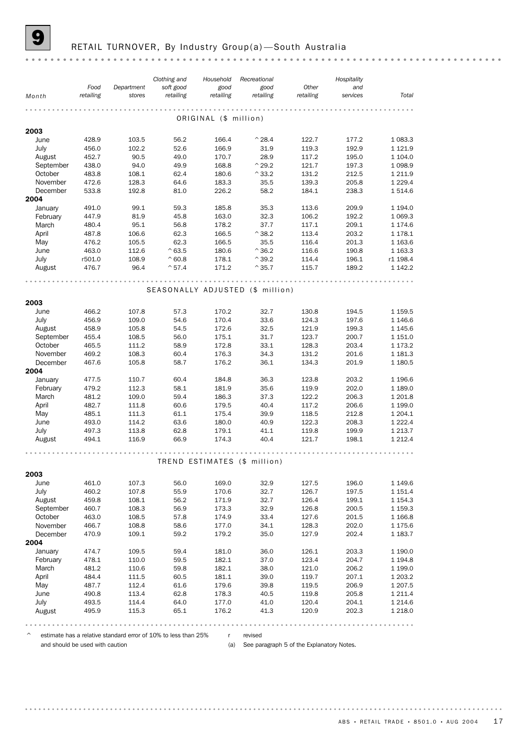## 9 RETAIL TURNOVER, By Industry Group(a)—South Australia

| Month | Food retailing | Department stores | Clothing and soft good retailing | Household good retailing | Recreational good retailing | Other retailing | Hospitality and services | Total |
|---|---|---|---|---|---|---|---|---|
| **ORIGINAL ($ million)** | | | | | | | | |
| **2003** | | | | | | | | |
| June | 428.9 | 103.5 | 56.2 | 166.4 | ^28.4 | 122.7 | 177.2 | 1 083.3 |
| July | 456.0 | 102.2 | 52.6 | 166.9 | 31.9 | 119.3 | 192.9 | 1 121.9 |
| August | 452.7 | 90.5 | 49.0 | 170.7 | 28.9 | 117.2 | 195.0 | 1 104.0 |
| September | 438.0 | 94.0 | 49.9 | 168.8 | ^29.2 | 121.7 | 197.3 | 1 098.9 |
| October | 483.8 | 108.1 | 62.4 | 180.6 | ^33.2 | 131.2 | 212.5 | 1 211.9 |
| November | 472.6 | 128.3 | 64.6 | 183.3 | 35.5 | 139.3 | 205.8 | 1 229.4 |
| December | 533.8 | 192.8 | 81.0 | 226.2 | 58.2 | 184.1 | 238.3 | 1 514.6 |
| **2004** | | | | | | | | |
| January | 491.0 | 99.1 | 59.3 | 185.8 | 35.3 | 113.6 | 209.9 | 1 194.0 |
| February | 447.9 | 81.9 | 45.8 | 163.0 | 32.3 | 106.2 | 192.2 | 1 069.3 |
| March | 480.4 | 95.1 | 56.8 | 178.2 | 37.7 | 117.1 | 209.1 | 1 174.6 |
| April | 487.8 | 106.6 | 62.3 | 166.5 | ^38.2 | 113.4 | 203.2 | 1 178.1 |
| May | 476.2 | 105.5 | 62.3 | 166.5 | 35.5 | 116.4 | 201.3 | 1 163.6 |
| June | 463.0 | 112.6 | ^63.5 | 180.6 | ^36.2 | 116.6 | 190.8 | 1 163.3 |
| July | r501.0 | 108.9 | ^60.8 | 178.1 | ^39.2 | 114.4 | 196.1 | r1 198.4 |
| August | 476.7 | 96.4 | ^57.4 | 171.2 | ^35.7 | 115.7 | 189.2 | 1 142.2 |
| **SEASONALLY ADJUSTED ($ million)** | | | | | | | | |
| **2003** | | | | | | | | |
| June | 466.2 | 107.8 | 57.3 | 170.2 | 32.7 | 130.8 | 194.5 | 1 159.5 |
| July | 456.9 | 109.0 | 54.6 | 170.4 | 33.6 | 124.3 | 197.6 | 1 146.6 |
| August | 458.9 | 105.8 | 54.5 | 172.6 | 32.5 | 121.9 | 199.3 | 1 145.6 |
| September | 455.4 | 108.5 | 56.0 | 175.1 | 31.7 | 123.7 | 200.7 | 1 151.0 |
| October | 465.5 | 111.2 | 58.9 | 172.8 | 33.1 | 128.3 | 203.4 | 1 173.2 |
| November | 469.2 | 108.3 | 60.4 | 176.3 | 34.3 | 131.2 | 201.6 | 1 181.3 |
| December | 467.6 | 105.8 | 58.7 | 176.2 | 36.1 | 134.3 | 201.9 | 1 180.5 |
| **2004** | | | | | | | | |
| January | 477.5 | 110.7 | 60.4 | 184.8 | 36.3 | 123.8 | 203.2 | 1 196.6 |
| February | 479.2 | 112.3 | 58.1 | 181.9 | 35.6 | 119.9 | 202.0 | 1 189.0 |
| March | 481.2 | 109.0 | 59.4 | 186.3 | 37.3 | 122.2 | 206.3 | 1 201.8 |
| April | 482.7 | 111.8 | 60.6 | 179.5 | 40.4 | 117.2 | 206.6 | 1 199.0 |
| May | 485.1 | 111.3 | 61.1 | 175.4 | 39.9 | 118.5 | 212.8 | 1 204.1 |
| June | 493.0 | 114.2 | 63.6 | 180.0 | 40.9 | 122.3 | 208.3 | 1 222.4 |
| July | 497.3 | 113.8 | 62.8 | 179.1 | 41.1 | 119.8 | 199.9 | 1 213.7 |
| August | 494.1 | 116.9 | 66.9 | 174.3 | 40.4 | 121.7 | 198.1 | 1 212.4 |
| **TREND ESTIMATES ($ million)** | | | | | | | | |
| **2003** | | | | | | | | |
| June | 461.0 | 107.3 | 56.0 | 169.0 | 32.9 | 127.5 | 196.0 | 1 149.6 |
| July | 460.2 | 107.8 | 55.9 | 170.6 | 32.7 | 126.7 | 197.5 | 1 151.4 |
| August | 459.8 | 108.1 | 56.2 | 171.9 | 32.7 | 126.4 | 199.1 | 1 154.3 |
| September | 460.7 | 108.3 | 56.9 | 173.3 | 32.9 | 126.8 | 200.5 | 1 159.3 |
| October | 463.0 | 108.5 | 57.8 | 174.9 | 33.4 | 127.6 | 201.5 | 1 166.8 |
| November | 466.7 | 108.8 | 58.6 | 177.0 | 34.1 | 128.3 | 202.0 | 1 175.6 |
| December | 470.9 | 109.1 | 59.2 | 179.2 | 35.0 | 127.9 | 202.4 | 1 183.7 |
| **2004** | | | | | | | | |
| January | 474.7 | 109.5 | 59.4 | 181.0 | 36.0 | 126.1 | 203.3 | 1 190.0 |
| February | 478.1 | 110.0 | 59.5 | 182.1 | 37.0 | 123.4 | 204.7 | 1 194.8 |
| March | 481.2 | 110.6 | 59.8 | 182.1 | 38.0 | 121.0 | 206.2 | 1 199.0 |
| April | 484.4 | 111.5 | 60.5 | 181.1 | 39.0 | 119.7 | 207.1 | 1 203.2 |
| May | 487.7 | 112.4 | 61.6 | 179.6 | 39.8 | 119.5 | 206.9 | 1 207.5 |
| June | 490.8 | 113.4 | 62.8 | 178.3 | 40.5 | 119.8 | 205.8 | 1 211.4 |
| July | 493.5 | 114.4 | 64.0 | 177.0 | 41.0 | 120.4 | 204.1 | 1 214.6 |
| August | 495.9 | 115.3 | 65.1 | 176.2 | 41.3 | 120.9 | 202.3 | 1 218.0 |

^ estimate has a relative standard error of 10% to less than 25% and should be used with caution

r revised

(a) See paragraph 5 of the Explanatory Notes.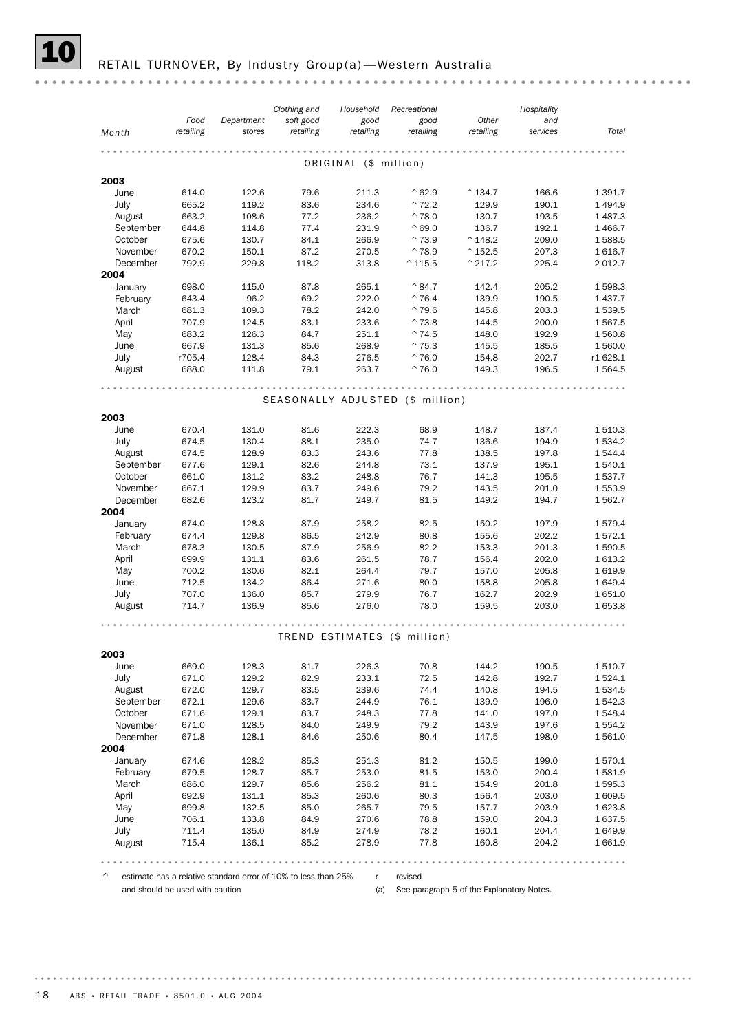## 10 RETAIL TURNOVER, By Industry Group(a)—Western Australia

| Month | Food retailing | Department stores | Clothing and soft good retailing | Household good retailing | Recreational good retailing | Other retailing | Hospitality and services | Total |
|---|---|---|---|---|---|---|---|---|
| **ORIGINAL ($ million)** | | | | | | | | |
| **2003** | | | | | | | | |
| June | 614.0 | 122.6 | 79.6 | 211.3 | ^62.9 | ^134.7 | 166.6 | 1 391.7 |
| July | 665.2 | 119.2 | 83.6 | 234.6 | ^72.2 | 129.9 | 190.1 | 1 494.9 |
| August | 663.2 | 108.6 | 77.2 | 236.2 | ^78.0 | 130.7 | 193.5 | 1 487.3 |
| September | 644.8 | 114.8 | 77.4 | 231.9 | ^69.0 | 136.7 | 192.1 | 1 466.7 |
| October | 675.6 | 130.7 | 84.1 | 266.9 | ^73.9 | ^148.2 | 209.0 | 1 588.5 |
| November | 670.2 | 150.1 | 87.2 | 270.5 | ^78.9 | ^152.5 | 207.3 | 1 616.7 |
| December | 792.9 | 229.8 | 118.2 | 313.8 | ^115.5 | ^217.2 | 225.4 | 2 012.7 |
| **2004** | | | | | | | | |
| January | 698.0 | 115.0 | 87.8 | 265.1 | ^84.7 | 142.4 | 205.2 | 1 598.3 |
| February | 643.4 | 96.2 | 69.2 | 222.0 | ^76.4 | 139.9 | 190.5 | 1 437.7 |
| March | 681.3 | 109.3 | 78.2 | 242.0 | ^79.6 | 145.8 | 203.3 | 1 539.5 |
| April | 707.9 | 124.5 | 83.1 | 233.6 | ^73.8 | 144.5 | 200.0 | 1 567.5 |
| May | 683.2 | 126.3 | 84.7 | 251.1 | ^74.5 | 148.0 | 192.9 | 1 560.8 |
| June | 667.9 | 131.3 | 85.6 | 268.9 | ^75.3 | 145.5 | 185.5 | 1 560.0 |
| July | r705.4 | 128.4 | 84.3 | 276.5 | ^76.0 | 154.8 | 202.7 | r1 628.1 |
| August | 688.0 | 111.8 | 79.1 | 263.7 | ^76.0 | 149.3 | 196.5 | 1 564.5 |
| **SEASONALLY ADJUSTED ($ million)** | | | | | | | | |
| **2003** | | | | | | | | |
| June | 670.4 | 131.0 | 81.6 | 222.3 | 68.9 | 148.7 | 187.4 | 1 510.3 |
| July | 674.5 | 130.4 | 88.1 | 235.0 | 74.7 | 136.6 | 194.9 | 1 534.2 |
| August | 674.5 | 128.9 | 83.3 | 243.6 | 77.8 | 138.5 | 197.8 | 1 544.4 |
| September | 677.6 | 129.1 | 82.6 | 244.8 | 73.1 | 137.9 | 195.1 | 1 540.1 |
| October | 661.0 | 131.2 | 83.2 | 248.8 | 76.7 | 141.3 | 195.5 | 1 537.7 |
| November | 667.1 | 129.9 | 83.7 | 249.6 | 79.2 | 143.5 | 201.0 | 1 553.9 |
| December | 682.6 | 123.2 | 81.7 | 249.7 | 81.5 | 149.2 | 194.7 | 1 562.7 |
| **2004** | | | | | | | | |
| January | 674.0 | 128.8 | 87.9 | 258.2 | 82.5 | 150.2 | 197.9 | 1 579.4 |
| February | 674.4 | 129.8 | 86.5 | 242.9 | 80.8 | 155.6 | 202.2 | 1 572.1 |
| March | 678.3 | 130.5 | 87.9 | 256.9 | 82.2 | 153.3 | 201.3 | 1 590.5 |
| April | 699.9 | 131.1 | 83.6 | 261.5 | 78.7 | 156.4 | 202.0 | 1 613.2 |
| May | 700.2 | 130.6 | 82.1 | 264.4 | 79.7 | 157.0 | 205.8 | 1 619.9 |
| June | 712.5 | 134.2 | 86.4 | 271.6 | 80.0 | 158.8 | 205.8 | 1 649.4 |
| July | 707.0 | 136.0 | 85.7 | 279.9 | 76.7 | 162.7 | 202.9 | 1 651.0 |
| August | 714.7 | 136.9 | 85.6 | 276.0 | 78.0 | 159.5 | 203.0 | 1 653.8 |
| **TREND ESTIMATES ($ million)** | | | | | | | | |
| **2003** | | | | | | | | |
| June | 669.0 | 128.3 | 81.7 | 226.3 | 70.8 | 144.2 | 190.5 | 1 510.7 |
| July | 671.0 | 129.2 | 82.9 | 233.1 | 72.5 | 142.8 | 192.7 | 1 524.1 |
| August | 672.0 | 129.7 | 83.5 | 239.6 | 74.4 | 140.8 | 194.5 | 1 534.5 |
| September | 672.1 | 129.6 | 83.7 | 244.9 | 76.1 | 139.9 | 196.0 | 1 542.3 |
| October | 671.6 | 129.1 | 83.7 | 248.3 | 77.8 | 141.0 | 197.0 | 1 548.4 |
| November | 671.0 | 128.5 | 84.0 | 249.9 | 79.2 | 143.9 | 197.6 | 1 554.2 |
| December | 671.8 | 128.1 | 84.6 | 250.6 | 80.4 | 147.5 | 198.0 | 1 561.0 |
| **2004** | | | | | | | | |
| January | 674.6 | 128.2 | 85.3 | 251.3 | 81.2 | 150.5 | 199.0 | 1 570.1 |
| February | 679.5 | 128.7 | 85.7 | 253.0 | 81.5 | 153.0 | 200.4 | 1 581.9 |
| March | 686.0 | 129.7 | 85.6 | 256.2 | 81.1 | 154.9 | 201.8 | 1 595.3 |
| April | 692.9 | 131.1 | 85.3 | 260.6 | 80.3 | 156.4 | 203.0 | 1 609.5 |
| May | 699.8 | 132.5 | 85.0 | 265.7 | 79.5 | 157.7 | 203.9 | 1 623.8 |
| June | 706.1 | 133.8 | 84.9 | 270.6 | 78.8 | 159.0 | 204.3 | 1 637.5 |
| July | 711.4 | 135.0 | 84.9 | 274.9 | 78.2 | 160.1 | 204.4 | 1 649.9 |
| August | 715.4 | 136.1 | 85.2 | 278.9 | 77.8 | 160.8 | 204.2 | 1 661.9 |

^ estimate has a relative standard error of 10% to less than 25% and should be used with caution

r revised

(a) See paragraph 5 of the Explanatory Notes.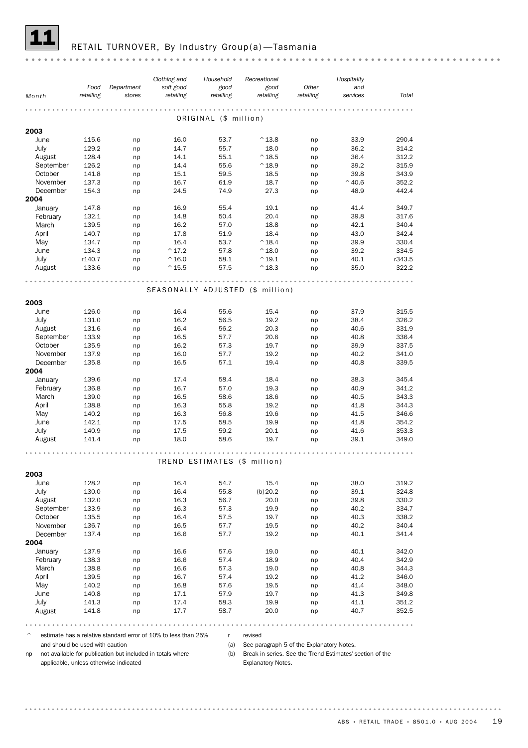# 11 RETAIL TURNOVER, By Industry Group(a)—Tasmania

| Month | Food retailing | Department stores | Clothing and soft good retailing | Household good retailing | Recreational good retailing | Other retailing | Hospitality and services | Total |
|---|---|---|---|---|---|---|---|---|
| **ORIGINAL ($ million)** | | | | | | | | |
| **2003** | | | | | | | | |
| June | 115.6 | np | 16.0 | 53.7 | ^13.8 | np | 33.9 | 290.4 |
| July | 129.2 | np | 14.7 | 55.7 | 18.0 | np | 36.2 | 314.2 |
| August | 128.4 | np | 14.1 | 55.1 | ^18.5 | np | 36.4 | 312.2 |
| September | 126.2 | np | 14.4 | 55.6 | ^18.9 | np | 39.2 | 315.9 |
| October | 141.8 | np | 15.1 | 59.5 | 18.5 | np | 39.8 | 343.9 |
| November | 137.3 | np | 16.7 | 61.9 | 18.7 | np | ^40.6 | 352.2 |
| December | 154.3 | np | 24.5 | 74.9 | 27.3 | np | 48.9 | 442.4 |
| **2004** | | | | | | | | |
| January | 147.8 | np | 16.9 | 55.4 | 19.1 | np | 41.4 | 349.7 |
| February | 132.1 | np | 14.8 | 50.4 | 20.4 | np | 39.8 | 317.6 |
| March | 139.5 | np | 16.2 | 57.0 | 18.8 | np | 42.1 | 340.4 |
| April | 140.7 | np | 17.8 | 51.9 | 18.4 | np | 43.0 | 342.4 |
| May | 134.7 | np | 16.4 | 53.7 | ^18.4 | np | 39.9 | 330.4 |
| June | 134.3 | np | ^17.2 | 57.8 | ^18.0 | np | 39.2 | 334.5 |
| July | r140.7 | np | ^16.0 | 58.1 | ^19.1 | np | 40.1 | r343.5 |
| August | 133.6 | np | ^15.5 | 57.5 | ^18.3 | np | 35.0 | 322.2 |
| **SEASONALLY ADJUSTED ($ million)** | | | | | | | | |
| **2003** | | | | | | | | |
| June | 126.0 | np | 16.4 | 55.6 | 15.4 | np | 37.9 | 315.5 |
| July | 131.0 | np | 16.2 | 56.5 | 19.2 | np | 38.4 | 326.2 |
| August | 131.6 | np | 16.4 | 56.2 | 20.3 | np | 40.6 | 331.9 |
| September | 133.9 | np | 16.5 | 57.7 | 20.6 | np | 40.8 | 336.4 |
| October | 135.9 | np | 16.2 | 57.3 | 19.7 | np | 39.9 | 337.5 |
| November | 137.9 | np | 16.0 | 57.7 | 19.2 | np | 40.2 | 341.0 |
| December | 135.8 | np | 16.5 | 57.1 | 19.4 | np | 40.8 | 339.5 |
| **2004** | | | | | | | | |
| January | 139.6 | np | 17.4 | 58.4 | 18.4 | np | 38.3 | 345.4 |
| February | 136.8 | np | 16.7 | 57.0 | 19.3 | np | 40.9 | 341.2 |
| March | 139.0 | np | 16.5 | 58.6 | 18.6 | np | 40.5 | 343.3 |
| April | 138.8 | np | 16.3 | 55.8 | 19.2 | np | 41.8 | 344.3 |
| May | 140.2 | np | 16.3 | 56.8 | 19.6 | np | 41.5 | 346.6 |
| June | 142.1 | np | 17.5 | 58.5 | 19.9 | np | 41.8 | 354.2 |
| July | 140.9 | np | 17.5 | 59.2 | 20.1 | np | 41.6 | 353.3 |
| August | 141.4 | np | 18.0 | 58.6 | 19.7 | np | 39.1 | 349.0 |
| **TREND ESTIMATES ($ million)** | | | | | | | | |
| **2003** | | | | | | | | |
| June | 128.2 | np | 16.4 | 54.7 | 15.4 | np | 38.0 | 319.2 |
| July | 130.0 | np | 16.4 | 55.8 | (b)20.2 | np | 39.1 | 324.8 |
| August | 132.0 | np | 16.3 | 56.7 | 20.0 | np | 39.8 | 330.2 |
| September | 133.9 | np | 16.3 | 57.3 | 19.9 | np | 40.2 | 334.7 |
| October | 135.5 | np | 16.4 | 57.5 | 19.7 | np | 40.3 | 338.2 |
| November | 136.7 | np | 16.5 | 57.7 | 19.5 | np | 40.2 | 340.4 |
| December | 137.4 | np | 16.6 | 57.7 | 19.2 | np | 40.1 | 341.4 |
| **2004** | | | | | | | | |
| January | 137.9 | np | 16.6 | 57.6 | 19.0 | np | 40.1 | 342.0 |
| February | 138.3 | np | 16.6 | 57.4 | 18.9 | np | 40.4 | 342.9 |
| March | 138.8 | np | 16.6 | 57.3 | 19.0 | np | 40.8 | 344.3 |
| April | 139.5 | np | 16.7 | 57.4 | 19.2 | np | 41.2 | 346.0 |
| May | 140.2 | np | 16.8 | 57.6 | 19.5 | np | 41.4 | 348.0 |
| June | 140.8 | np | 17.1 | 57.9 | 19.7 | np | 41.3 | 349.8 |
| July | 141.3 | np | 17.4 | 58.3 | 19.9 | np | 41.1 | 351.2 |
| August | 141.8 | np | 17.7 | 58.7 | 20.0 | np | 40.7 | 352.5 |

^ estimate has a relative standard error of 10% to less than 25% and should be used with caution

np not available for publication but included in totals where applicable, unless otherwise indicated

r revised

(a) See paragraph 5 of the Explanatory Notes.

(b) Break in series. See the 'Trend Estimates' section of the Explanatory Notes.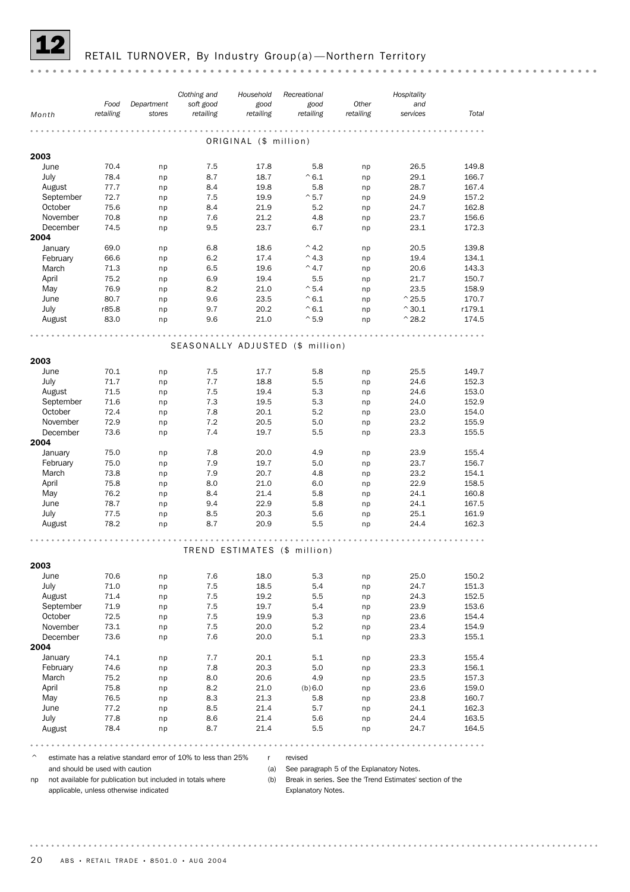## 12 RETAIL TURNOVER, By Industry Group(a)—Northern Territory

| Month | Food retailing | Department stores | Clothing and soft good retailing | Household good retailing | Recreational good retailing | Other retailing | Hospitality and services | Total |
|---|---|---|---|---|---|---|---|---|
| | | | | ORIGINAL ($ million) | | | | |
| **2003** | | | | | | | | |
| June | 70.4 | np | 7.5 | 17.8 | 5.8 | np | 26.5 | 149.8 |
| July | 78.4 | np | 8.7 | 18.7 | ^6.1 | np | 29.1 | 166.7 |
| August | 77.7 | np | 8.4 | 19.8 | 5.8 | np | 28.7 | 167.4 |
| September | 72.7 | np | 7.5 | 19.9 | ^5.7 | np | 24.9 | 157.2 |
| October | 75.6 | np | 8.4 | 21.9 | 5.2 | np | 24.7 | 162.8 |
| November | 70.8 | np | 7.6 | 21.2 | 4.8 | np | 23.7 | 156.6 |
| December | 74.5 | np | 9.5 | 23.7 | 6.7 | np | 23.1 | 172.3 |
| **2004** | | | | | | | | |
| January | 69.0 | np | 6.8 | 18.6 | ^4.2 | np | 20.5 | 139.8 |
| February | 66.6 | np | 6.2 | 17.4 | ^4.3 | np | 19.4 | 134.1 |
| March | 71.3 | np | 6.5 | 19.6 | ^4.7 | np | 20.6 | 143.3 |
| April | 75.2 | np | 6.9 | 19.4 | 5.5 | np | 21.7 | 150.7 |
| May | 76.9 | np | 8.2 | 21.0 | ^5.4 | np | 23.5 | 158.9 |
| June | 80.7 | np | 9.6 | 23.5 | ^6.1 | np | ^25.5 | 170.7 |
| July | r85.8 | np | 9.7 | 20.2 | ^6.1 | np | ^30.1 | r179.1 |
| August | 83.0 | np | 9.6 | 21.0 | ^5.9 | np | ^28.2 | 174.5 |
| | | | | SEASONALLY ADJUSTED ($ million) | | | | |
| **2003** | | | | | | | | |
| June | 70.1 | np | 7.5 | 17.7 | 5.8 | np | 25.5 | 149.7 |
| July | 71.7 | np | 7.7 | 18.8 | 5.5 | np | 24.6 | 152.3 |
| August | 71.5 | np | 7.5 | 19.4 | 5.3 | np | 24.6 | 153.0 |
| September | 71.6 | np | 7.3 | 19.5 | 5.3 | np | 24.0 | 152.9 |
| October | 72.4 | np | 7.8 | 20.1 | 5.2 | np | 23.0 | 154.0 |
| November | 72.9 | np | 7.2 | 20.5 | 5.0 | np | 23.2 | 155.9 |
| December | 73.6 | np | 7.4 | 19.7 | 5.5 | np | 23.3 | 155.5 |
| **2004** | | | | | | | | |
| January | 75.0 | np | 7.8 | 20.0 | 4.9 | np | 23.9 | 155.4 |
| February | 75.0 | np | 7.9 | 19.7 | 5.0 | np | 23.7 | 156.7 |
| March | 73.8 | np | 7.9 | 20.7 | 4.8 | np | 23.2 | 154.1 |
| April | 75.8 | np | 8.0 | 21.0 | 6.0 | np | 22.9 | 158.5 |
| May | 76.2 | np | 8.4 | 21.4 | 5.8 | np | 24.1 | 160.8 |
| June | 78.7 | np | 9.4 | 22.9 | 5.8 | np | 24.1 | 167.5 |
| July | 77.5 | np | 8.5 | 20.3 | 5.6 | np | 25.1 | 161.9 |
| August | 78.2 | np | 8.7 | 20.9 | 5.5 | np | 24.4 | 162.3 |
| | | | | TREND ESTIMATES ($ million) | | | | |
| **2003** | | | | | | | | |
| June | 70.6 | np | 7.6 | 18.0 | 5.3 | np | 25.0 | 150.2 |
| July | 71.0 | np | 7.5 | 18.5 | 5.4 | np | 24.7 | 151.3 |
| August | 71.4 | np | 7.5 | 19.2 | 5.5 | np | 24.3 | 152.5 |
| September | 71.9 | np | 7.5 | 19.7 | 5.4 | np | 23.9 | 153.6 |
| October | 72.5 | np | 7.5 | 19.9 | 5.3 | np | 23.6 | 154.4 |
| November | 73.1 | np | 7.5 | 20.0 | 5.2 | np | 23.4 | 154.9 |
| December | 73.6 | np | 7.6 | 20.0 | 5.1 | np | 23.3 | 155.1 |
| **2004** | | | | | | | | |
| January | 74.1 | np | 7.7 | 20.1 | 5.1 | np | 23.3 | 155.4 |
| February | 74.6 | np | 7.8 | 20.3 | 5.0 | np | 23.3 | 156.1 |
| March | 75.2 | np | 8.0 | 20.6 | 4.9 | np | 23.5 | 157.3 |
| April | 75.8 | np | 8.2 | 21.0 | (b)6.0 | np | 23.6 | 159.0 |
| May | 76.5 | np | 8.3 | 21.3 | 5.8 | np | 23.8 | 160.7 |
| June | 77.2 | np | 8.5 | 21.4 | 5.7 | np | 24.1 | 162.3 |
| July | 77.8 | np | 8.6 | 21.4 | 5.6 | np | 24.4 | 163.5 |
| August | 78.4 | np | 8.7 | 21.4 | 5.5 | np | 24.7 | 164.5 |

^ estimate has a relative standard error of 10% to less than 25% and should be used with caution

np not available for publication but included in totals where applicable, unless otherwise indicated

r revised

(a) See paragraph 5 of the Explanatory Notes.

(b) Break in series. See the 'Trend Estimates' section of the Explanatory Notes.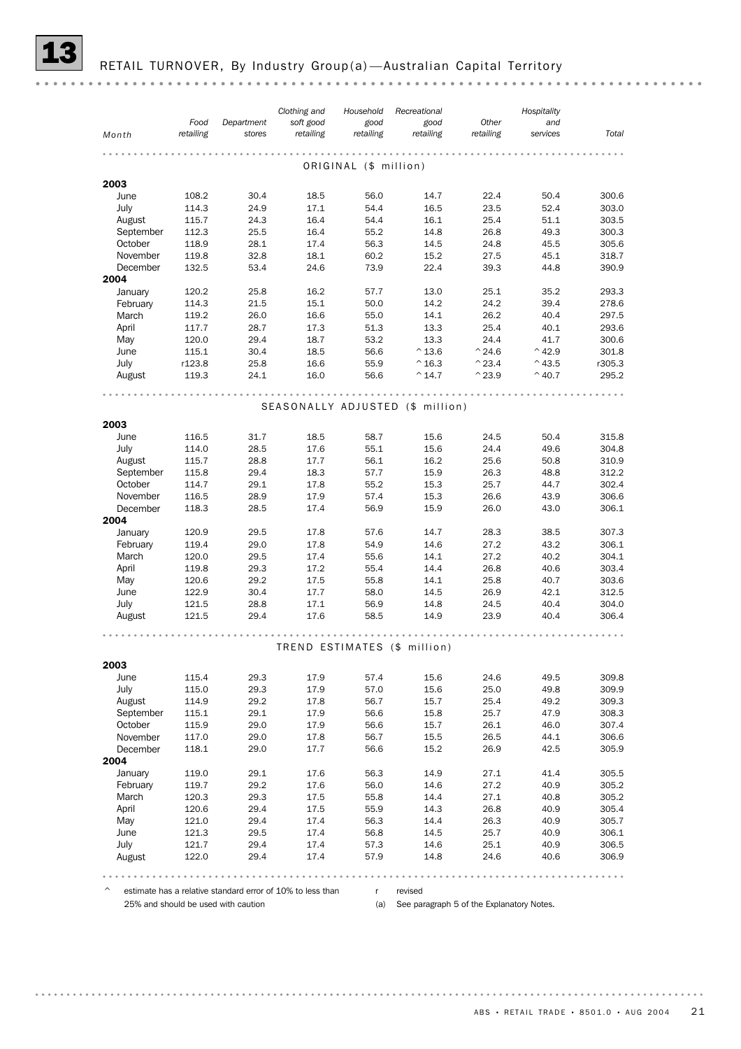# 13 RETAIL TURNOVER, By Industry Group(a)—Australian Capital Territory

| Month | Food retailing | Department stores | Clothing and soft good retailing | Household good retailing | Recreational good retailing | Other retailing | Hospitality and services | Total |
|---|---|---|---|---|---|---|---|---|
| ORIGINAL ($ million) | | | | | | | | |
| **2003** | | | | | | | | |
| June | 108.2 | 30.4 | 18.5 | 56.0 | 14.7 | 22.4 | 50.4 | 300.6 |
| July | 114.3 | 24.9 | 17.1 | 54.4 | 16.5 | 23.5 | 52.4 | 303.0 |
| August | 115.7 | 24.3 | 16.4 | 54.4 | 16.1 | 25.4 | 51.1 | 303.5 |
| September | 112.3 | 25.5 | 16.4 | 55.2 | 14.8 | 26.8 | 49.3 | 300.3 |
| October | 118.9 | 28.1 | 17.4 | 56.3 | 14.5 | 24.8 | 45.5 | 305.6 |
| November | 119.8 | 32.8 | 18.1 | 60.2 | 15.2 | 27.5 | 45.1 | 318.7 |
| December | 132.5 | 53.4 | 24.6 | 73.9 | 22.4 | 39.3 | 44.8 | 390.9 |
| **2004** | | | | | | | | |
| January | 120.2 | 25.8 | 16.2 | 57.7 | 13.0 | 25.1 | 35.2 | 293.3 |
| February | 114.3 | 21.5 | 15.1 | 50.0 | 14.2 | 24.2 | 39.4 | 278.6 |
| March | 119.2 | 26.0 | 16.6 | 55.0 | 14.1 | 26.2 | 40.4 | 297.5 |
| April | 117.7 | 28.7 | 17.3 | 51.3 | 13.3 | 25.4 | 40.1 | 293.6 |
| May | 120.0 | 29.4 | 18.7 | 53.2 | 13.3 | 24.4 | 41.7 | 300.6 |
| June | 115.1 | 30.4 | 18.5 | 56.6 | ^13.6 | ^24.6 | ^42.9 | 301.8 |
| July | r123.8 | 25.8 | 16.6 | 55.9 | ^16.3 | ^23.4 | ^43.5 | r305.3 |
| August | 119.3 | 24.1 | 16.0 | 56.6 | ^14.7 | ^23.9 | ^40.7 | 295.2 |
| SEASONALLY ADJUSTED ($ million) | | | | | | | | |
| **2003** | | | | | | | | |
| June | 116.5 | 31.7 | 18.5 | 58.7 | 15.6 | 24.5 | 50.4 | 315.8 |
| July | 114.0 | 28.5 | 17.6 | 55.1 | 15.6 | 24.4 | 49.6 | 304.8 |
| August | 115.7 | 28.8 | 17.7 | 56.1 | 16.2 | 25.6 | 50.8 | 310.9 |
| September | 115.8 | 29.4 | 18.3 | 57.7 | 15.9 | 26.3 | 48.8 | 312.2 |
| October | 114.7 | 29.1 | 17.8 | 55.2 | 15.3 | 25.7 | 44.7 | 302.4 |
| November | 116.5 | 28.9 | 17.9 | 57.4 | 15.3 | 26.6 | 43.9 | 306.6 |
| December | 118.3 | 28.5 | 17.4 | 56.9 | 15.9 | 26.0 | 43.0 | 306.1 |
| **2004** | | | | | | | | |
| January | 120.9 | 29.5 | 17.8 | 57.6 | 14.7 | 28.3 | 38.5 | 307.3 |
| February | 119.4 | 29.0 | 17.8 | 54.9 | 14.6 | 27.2 | 43.2 | 306.1 |
| March | 120.0 | 29.5 | 17.4 | 55.6 | 14.1 | 27.2 | 40.2 | 304.1 |
| April | 119.8 | 29.3 | 17.2 | 55.4 | 14.4 | 26.8 | 40.6 | 303.4 |
| May | 120.6 | 29.2 | 17.5 | 55.8 | 14.1 | 25.8 | 40.7 | 303.6 |
| June | 122.9 | 30.4 | 17.7 | 58.0 | 14.5 | 26.9 | 42.1 | 312.5 |
| July | 121.5 | 28.8 | 17.1 | 56.9 | 14.8 | 24.5 | 40.4 | 304.0 |
| August | 121.5 | 29.4 | 17.6 | 58.5 | 14.9 | 23.9 | 40.4 | 306.4 |
| TREND ESTIMATES ($ million) | | | | | | | | |
| **2003** | | | | | | | | |
| June | 115.4 | 29.3 | 17.9 | 57.4 | 15.6 | 24.6 | 49.5 | 309.8 |
| July | 115.0 | 29.3 | 17.9 | 57.0 | 15.6 | 25.0 | 49.8 | 309.9 |
| August | 114.9 | 29.2 | 17.8 | 56.7 | 15.7 | 25.4 | 49.2 | 309.3 |
| September | 115.1 | 29.1 | 17.9 | 56.6 | 15.8 | 25.7 | 47.9 | 308.3 |
| October | 115.9 | 29.0 | 17.9 | 56.6 | 15.7 | 26.1 | 46.0 | 307.4 |
| November | 117.0 | 29.0 | 17.8 | 56.7 | 15.5 | 26.5 | 44.1 | 306.6 |
| December | 118.1 | 29.0 | 17.7 | 56.6 | 15.2 | 26.9 | 42.5 | 305.9 |
| **2004** | | | | | | | | |
| January | 119.0 | 29.1 | 17.6 | 56.3 | 14.9 | 27.1 | 41.4 | 305.5 |
| February | 119.7 | 29.2 | 17.6 | 56.0 | 14.6 | 27.2 | 40.9 | 305.2 |
| March | 120.3 | 29.3 | 17.5 | 55.8 | 14.4 | 27.1 | 40.8 | 305.2 |
| April | 120.6 | 29.4 | 17.5 | 55.9 | 14.3 | 26.8 | 40.9 | 305.4 |
| May | 121.0 | 29.4 | 17.4 | 56.3 | 14.4 | 26.3 | 40.9 | 305.7 |
| June | 121.3 | 29.5 | 17.4 | 56.8 | 14.5 | 25.7 | 40.9 | 306.1 |
| July | 121.7 | 29.4 | 17.4 | 57.3 | 14.6 | 25.1 | 40.9 | 306.5 |
| August | 122.0 | 29.4 | 17.4 | 57.9 | 14.8 | 24.6 | 40.6 | 306.9 |

^ estimate has a relative standard error of 10% to less than 25% and should be used with caution

r revised

(a) See paragraph 5 of the Explanatory Notes.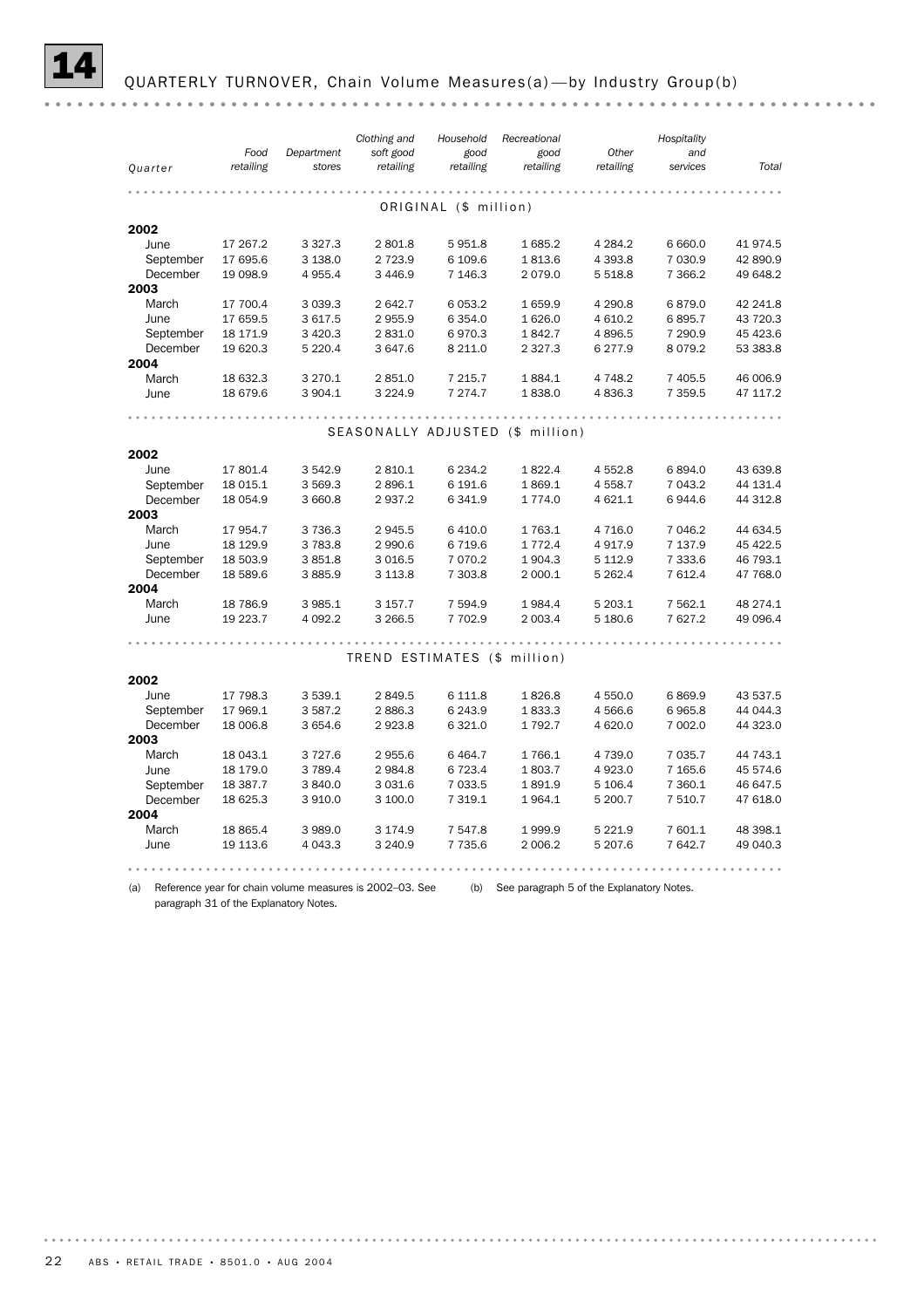## 14 QUARTERLY TURNOVER, Chain Volume Measures(a)—by Industry Group(b)

| Quarter | Food retailing | Department stores | Clothing and soft good retailing | Household good retailing | Recreational good retailing | Other retailing | Hospitality and services | Total |
|---|---|---|---|---|---|---|---|---|
| ORIGINAL ($ million) | | | | | | | | |
| **2002** | | | | | | | | |
| June | 17 267.2 | 3 327.3 | 2 801.8 | 5 951.8 | 1 685.2 | 4 284.2 | 6 660.0 | 41 974.5 |
| September | 17 695.6 | 3 138.0 | 2 723.9 | 6 109.6 | 1 813.6 | 4 393.8 | 7 030.9 | 42 890.9 |
| December | 19 098.9 | 4 955.4 | 3 446.9 | 7 146.3 | 2 079.0 | 5 518.8 | 7 366.2 | 49 648.2 |
| **2003** | | | | | | | | |
| March | 17 700.4 | 3 039.3 | 2 642.7 | 6 053.2 | 1 659.9 | 4 290.8 | 6 879.0 | 42 241.8 |
| June | 17 659.5 | 3 617.5 | 2 955.9 | 6 354.0 | 1 626.0 | 4 610.2 | 6 895.7 | 43 720.3 |
| September | 18 171.9 | 3 420.3 | 2 831.0 | 6 970.3 | 1 842.7 | 4 896.5 | 7 290.9 | 45 423.6 |
| December | 19 620.3 | 5 220.4 | 3 647.6 | 8 211.0 | 2 327.3 | 6 277.9 | 8 079.2 | 53 383.8 |
| **2004** | | | | | | | | |
| March | 18 632.3 | 3 270.1 | 2 851.0 | 7 215.7 | 1 884.1 | 4 748.2 | 7 405.5 | 46 006.9 |
| June | 18 679.6 | 3 904.1 | 3 224.9 | 7 274.7 | 1 838.0 | 4 836.3 | 7 359.5 | 47 117.2 |
| SEASONALLY ADJUSTED ($ million) | | | | | | | | |
| **2002** | | | | | | | | |
| June | 17 801.4 | 3 542.9 | 2 810.1 | 6 234.2 | 1 822.4 | 4 552.8 | 6 894.0 | 43 639.8 |
| September | 18 015.1 | 3 569.3 | 2 896.1 | 6 191.6 | 1 869.1 | 4 558.7 | 7 043.2 | 44 131.4 |
| December | 18 054.9 | 3 660.8 | 2 937.2 | 6 341.9 | 1 774.0 | 4 621.1 | 6 944.6 | 44 312.8 |
| **2003** | | | | | | | | |
| March | 17 954.7 | 3 736.3 | 2 945.5 | 6 410.0 | 1 763.1 | 4 716.0 | 7 046.2 | 44 634.5 |
| June | 18 129.9 | 3 783.8 | 2 990.6 | 6 719.6 | 1 772.4 | 4 917.9 | 7 137.9 | 45 422.5 |
| September | 18 503.9 | 3 851.8 | 3 016.5 | 7 070.2 | 1 904.3 | 5 112.9 | 7 333.6 | 46 793.1 |
| December | 18 589.6 | 3 885.9 | 3 113.8 | 7 303.8 | 2 000.1 | 5 262.4 | 7 612.4 | 47 768.0 |
| **2004** | | | | | | | | |
| March | 18 786.9 | 3 985.1 | 3 157.7 | 7 594.9 | 1 984.4 | 5 203.1 | 7 562.1 | 48 274.1 |
| June | 19 223.7 | 4 092.2 | 3 266.5 | 7 702.9 | 2 003.4 | 5 180.6 | 7 627.2 | 49 096.4 |
| TREND ESTIMATES ($ million) | | | | | | | | |
| **2002** | | | | | | | | |
| June | 17 798.3 | 3 539.1 | 2 849.5 | 6 111.8 | 1 826.8 | 4 550.0 | 6 869.9 | 43 537.5 |
| September | 17 969.1 | 3 587.2 | 2 886.3 | 6 243.9 | 1 833.3 | 4 566.6 | 6 965.8 | 44 044.3 |
| December | 18 006.8 | 3 654.6 | 2 923.8 | 6 321.0 | 1 792.7 | 4 620.0 | 7 002.0 | 44 323.0 |
| **2003** | | | | | | | | |
| March | 18 043.1 | 3 727.6 | 2 955.6 | 6 464.7 | 1 766.1 | 4 739.0 | 7 035.7 | 44 743.1 |
| June | 18 179.0 | 3 789.4 | 2 984.8 | 6 723.4 | 1 803.7 | 4 923.0 | 7 165.6 | 45 574.6 |
| September | 18 387.7 | 3 840.0 | 3 031.6 | 7 033.5 | 1 891.9 | 5 106.4 | 7 360.1 | 46 647.5 |
| December | 18 625.3 | 3 910.0 | 3 100.0 | 7 319.1 | 1 964.1 | 5 200.7 | 7 510.7 | 47 618.0 |
| **2004** | | | | | | | | |
| March | 18 865.4 | 3 989.0 | 3 174.9 | 7 547.8 | 1 999.9 | 5 221.9 | 7 601.1 | 48 398.1 |
| June | 19 113.6 | 4 043.3 | 3 240.9 | 7 735.6 | 2 006.2 | 5 207.6 | 7 642.7 | 49 040.3 |

(a) Reference year for chain volume measures is 2002–03. See paragraph 31 of the Explanatory Notes.

(b) See paragraph 5 of the Explanatory Notes.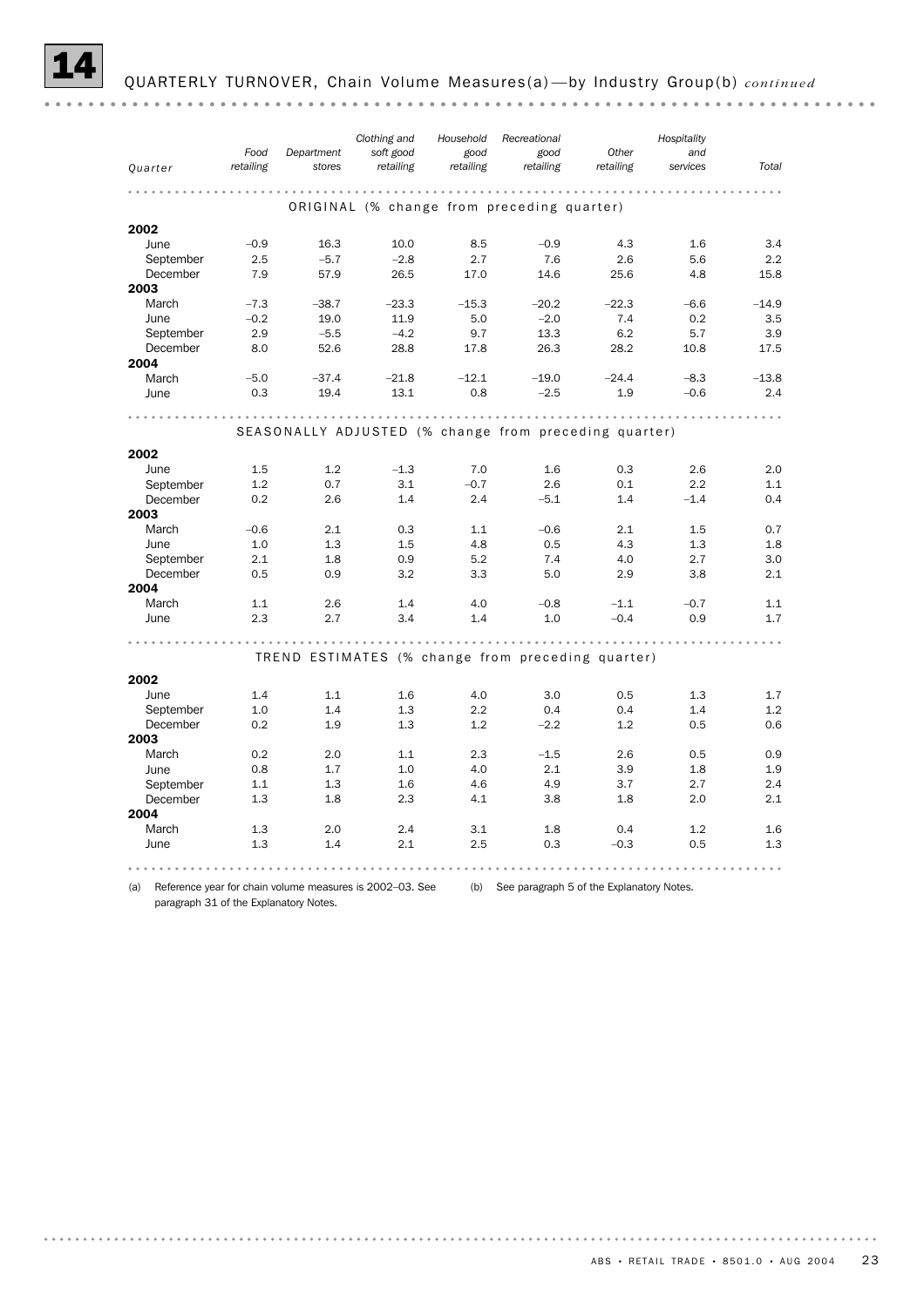## 14 QUARTERLY TURNOVER, Chain Volume Measures(a)—by Industry Group(b) *continued*

| Quarter | Food retailing | Department stores | Clothing and soft good retailing | Household good retailing | Recreational good retailing | Other retailing | Hospitality and services | Total |
|---|---|---|---|---|---|---|---|---|
| **ORIGINAL (% change from preceding quarter)** | | | | | | | | |
| **2002** | | | | | | | | |
| June | –0.9 | 16.3 | 10.0 | 8.5 | –0.9 | 4.3 | 1.6 | 3.4 |
| September | 2.5 | –5.7 | –2.8 | 2.7 | 7.6 | 2.6 | 5.6 | 2.2 |
| December | 7.9 | 57.9 | 26.5 | 17.0 | 14.6 | 25.6 | 4.8 | 15.8 |
| **2003** | | | | | | | | |
| March | –7.3 | –38.7 | –23.3 | –15.3 | –20.2 | –22.3 | –6.6 | –14.9 |
| June | –0.2 | 19.0 | 11.9 | 5.0 | –2.0 | 7.4 | 0.2 | 3.5 |
| September | 2.9 | –5.5 | –4.2 | 9.7 | 13.3 | 6.2 | 5.7 | 3.9 |
| December | 8.0 | 52.6 | 28.8 | 17.8 | 26.3 | 28.2 | 10.8 | 17.5 |
| **2004** | | | | | | | | |
| March | –5.0 | –37.4 | –21.8 | –12.1 | –19.0 | –24.4 | –8.3 | –13.8 |
| June | 0.3 | 19.4 | 13.1 | 0.8 | –2.5 | 1.9 | –0.6 | 2.4 |
| **SEASONALLY ADJUSTED (% change from preceding quarter)** | | | | | | | | |
| **2002** | | | | | | | | |
| June | 1.5 | 1.2 | –1.3 | 7.0 | 1.6 | 0.3 | 2.6 | 2.0 |
| September | 1.2 | 0.7 | 3.1 | –0.7 | 2.6 | 0.1 | 2.2 | 1.1 |
| December | 0.2 | 2.6 | 1.4 | 2.4 | –5.1 | 1.4 | –1.4 | 0.4 |
| **2003** | | | | | | | | |
| March | –0.6 | 2.1 | 0.3 | 1.1 | –0.6 | 2.1 | 1.5 | 0.7 |
| June | 1.0 | 1.3 | 1.5 | 4.8 | 0.5 | 4.3 | 1.3 | 1.8 |
| September | 2.1 | 1.8 | 0.9 | 5.2 | 7.4 | 4.0 | 2.7 | 3.0 |
| December | 0.5 | 0.9 | 3.2 | 3.3 | 5.0 | 2.9 | 3.8 | 2.1 |
| **2004** | | | | | | | | |
| March | 1.1 | 2.6 | 1.4 | 4.0 | –0.8 | –1.1 | –0.7 | 1.1 |
| June | 2.3 | 2.7 | 3.4 | 1.4 | 1.0 | –0.4 | 0.9 | 1.7 |
| **TREND ESTIMATES (% change from preceding quarter)** | | | | | | | | |
| **2002** | | | | | | | | |
| June | 1.4 | 1.1 | 1.6 | 4.0 | 3.0 | 0.5 | 1.3 | 1.7 |
| September | 1.0 | 1.4 | 1.3 | 2.2 | 0.4 | 0.4 | 1.4 | 1.2 |
| December | 0.2 | 1.9 | 1.3 | 1.2 | –2.2 | 1.2 | 0.5 | 0.6 |
| **2003** | | | | | | | | |
| March | 0.2 | 2.0 | 1.1 | 2.3 | –1.5 | 2.6 | 0.5 | 0.9 |
| June | 0.8 | 1.7 | 1.0 | 4.0 | 2.1 | 3.9 | 1.8 | 1.9 |
| September | 1.1 | 1.3 | 1.6 | 4.6 | 4.9 | 3.7 | 2.7 | 2.4 |
| December | 1.3 | 1.8 | 2.3 | 4.1 | 3.8 | 1.8 | 2.0 | 2.1 |
| **2004** | | | | | | | | |
| March | 1.3 | 2.0 | 2.4 | 3.1 | 1.8 | 0.4 | 1.2 | 1.6 |
| June | 1.3 | 1.4 | 2.1 | 2.5 | 0.3 | –0.3 | 0.5 | 1.3 |

(a) Reference year for chain volume measures is 2002–03. See paragraph 31 of the Explanatory Notes.

(b) See paragraph 5 of the Explanatory Notes.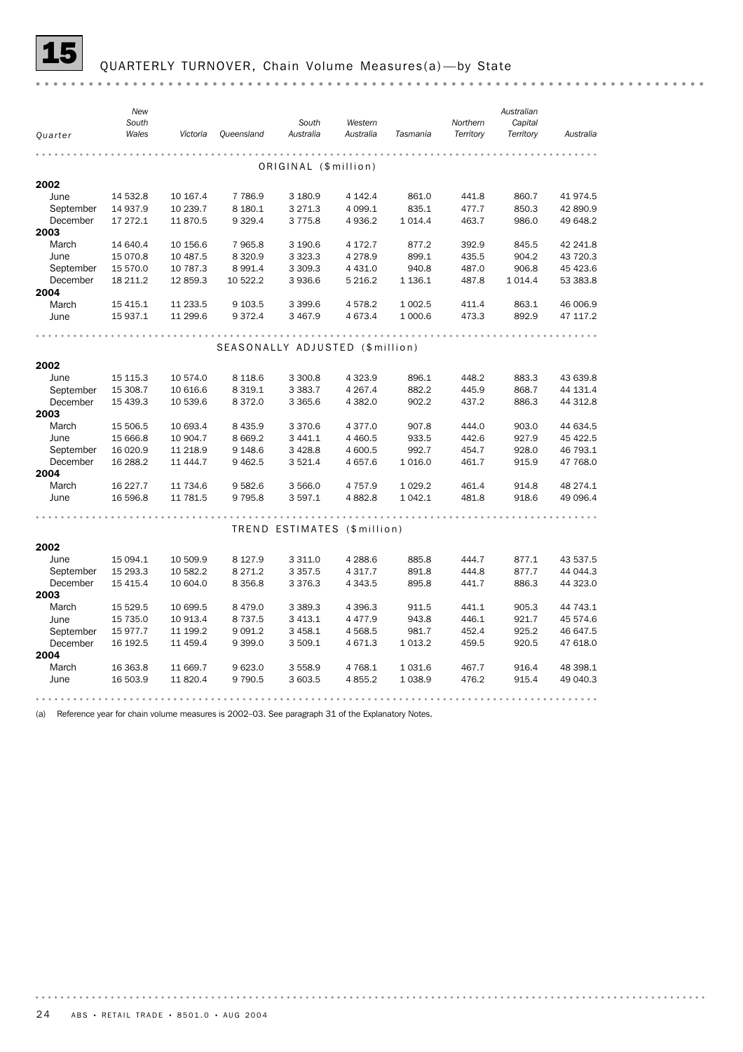## 15 QUARTERLY TURNOVER, Chain Volume Measures(a)—by State

| Quarter | New South Wales | Victoria | Queensland | South Australia | Western Australia | Tasmania | Northern Territory | Australian Capital Territory | Australia |
|---|---|---|---|---|---|---|---|---|---|
| **ORIGINAL ($million)** | | | | | | | | | |
| **2002** | | | | | | | | | |
| June | 14 532.8 | 10 167.4 | 7 786.9 | 3 180.9 | 4 142.4 | 861.0 | 441.8 | 860.7 | 41 974.5 |
| September | 14 937.9 | 10 239.7 | 8 180.1 | 3 271.3 | 4 099.1 | 835.1 | 477.7 | 850.3 | 42 890.9 |
| December | 17 272.1 | 11 870.5 | 9 329.4 | 3 775.8 | 4 936.2 | 1 014.4 | 463.7 | 986.0 | 49 648.2 |
| **2003** | | | | | | | | | |
| March | 14 640.4 | 10 156.6 | 7 965.8 | 3 190.6 | 4 172.7 | 877.2 | 392.9 | 845.5 | 42 241.8 |
| June | 15 070.8 | 10 487.5 | 8 320.9 | 3 323.3 | 4 278.9 | 899.1 | 435.5 | 904.2 | 43 720.3 |
| September | 15 570.0 | 10 787.3 | 8 991.4 | 3 309.3 | 4 431.0 | 940.8 | 487.0 | 906.8 | 45 423.6 |
| December | 18 211.2 | 12 859.3 | 10 522.2 | 3 936.6 | 5 216.2 | 1 136.1 | 487.8 | 1 014.4 | 53 383.8 |
| **2004** | | | | | | | | | |
| March | 15 415.1 | 11 233.5 | 9 103.5 | 3 399.6 | 4 578.2 | 1 002.5 | 411.4 | 863.1 | 46 006.9 |
| June | 15 937.1 | 11 299.6 | 9 372.4 | 3 467.9 | 4 673.4 | 1 000.6 | 473.3 | 892.9 | 47 117.2 |
| **SEASONALLY ADJUSTED ($million)** | | | | | | | | | |
| **2002** | | | | | | | | | |
| June | 15 115.3 | 10 574.0 | 8 118.6 | 3 300.8 | 4 323.9 | 896.1 | 448.2 | 883.3 | 43 639.8 |
| September | 15 308.7 | 10 616.6 | 8 319.1 | 3 383.7 | 4 267.4 | 882.2 | 445.9 | 868.7 | 44 131.4 |
| December | 15 439.3 | 10 539.6 | 8 372.0 | 3 365.6 | 4 382.0 | 902.2 | 437.2 | 886.3 | 44 312.8 |
| **2003** | | | | | | | | | |
| March | 15 506.5 | 10 693.4 | 8 435.9 | 3 370.6 | 4 377.0 | 907.8 | 444.0 | 903.0 | 44 634.5 |
| June | 15 666.8 | 10 904.7 | 8 669.2 | 3 441.1 | 4 460.5 | 933.5 | 442.6 | 927.9 | 45 422.5 |
| September | 16 020.9 | 11 218.9 | 9 148.6 | 3 428.8 | 4 600.5 | 992.7 | 454.7 | 928.0 | 46 793.1 |
| December | 16 288.2 | 11 444.7 | 9 462.5 | 3 521.4 | 4 657.6 | 1 016.0 | 461.7 | 915.9 | 47 768.0 |
| **2004** | | | | | | | | | |
| March | 16 227.7 | 11 734.6 | 9 582.6 | 3 566.0 | 4 757.9 | 1 029.2 | 461.4 | 914.8 | 48 274.1 |
| June | 16 596.8 | 11 781.5 | 9 795.8 | 3 597.1 | 4 882.8 | 1 042.1 | 481.8 | 918.6 | 49 096.4 |
| **TREND ESTIMATES ($million)** | | | | | | | | | |
| **2002** | | | | | | | | | |
| June | 15 094.1 | 10 509.9 | 8 127.9 | 3 311.0 | 4 288.6 | 885.8 | 444.7 | 877.1 | 43 537.5 |
| September | 15 293.3 | 10 582.2 | 8 271.2 | 3 357.5 | 4 317.7 | 891.8 | 444.8 | 877.7 | 44 044.3 |
| December | 15 415.4 | 10 604.0 | 8 356.8 | 3 376.3 | 4 343.5 | 895.8 | 441.7 | 886.3 | 44 323.0 |
| **2003** | | | | | | | | | |
| March | 15 529.5 | 10 699.5 | 8 479.0 | 3 389.3 | 4 396.3 | 911.5 | 441.1 | 905.3 | 44 743.1 |
| June | 15 735.0 | 10 913.4 | 8 737.5 | 3 413.1 | 4 477.9 | 943.8 | 446.1 | 921.7 | 45 574.6 |
| September | 15 977.7 | 11 199.2 | 9 091.2 | 3 458.1 | 4 568.5 | 981.7 | 452.4 | 925.2 | 46 647.5 |
| December | 16 192.5 | 11 459.4 | 9 399.0 | 3 509.1 | 4 671.3 | 1 013.2 | 459.5 | 920.5 | 47 618.0 |
| **2004** | | | | | | | | | |
| March | 16 363.8 | 11 669.7 | 9 623.0 | 3 558.9 | 4 768.1 | 1 031.6 | 467.7 | 916.4 | 48 398.1 |
| June | 16 503.9 | 11 820.4 | 9 790.5 | 3 603.5 | 4 855.2 | 1 038.9 | 476.2 | 915.4 | 49 040.3 |

(a) Reference year for chain volume measures is 2002–03. See paragraph 31 of the Explanatory Notes.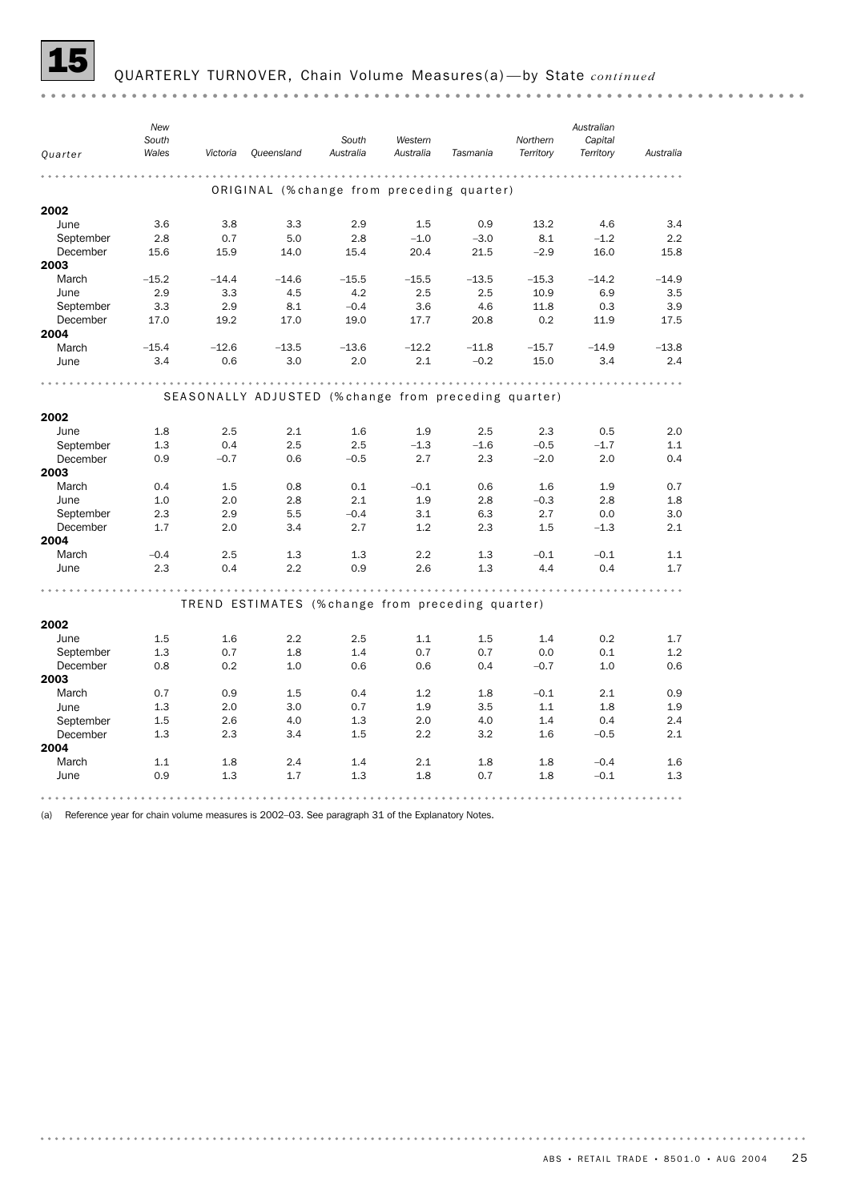# 15 QUARTERLY TURNOVER, Chain Volume Measures(a)—by State *continued*

| Quarter | New South Wales | Victoria | Queensland | South Australia | Western Australia | Tasmania | Northern Territory | Australian Capital Territory | Australia |
|---|---|---|---|---|---|---|---|---|---|
| **ORIGINAL (%change from preceding quarter)** | | | | | | | | | |
| **2002** | | | | | | | | | |
| June | 3.6 | 3.8 | 3.3 | 2.9 | 1.5 | 0.9 | 13.2 | 4.6 | 3.4 |
| September | 2.8 | 0.7 | 5.0 | 2.8 | –1.0 | –3.0 | 8.1 | –1.2 | 2.2 |
| December | 15.6 | 15.9 | 14.0 | 15.4 | 20.4 | 21.5 | –2.9 | 16.0 | 15.8 |
| **2003** | | | | | | | | | |
| March | –15.2 | –14.4 | –14.6 | –15.5 | –15.5 | –13.5 | –15.3 | –14.2 | –14.9 |
| June | 2.9 | 3.3 | 4.5 | 4.2 | 2.5 | 2.5 | 10.9 | 6.9 | 3.5 |
| September | 3.3 | 2.9 | 8.1 | –0.4 | 3.6 | 4.6 | 11.8 | 0.3 | 3.9 |
| December | 17.0 | 19.2 | 17.0 | 19.0 | 17.7 | 20.8 | 0.2 | 11.9 | 17.5 |
| **2004** | | | | | | | | | |
| March | –15.4 | –12.6 | –13.5 | –13.6 | –12.2 | –11.8 | –15.7 | –14.9 | –13.8 |
| June | 3.4 | 0.6 | 3.0 | 2.0 | 2.1 | –0.2 | 15.0 | 3.4 | 2.4 |
| **SEASONALLY ADJUSTED (%change from preceding quarter)** | | | | | | | | | |
| **2002** | | | | | | | | | |
| June | 1.8 | 2.5 | 2.1 | 1.6 | 1.9 | 2.5 | 2.3 | 0.5 | 2.0 |
| September | 1.3 | 0.4 | 2.5 | 2.5 | –1.3 | –1.6 | –0.5 | –1.7 | 1.1 |
| December | 0.9 | –0.7 | 0.6 | –0.5 | 2.7 | 2.3 | –2.0 | 2.0 | 0.4 |
| **2003** | | | | | | | | | |
| March | 0.4 | 1.5 | 0.8 | 0.1 | –0.1 | 0.6 | 1.6 | 1.9 | 0.7 |
| June | 1.0 | 2.0 | 2.8 | 2.1 | 1.9 | 2.8 | –0.3 | 2.8 | 1.8 |
| September | 2.3 | 2.9 | 5.5 | –0.4 | 3.1 | 6.3 | 2.7 | 0.0 | 3.0 |
| December | 1.7 | 2.0 | 3.4 | 2.7 | 1.2 | 2.3 | 1.5 | –1.3 | 2.1 |
| **2004** | | | | | | | | | |
| March | –0.4 | 2.5 | 1.3 | 1.3 | 2.2 | 1.3 | –0.1 | –0.1 | 1.1 |
| June | 2.3 | 0.4 | 2.2 | 0.9 | 2.6 | 1.3 | 4.4 | 0.4 | 1.7 |
| **TREND ESTIMATES (%change from preceding quarter)** | | | | | | | | | |
| **2002** | | | | | | | | | |
| June | 1.5 | 1.6 | 2.2 | 2.5 | 1.1 | 1.5 | 1.4 | 0.2 | 1.7 |
| September | 1.3 | 0.7 | 1.8 | 1.4 | 0.7 | 0.7 | 0.0 | 0.1 | 1.2 |
| December | 0.8 | 0.2 | 1.0 | 0.6 | 0.6 | 0.4 | –0.7 | 1.0 | 0.6 |
| **2003** | | | | | | | | | |
| March | 0.7 | 0.9 | 1.5 | 0.4 | 1.2 | 1.8 | –0.1 | 2.1 | 0.9 |
| June | 1.3 | 2.0 | 3.0 | 0.7 | 1.9 | 3.5 | 1.1 | 1.8 | 1.9 |
| September | 1.5 | 2.6 | 4.0 | 1.3 | 2.0 | 4.0 | 1.4 | 0.4 | 2.4 |
| December | 1.3 | 2.3 | 3.4 | 1.5 | 2.2 | 3.2 | 1.6 | –0.5 | 2.1 |
| **2004** | | | | | | | | | |
| March | 1.1 | 1.8 | 2.4 | 1.4 | 2.1 | 1.8 | 1.8 | –0.4 | 1.6 |
| June | 0.9 | 1.3 | 1.7 | 1.3 | 1.8 | 0.7 | 1.8 | –0.1 | 1.3 |

(a) Reference year for chain volume measures is 2002–03. See paragraph 31 of the Explanatory Notes.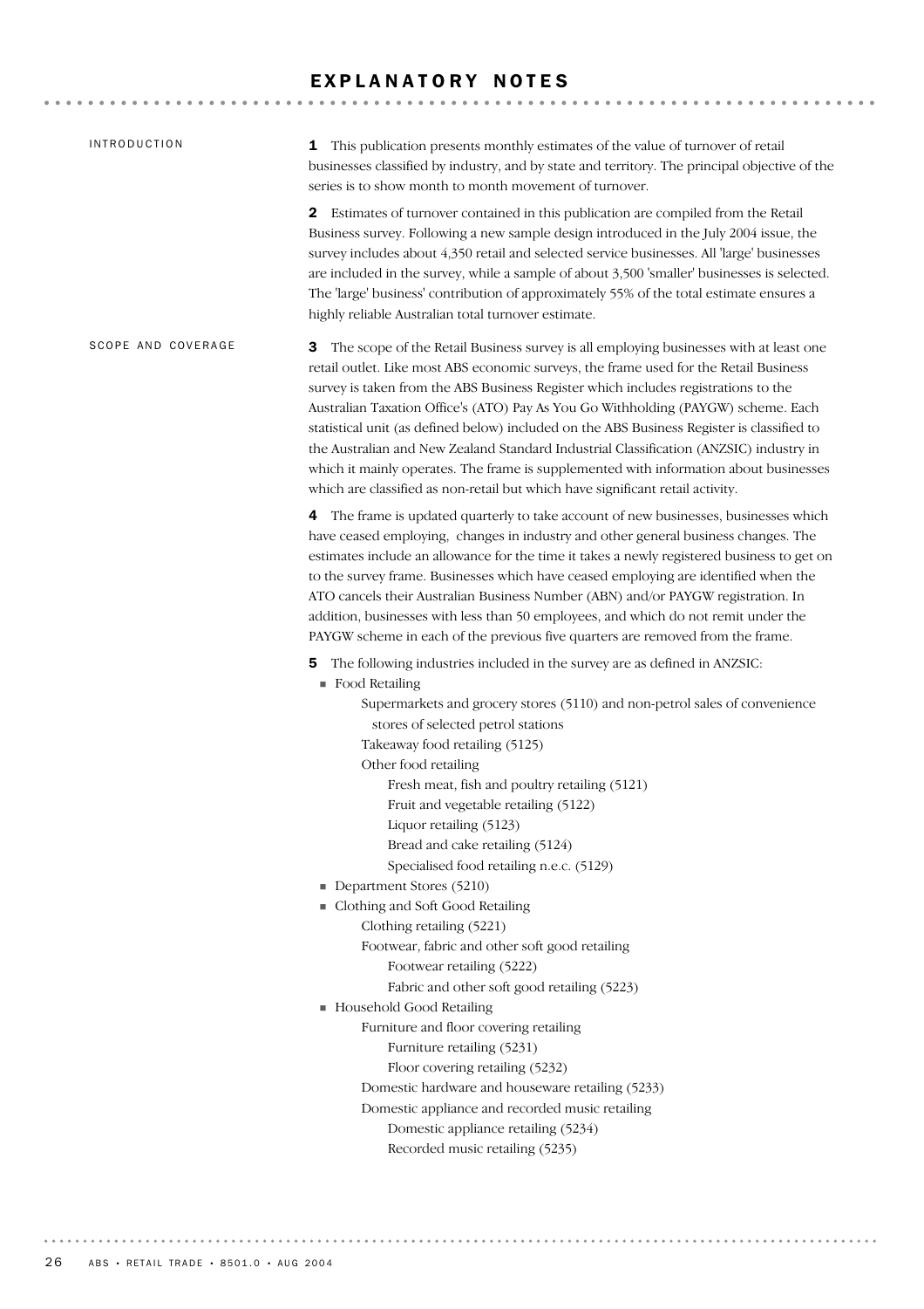# EXPLANATORY NOTES

## INTRODUCTION

**1** This publication presents monthly estimates of the value of turnover of retail businesses classified by industry, and by state and territory. The principal objective of the series is to show month to month movement of turnover.

**2** Estimates of turnover contained in this publication are compiled from the Retail Business survey. Following a new sample design introduced in the July 2004 issue, the survey includes about 4,350 retail and selected service businesses. All 'large' businesses are included in the survey, while a sample of about 3,500 'smaller' businesses is selected. The 'large' business' contribution of approximately 55% of the total estimate ensures a highly reliable Australian total turnover estimate.

## SCOPE AND COVERAGE

**3** The scope of the Retail Business survey is all employing businesses with at least one retail outlet. Like most ABS economic surveys, the frame used for the Retail Business survey is taken from the ABS Business Register which includes registrations to the Australian Taxation Office's (ATO) Pay As You Go Withholding (PAYGW) scheme. Each statistical unit (as defined below) included on the ABS Business Register is classified to the Australian and New Zealand Standard Industrial Classification (ANZSIC) industry in which it mainly operates. The frame is supplemented with information about businesses which are classified as non-retail but which have significant retail activity.

**4** The frame is updated quarterly to take account of new businesses, businesses which have ceased employing, changes in industry and other general business changes. The estimates include an allowance for the time it takes a newly registered business to get on to the survey frame. Businesses which have ceased employing are identified when the ATO cancels their Australian Business Number (ABN) and/or PAYGW registration. In addition, businesses with less than 50 employees, and which do not remit under the PAYGW scheme in each of the previous five quarters are removed from the frame.

**5** The following industries included in the survey are as defined in ANZSIC:

- Food Retailing
  - Supermarkets and grocery stores (5110) and non-petrol sales of convenience stores of selected petrol stations
  - Takeaway food retailing (5125)
  - Other food retailing
    - Fresh meat, fish and poultry retailing (5121)
    - Fruit and vegetable retailing (5122)
    - Liquor retailing (5123)
    - Bread and cake retailing (5124)
    - Specialised food retailing n.e.c. (5129)
- Department Stores (5210)
- Clothing and Soft Good Retailing
  - Clothing retailing (5221)
  - Footwear, fabric and other soft good retailing
    - Footwear retailing (5222)
    - Fabric and other soft good retailing (5223)
- Household Good Retailing
  - Furniture and floor covering retailing
    - Furniture retailing (5231)
    - Floor covering retailing (5232)
  - Domestic hardware and houseware retailing (5233)
  - Domestic appliance and recorded music retailing
    - Domestic appliance retailing (5234)
    - Recorded music retailing (5235)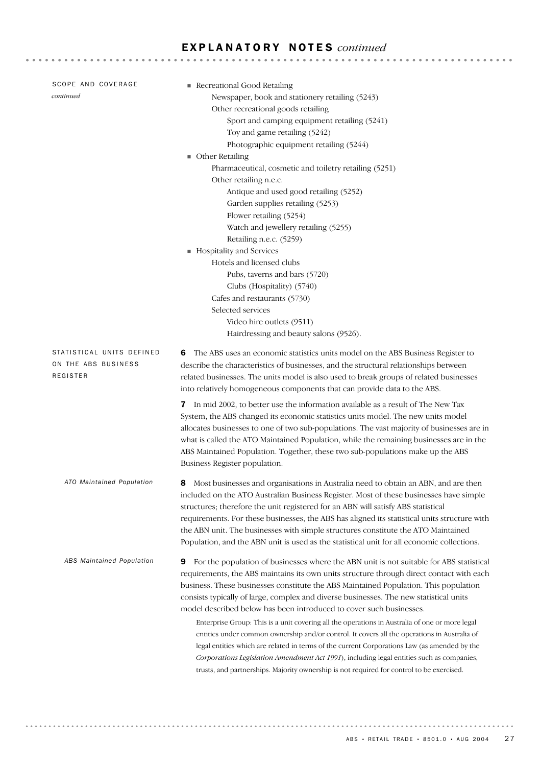## EXPLANATORY NOTES *continued*

### SCOPE AND COVERAGE *continued*

- Recreational Good Retailing
  - Newspaper, book and stationery retailing (5243)
  - Other recreational goods retailing
    - Sport and camping equipment retailing (5241)
    - Toy and game retailing (5242)
    - Photographic equipment retailing (5244)
- Other Retailing
  - Pharmaceutical, cosmetic and toiletry retailing (5251)
  - Other retailing n.e.c.
    - Antique and used good retailing (5252)
    - Garden supplies retailing (5253)
    - Flower retailing (5254)
    - Watch and jewellery retailing (5255)
    - Retailing n.e.c. (5259)
- Hospitality and Services
  - Hotels and licensed clubs
    - Pubs, taverns and bars (5720)
    - Clubs (Hospitality) (5740)
  - Cafes and restaurants (5730)
  - Selected services
    - Video hire outlets (9511)
    - Hairdressing and beauty salons (9526).

### STATISTICAL UNITS DEFINED ON THE ABS BUSINESS REGISTER

**6** The ABS uses an economic statistics units model on the ABS Business Register to describe the characteristics of businesses, and the structural relationships between related businesses. The units model is also used to break groups of related businesses into relatively homogeneous components that can provide data to the ABS.

**7** In mid 2002, to better use the information available as a result of The New Tax System, the ABS changed its economic statistics units model. The new units model allocates businesses to one of two sub-populations. The vast majority of businesses are in what is called the ATO Maintained Population, while the remaining businesses are in the ABS Maintained Population. Together, these two sub-populations make up the ABS Business Register population.

#### *ATO Maintained Population*

**8** Most businesses and organisations in Australia need to obtain an ABN, and are then included on the ATO Australian Business Register. Most of these businesses have simple structures; therefore the unit registered for an ABN will satisfy ABS statistical requirements. For these businesses, the ABS has aligned its statistical units structure with the ABN unit. The businesses with simple structures constitute the ATO Maintained Population, and the ABN unit is used as the statistical unit for all economic collections.

#### *ABS Maintained Population*

**9** For the population of businesses where the ABN unit is not suitable for ABS statistical requirements, the ABS maintains its own units structure through direct contact with each business. These businesses constitute the ABS Maintained Population. This population consists typically of large, complex and diverse businesses. The new statistical units model described below has been introduced to cover such businesses.

Enterprise Group: This is a unit covering all the operations in Australia of one or more legal entities under common ownership and/or control. It covers all the operations in Australia of legal entities which are related in terms of the current Corporations Law (as amended by the *Corporations Legislation Amendment Act 1991*), including legal entities such as companies, trusts, and partnerships. Majority ownership is not required for control to be exercised.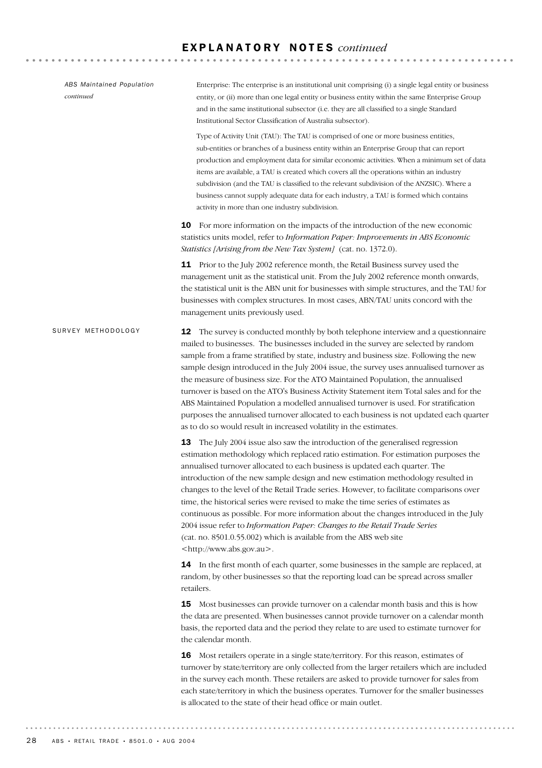## EXPLANATORY NOTES *continued*

*ABS Maintained Population continued*

Enterprise: The enterprise is an institutional unit comprising (i) a single legal entity or business entity, or (ii) more than one legal entity or business entity within the same Enterprise Group and in the same institutional subsector (i.e. they are all classified to a single Standard Institutional Sector Classification of Australia subsector).

Type of Activity Unit (TAU): The TAU is comprised of one or more business entities, sub-entities or branches of a business entity within an Enterprise Group that can report production and employment data for similar economic activities. When a minimum set of data items are available, a TAU is created which covers all the operations within an industry subdivision (and the TAU is classified to the relevant subdivision of the ANZSIC). Where a business cannot supply adequate data for each industry, a TAU is formed which contains activity in more than one industry subdivision.

**10** For more information on the impacts of the introduction of the new economic statistics units model, refer to *Information Paper: Improvements in ABS Economic Statistics [Arising from the New Tax System]* (cat. no. 1372.0).

**11** Prior to the July 2002 reference month, the Retail Business survey used the management unit as the statistical unit. From the July 2002 reference month onwards, the statistical unit is the ABN unit for businesses with simple structures, and the TAU for businesses with complex structures. In most cases, ABN/TAU units concord with the management units previously used.

### SURVEY METHODOLOGY

**12** The survey is conducted monthly by both telephone interview and a questionnaire mailed to businesses. The businesses included in the survey are selected by random sample from a frame stratified by state, industry and business size. Following the new sample design introduced in the July 2004 issue, the survey uses annualised turnover as the measure of business size. For the ATO Maintained Population, the annualised turnover is based on the ATO's Business Activity Statement item Total sales and for the ABS Maintained Population a modelled annualised turnover is used. For stratification purposes the annualised turnover allocated to each business is not updated each quarter as to do so would result in increased volatility in the estimates.

**13** The July 2004 issue also saw the introduction of the generalised regression estimation methodology which replaced ratio estimation. For estimation purposes the annualised turnover allocated to each business is updated each quarter. The introduction of the new sample design and new estimation methodology resulted in changes to the level of the Retail Trade series. However, to facilitate comparisons over time, the historical series were revised to make the time series of estimates as continuous as possible. For more information about the changes introduced in the July 2004 issue refer to *Information Paper: Changes to the Retail Trade Series* (cat. no. 8501.0.55.002) which is available from the ABS web site <http://www.abs.gov.au>.

**14** In the first month of each quarter, some businesses in the sample are replaced, at random, by other businesses so that the reporting load can be spread across smaller retailers.

**15** Most businesses can provide turnover on a calendar month basis and this is how the data are presented. When businesses cannot provide turnover on a calendar month basis, the reported data and the period they relate to are used to estimate turnover for the calendar month.

**16** Most retailers operate in a single state/territory. For this reason, estimates of turnover by state/territory are only collected from the larger retailers which are included in the survey each month. These retailers are asked to provide turnover for sales from each state/territory in which the business operates. Turnover for the smaller businesses is allocated to the state of their head office or main outlet.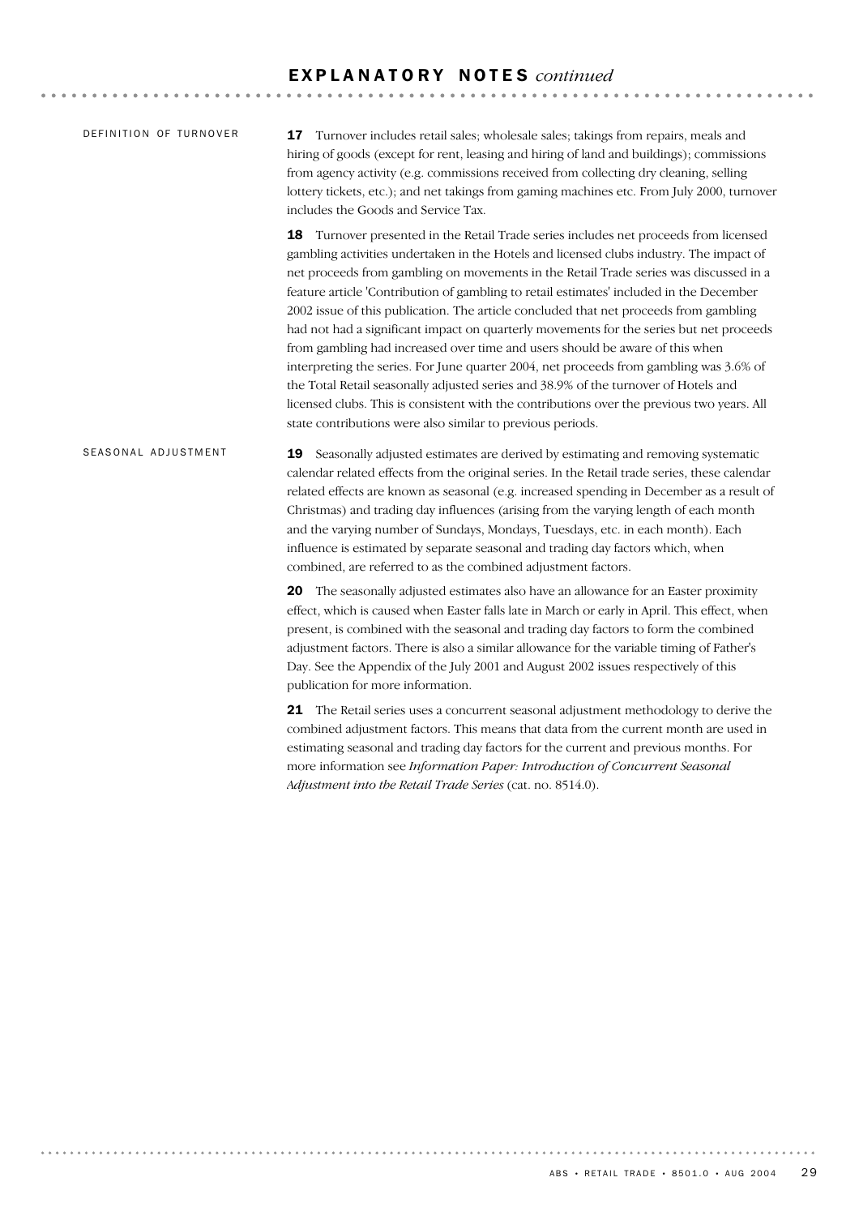# EXPLANATORY NOTES *continued*

## DEFINITION OF TURNOVER

**17** Turnover includes retail sales; wholesale sales; takings from repairs, meals and hiring of goods (except for rent, leasing and hiring of land and buildings); commissions from agency activity (e.g. commissions received from collecting dry cleaning, selling lottery tickets, etc.); and net takings from gaming machines etc. From July 2000, turnover includes the Goods and Service Tax.

**18** Turnover presented in the Retail Trade series includes net proceeds from licensed gambling activities undertaken in the Hotels and licensed clubs industry. The impact of net proceeds from gambling on movements in the Retail Trade series was discussed in a feature article 'Contribution of gambling to retail estimates' included in the December 2002 issue of this publication. The article concluded that net proceeds from gambling had not had a significant impact on quarterly movements for the series but net proceeds from gambling had increased over time and users should be aware of this when interpreting the series. For June quarter 2004, net proceeds from gambling was 3.6% of the Total Retail seasonally adjusted series and 38.9% of the turnover of Hotels and licensed clubs. This is consistent with the contributions over the previous two years. All state contributions were also similar to previous periods.

## SEASONAL ADJUSTMENT

**19** Seasonally adjusted estimates are derived by estimating and removing systematic calendar related effects from the original series. In the Retail trade series, these calendar related effects are known as seasonal (e.g. increased spending in December as a result of Christmas) and trading day influences (arising from the varying length of each month and the varying number of Sundays, Mondays, Tuesdays, etc. in each month). Each influence is estimated by separate seasonal and trading day factors which, when combined, are referred to as the combined adjustment factors.

**20** The seasonally adjusted estimates also have an allowance for an Easter proximity effect, which is caused when Easter falls late in March or early in April. This effect, when present, is combined with the seasonal and trading day factors to form the combined adjustment factors. There is also a similar allowance for the variable timing of Father's Day. See the Appendix of the July 2001 and August 2002 issues respectively of this publication for more information.

**21** The Retail series uses a concurrent seasonal adjustment methodology to derive the combined adjustment factors. This means that data from the current month are used in estimating seasonal and trading day factors for the current and previous months. For more information see *Information Paper: Introduction of Concurrent Seasonal Adjustment into the Retail Trade Series* (cat. no. 8514.0).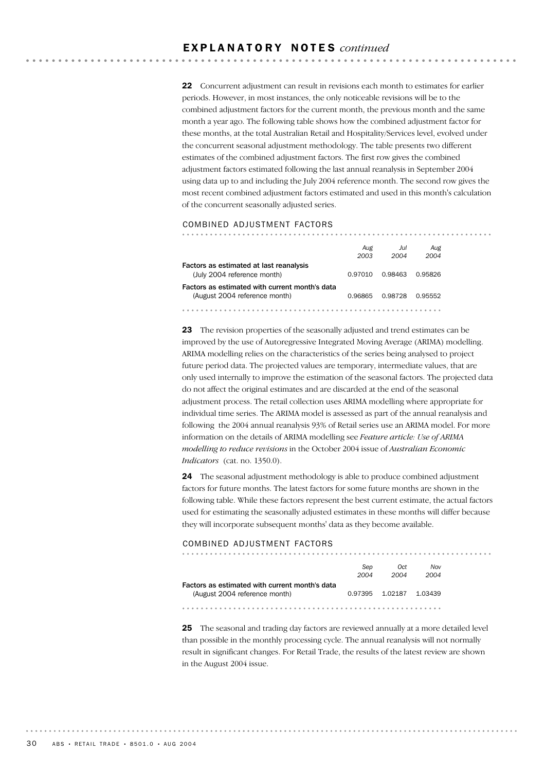## EXPLANATORY NOTES *continued*

**22** Concurrent adjustment can result in revisions each month to estimates for earlier periods. However, in most instances, the only noticeable revisions will be to the combined adjustment factors for the current month, the previous month and the same month a year ago. The following table shows how the combined adjustment factor for these months, at the total Australian Retail and Hospitality/Services level, evolved under the concurrent seasonal adjustment methodology. The table presents two different estimates of the combined adjustment factors. The first row gives the combined adjustment factors estimated following the last annual reanalysis in September 2004 using data up to and including the July 2004 reference month. The second row gives the most recent combined adjustment factors estimated and used in this month's calculation of the concurrent seasonally adjusted series.

COMBINED ADJUSTMENT FACTORS

| | *Aug 2003* | *Jul 2004* | *Aug 2004* |
|---|---|---|---|
| **Factors as estimated at last reanalysis** (July 2004 reference month) | 0.97010 | 0.98463 | 0.95826 |
| **Factors as estimated with current month's data** (August 2004 reference month) | 0.96865 | 0.98728 | 0.95552 |

**23** The revision properties of the seasonally adjusted and trend estimates can be improved by the use of Autoregressive Integrated Moving Average (ARIMA) modelling. ARIMA modelling relies on the characteristics of the series being analysed to project future period data. The projected values are temporary, intermediate values, that are only used internally to improve the estimation of the seasonal factors. The projected data do not affect the original estimates and are discarded at the end of the seasonal adjustment process. The retail collection uses ARIMA modelling where appropriate for individual time series. The ARIMA model is assessed as part of the annual reanalysis and following the 2004 annual reanalysis 93% of Retail series use an ARIMA model. For more information on the details of ARIMA modelling see *Feature article: Use of ARIMA modelling to reduce revisions* in the October 2004 issue of *Australian Economic Indicators* (cat. no. 1350.0).

**24** The seasonal adjustment methodology is able to produce combined adjustment factors for future months. The latest factors for some future months are shown in the following table. While these factors represent the best current estimate, the actual factors used for estimating the seasonally adjusted estimates in these months will differ because they will incorporate subsequent months' data as they become available.

COMBINED ADJUSTMENT FACTORS

| | *Sep 2004* | *Oct 2004* | *Nov 2004* |
|---|---|---|---|
| **Factors as estimated with current month's data** (August 2004 reference month) | 0.97395 | 1.02187 | 1.03439 |

**25** The seasonal and trading day factors are reviewed annually at a more detailed level than possible in the monthly processing cycle. The annual reanalysis will not normally result in significant changes. For Retail Trade, the results of the latest review are shown in the August 2004 issue.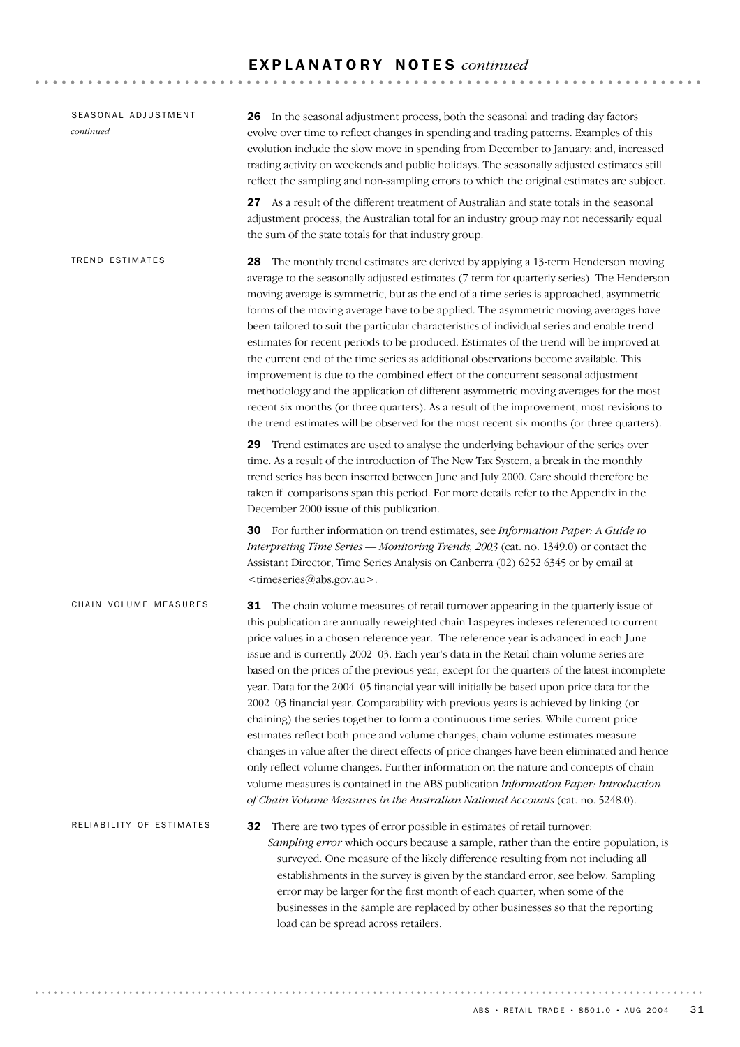# EXPLANATORY NOTES *continued*

## SEASONAL ADJUSTMENT *continued*

**26** In the seasonal adjustment process, both the seasonal and trading day factors evolve over time to reflect changes in spending and trading patterns. Examples of this evolution include the slow move in spending from December to January; and, increased trading activity on weekends and public holidays. The seasonally adjusted estimates still reflect the sampling and non-sampling errors to which the original estimates are subject.

**27** As a result of the different treatment of Australian and state totals in the seasonal adjustment process, the Australian total for an industry group may not necessarily equal the sum of the state totals for that industry group.

## TREND ESTIMATES

**28** The monthly trend estimates are derived by applying a 13-term Henderson moving average to the seasonally adjusted estimates (7-term for quarterly series). The Henderson moving average is symmetric, but as the end of a time series is approached, asymmetric forms of the moving average have to be applied. The asymmetric moving averages have been tailored to suit the particular characteristics of individual series and enable trend estimates for recent periods to be produced. Estimates of the trend will be improved at the current end of the time series as additional observations become available. This improvement is due to the combined effect of the concurrent seasonal adjustment methodology and the application of different asymmetric moving averages for the most recent six months (or three quarters). As a result of the improvement, most revisions to the trend estimates will be observed for the most recent six months (or three quarters).

**29** Trend estimates are used to analyse the underlying behaviour of the series over time. As a result of the introduction of The New Tax System, a break in the monthly trend series has been inserted between June and July 2000. Care should therefore be taken if comparisons span this period. For more details refer to the Appendix in the December 2000 issue of this publication.

**30** For further information on trend estimates, see *Information Paper: A Guide to Interpreting Time Series — Monitoring Trends, 2003* (cat. no. 1349.0) or contact the Assistant Director, Time Series Analysis on Canberra (02) 6252 6345 or by email at <timeseries@abs.gov.au>.

## CHAIN VOLUME MEASURES

**31** The chain volume measures of retail turnover appearing in the quarterly issue of this publication are annually reweighted chain Laspeyres indexes referenced to current price values in a chosen reference year. The reference year is advanced in each June issue and is currently 2002–03. Each year's data in the Retail chain volume series are based on the prices of the previous year, except for the quarters of the latest incomplete year. Data for the 2004–05 financial year will initially be based upon price data for the 2002–03 financial year. Comparability with previous years is achieved by linking (or chaining) the series together to form a continuous time series. While current price estimates reflect both price and volume changes, chain volume estimates measure changes in value after the direct effects of price changes have been eliminated and hence only reflect volume changes. Further information on the nature and concepts of chain volume measures is contained in the ABS publication *Information Paper: Introduction of Chain Volume Measures in the Australian National Accounts* (cat. no. 5248.0).

## RELIABILITY OF ESTIMATES

**32** There are two types of error possible in estimates of retail turnover:

*Sampling error* which occurs because a sample, rather than the entire population, is surveyed. One measure of the likely difference resulting from not including all establishments in the survey is given by the standard error, see below. Sampling error may be larger for the first month of each quarter, when some of the businesses in the sample are replaced by other businesses so that the reporting load can be spread across retailers.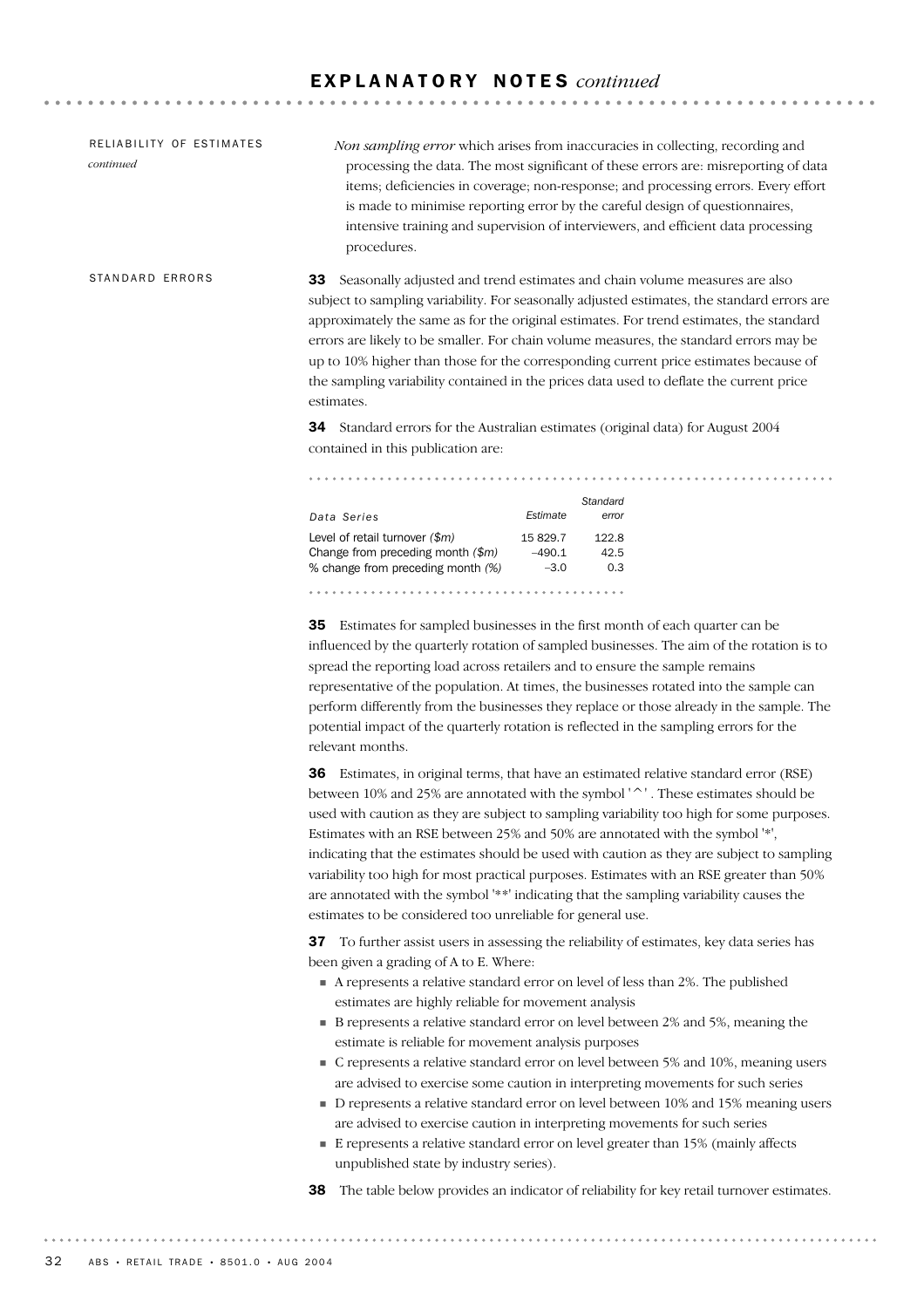## EXPLANATORY NOTES *continued*

RELIABILITY OF ESTIMATES *continued*

*Non sampling error* which arises from inaccuracies in collecting, recording and processing the data. The most significant of these errors are: misreporting of data items; deficiencies in coverage; non-response; and processing errors. Every effort is made to minimise reporting error by the careful design of questionnaires, intensive training and supervision of interviewers, and efficient data processing procedures.

### STANDARD ERRORS

**33** Seasonally adjusted and trend estimates and chain volume measures are also subject to sampling variability. For seasonally adjusted estimates, the standard errors are approximately the same as for the original estimates. For trend estimates, the standard errors are likely to be smaller. For chain volume measures, the standard errors may be up to 10% higher than those for the corresponding current price estimates because of the sampling variability contained in the prices data used to deflate the current price estimates.

**34** Standard errors for the Australian estimates (original data) for August 2004 contained in this publication are:

| Data Series | Estimate | Standard error |
|---|---|---|
| Level of retail turnover *($m)* | 15 829.7 | 122.8 |
| Change from preceding month *($m)* | –490.1 | 42.5 |
| % change from preceding month *(%)* | –3.0 | 0.3 |

**35** Estimates for sampled businesses in the first month of each quarter can be influenced by the quarterly rotation of sampled businesses. The aim of the rotation is to spread the reporting load across retailers and to ensure the sample remains representative of the population. At times, the businesses rotated into the sample can perform differently from the businesses they replace or those already in the sample. The potential impact of the quarterly rotation is reflected in the sampling errors for the relevant months.

**36** Estimates, in original terms, that have an estimated relative standard error (RSE) between 10% and 25% are annotated with the symbol '^'. These estimates should be used with caution as they are subject to sampling variability too high for some purposes. Estimates with an RSE between 25% and 50% are annotated with the symbol '*', indicating that the estimates should be used with caution as they are subject to sampling variability too high for most practical purposes. Estimates with an RSE greater than 50% are annotated with the symbol '**' indicating that the sampling variability causes the estimates to be considered too unreliable for general use.

**37** To further assist users in assessing the reliability of estimates, key data series has been given a grading of A to E. Where:

- A represents a relative standard error on level of less than 2%. The published estimates are highly reliable for movement analysis
- B represents a relative standard error on level between 2% and 5%, meaning the estimate is reliable for movement analysis purposes
- C represents a relative standard error on level between 5% and 10%, meaning users are advised to exercise some caution in interpreting movements for such series
- D represents a relative standard error on level between 10% and 15% meaning users are advised to exercise caution in interpreting movements for such series
- E represents a relative standard error on level greater than 15% (mainly affects unpublished state by industry series).

**38** The table below provides an indicator of reliability for key retail turnover estimates.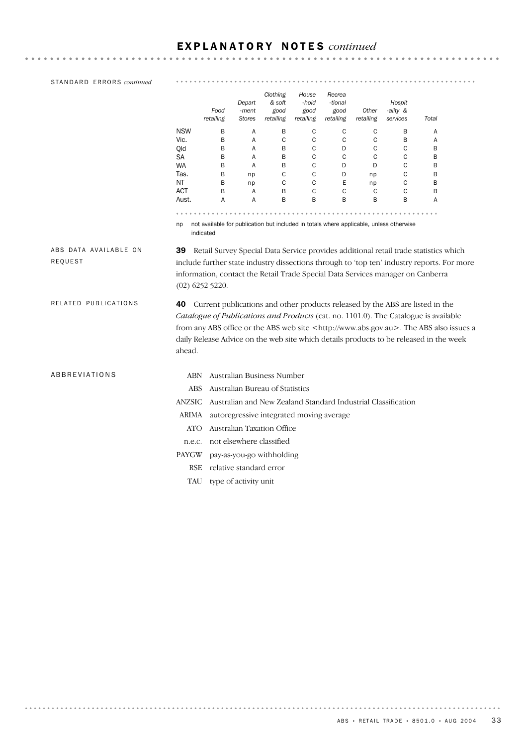# EXPLANATORY NOTES *continued*

STANDARD ERRORS *continued*

| | Food retailing | Department Stores | Clothing & soft good retailing | Household good retailing | Recreational good retailing | Other retailing | Hospitality & services | Total |
|---|---|---|---|---|---|---|---|---|
| NSW | B | A | B | C | C | C | B | A |
| Vic. | B | A | C | C | C | C | B | A |
| Qld | B | A | B | C | D | C | C | B |
| SA | B | A | B | C | C | C | C | B |
| WA | B | A | B | C | D | D | C | B |
| Tas. | B | np | C | C | D | np | C | B |
| NT | B | np | C | C | E | np | C | B |
| ACT | B | A | B | C | C | C | C | B |
| Aust. | A | A | B | B | B | B | B | A |

np not available for publication but included in totals where applicable, unless otherwise indicated

ABS DATA AVAILABLE ON REQUEST

**39** Retail Survey Special Data Service provides additional retail trade statistics which include further state industry dissections through to 'top ten' industry reports. For more information, contact the Retail Trade Special Data Services manager on Canberra (02) 6252 5220.

RELATED PUBLICATIONS

**40** Current publications and other products released by the ABS are listed in the *Catalogue of Publications and Products* (cat. no. 1101.0). The Catalogue is available from any ABS office or the ABS web site <http://www.abs.gov.au>. The ABS also issues a daily Release Advice on the web site which details products to be released in the week ahead.

ABBREVIATIONS

- ABN Australian Business Number
- ABS Australian Bureau of Statistics
- ANZSIC Australian and New Zealand Standard Industrial Classification
- ARIMA autoregressive integrated moving average
- ATO Australian Taxation Office
- n.e.c. not elsewhere classified
- PAYGW pay-as-you-go withholding
- RSE relative standard error
- TAU type of activity unit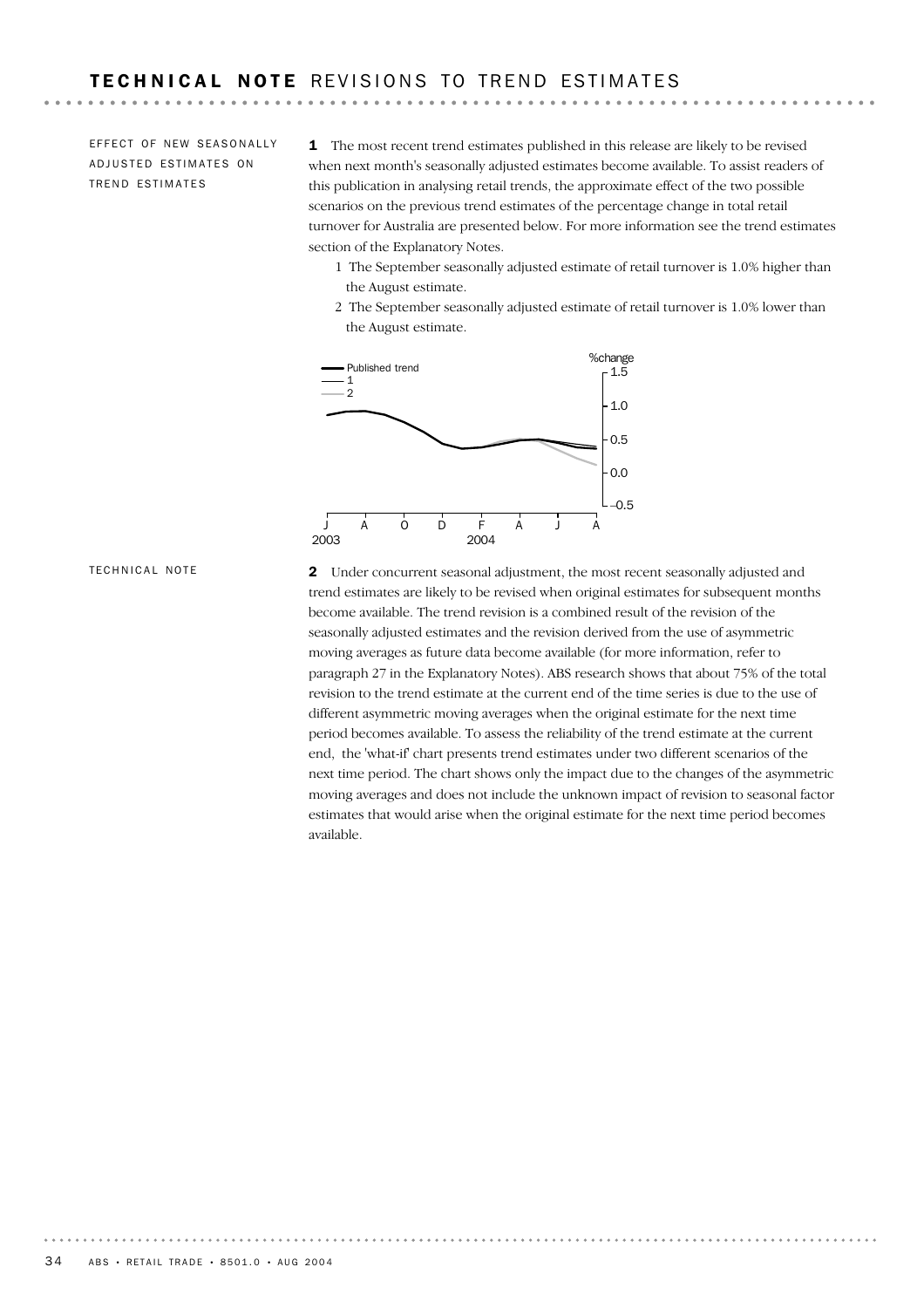# TECHNICAL NOTE REVISIONS TO TREND ESTIMATES

EFFECT OF NEW SEASONALLY ADJUSTED ESTIMATES ON TREND ESTIMATES

**1** The most recent trend estimates published in this release are likely to be revised when next month's seasonally adjusted estimates become available. To assist readers of this publication in analysing retail trends, the approximate effect of the two possible scenarios on the previous trend estimates of the percentage change in total retail turnover for Australia are presented below. For more information see the trend estimates section of the Explanatory Notes.

1 The September seasonally adjusted estimate of retail turnover is 1.0% higher than the August estimate.

2 The September seasonally adjusted estimate of retail turnover is 1.0% lower than the August estimate.

TECHNICAL NOTE

**2** Under concurrent seasonal adjustment, the most recent seasonally adjusted and trend estimates are likely to be revised when original estimates for subsequent months become available. The trend revision is a combined result of the revision of the seasonally adjusted estimates and the revision derived from the use of asymmetric moving averages as future data become available (for more information, refer to paragraph 27 in the Explanatory Notes). ABS research shows that about 75% of the total revision to the trend estimate at the current end of the time series is due to the use of different asymmetric moving averages when the original estimate for the next time period becomes available. To assess the reliability of the trend estimate at the current end, the 'what-if' chart presents trend estimates under two different scenarios of the next time period. The chart shows only the impact due to the changes of the asymmetric moving averages and does not include the unknown impact of revision to seasonal factor estimates that would arise when the original estimate for the next time period becomes available.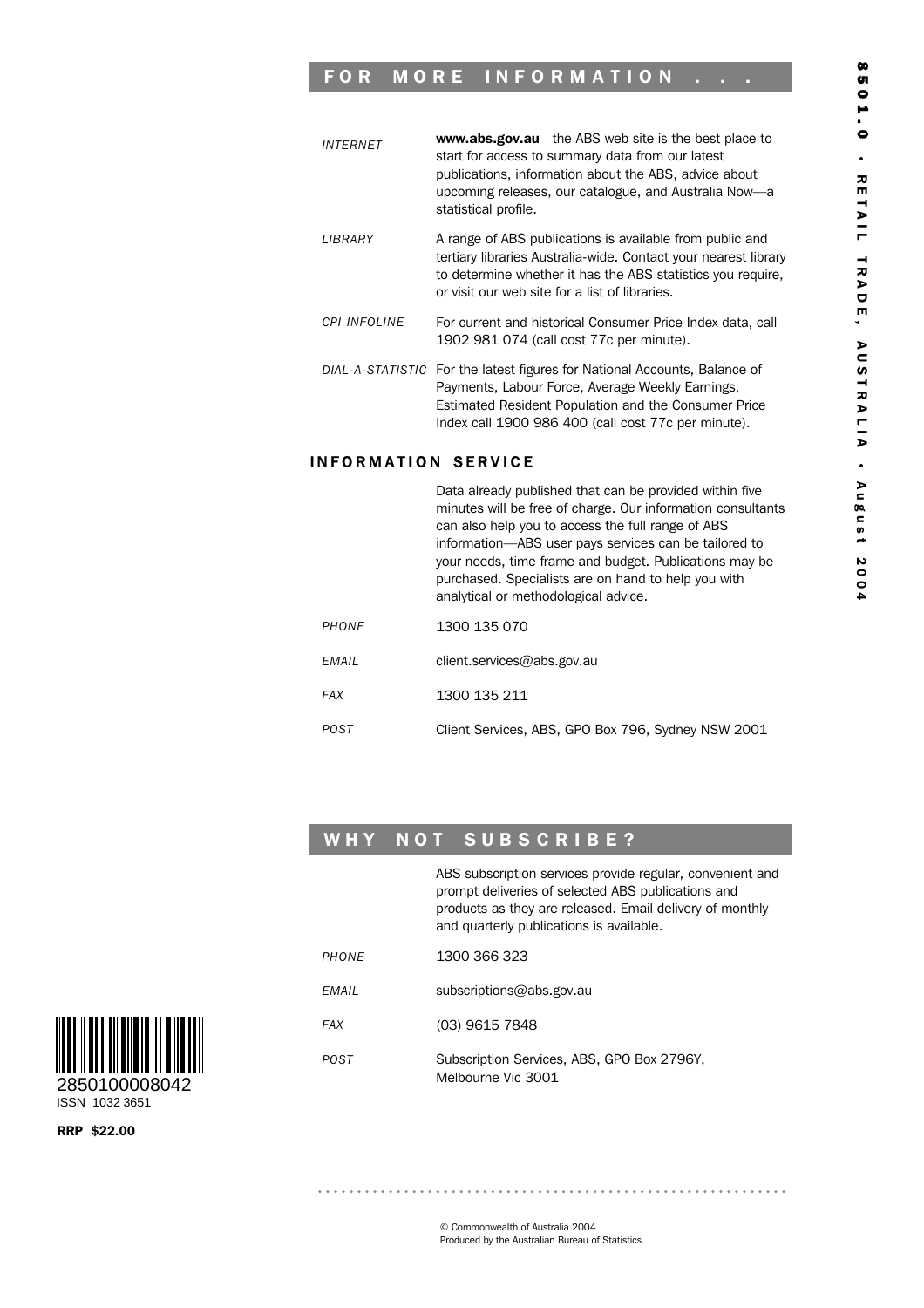## FOR MORE INFORMATION . . .

| | |
|---|---|
| *INTERNET* | **www.abs.gov.au** the ABS web site is the best place to start for access to summary data from our latest publications, information about the ABS, advice about upcoming releases, our catalogue, and Australia Now—a statistical profile. |
| *LIBRARY* | A range of ABS publications is available from public and tertiary libraries Australia-wide. Contact your nearest library to determine whether it has the ABS statistics you require, or visit our web site for a list of libraries. |
| *CPI INFOLINE* | For current and historical Consumer Price Index data, call 1902 981 074 (call cost 77c per minute). |
| *DIAL-A-STATISTIC* | For the latest figures for National Accounts, Balance of Payments, Labour Force, Average Weekly Earnings, Estimated Resident Population and the Consumer Price Index call 1900 986 400 (call cost 77c per minute). |

### INFORMATION SERVICE

Data already published that can be provided within five minutes will be free of charge. Our information consultants can also help you to access the full range of ABS information—ABS user pays services can be tailored to your needs, time frame and budget. Publications may be purchased. Specialists are on hand to help you with analytical or methodological advice.

| | |
|---|---|
| *PHONE* | 1300 135 070 |
| *EMAIL* | client.services@abs.gov.au |
| *FAX* | 1300 135 211 |
| *POST* | Client Services, ABS, GPO Box 796, Sydney NSW 2001 |

## WHY NOT SUBSCRIBE?

ABS subscription services provide regular, convenient and prompt deliveries of selected ABS publications and products as they are released. Email delivery of monthly and quarterly publications is available.

| | |
|---|---|
| *PHONE* | 1300 366 323 |
| *EMAIL* | subscriptions@abs.gov.au |
| *FAX* | (03) 9615 7848 |
| *POST* | Subscription Services, ABS, GPO Box 2796Y, Melbourne Vic 3001 |

2850100008042

ISSN 1032 3651

**RRP $22.00**

© Commonwealth of Australia 2004
Produced by the Australian Bureau of Statistics